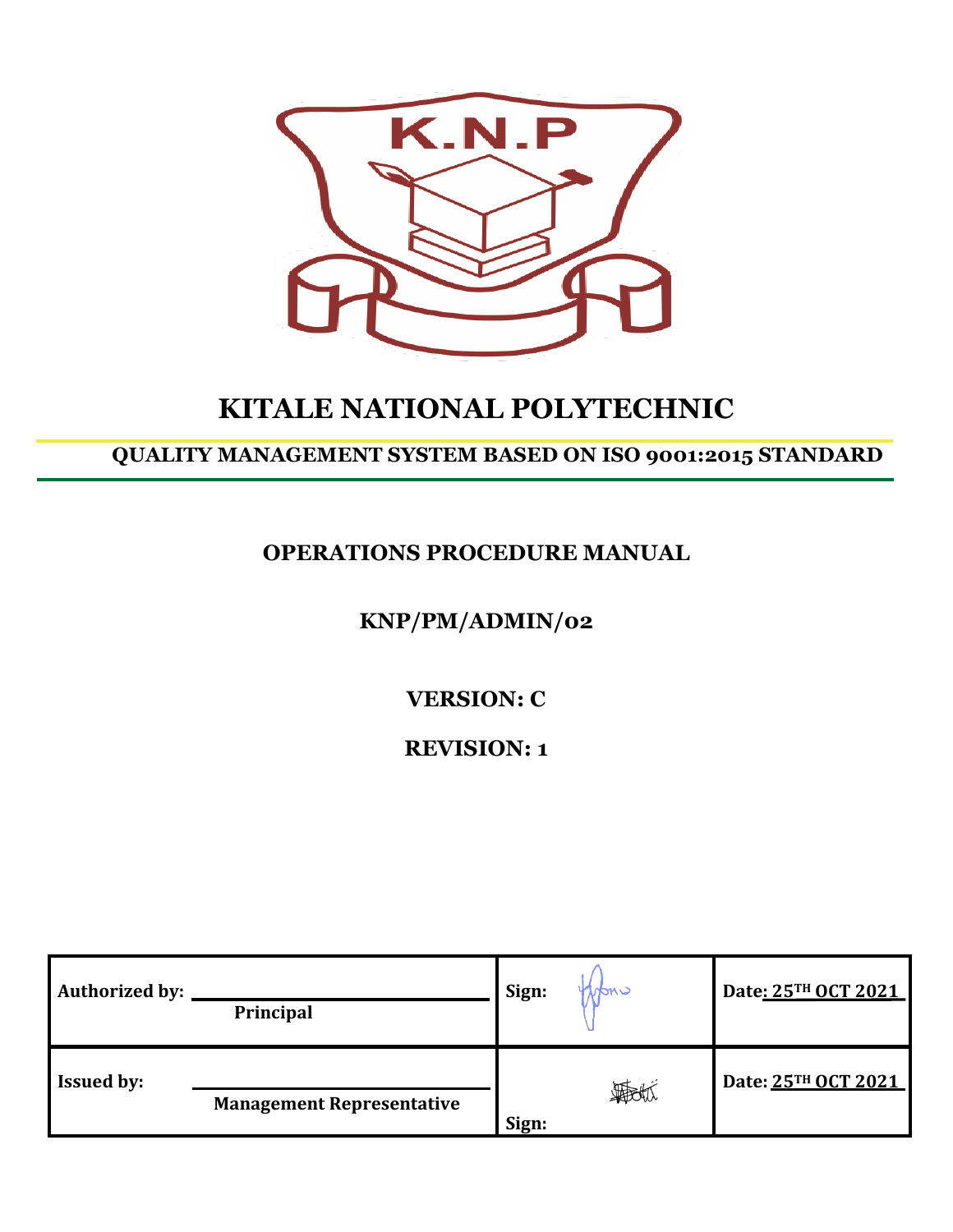K.N.P

# KITALE NATIONAL POLYTECHNIC

## QUALITY MANAGEMENT SYSTEM BASED ON ISO 9001:2015 STANDARD

## OPERATIONS PROCEDURE MANUAL

## KNP/PM/ADMIN/02

## VERSION: C

## REVISION: 1

| **Authorized by:** Principal | **Sign:** | **Date: 25TH OCT 2021** |
|---|---|---|
| **Issued by:** Management Representative | **Sign:** | **Date: 25TH OCT 2021** |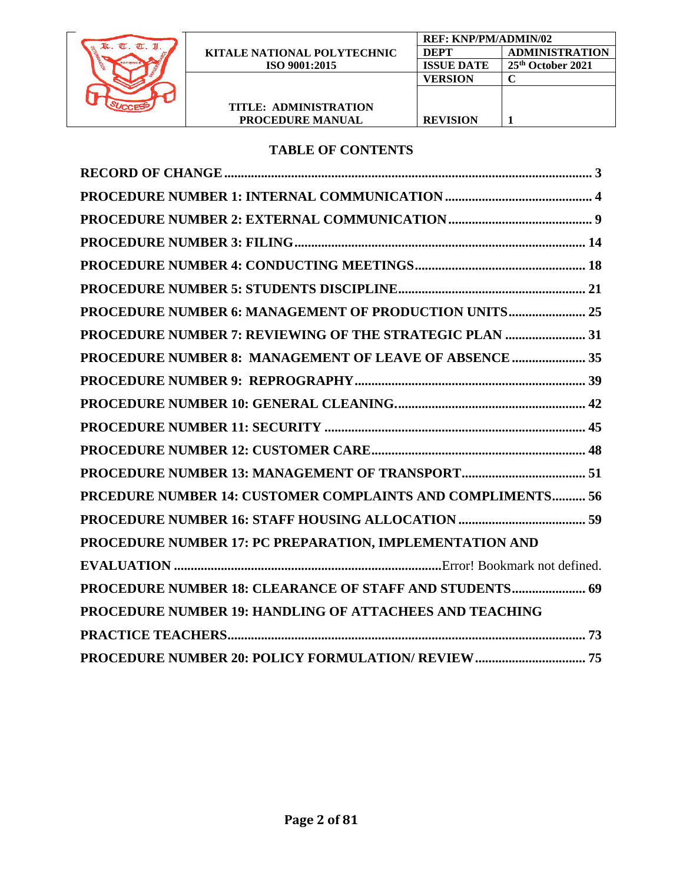## TABLE OF CONTENTS

**RECORD OF CHANGE** ........................................................................................................ 3

**PROCEDURE NUMBER 1: INTERNAL COMMUNICATION** ........................................... 4

**PROCEDURE NUMBER 2: EXTERNAL COMMUNICATION** .......................................... 9

**PROCEDURE NUMBER 3: FILING** ...................................................................................... 14

**PROCEDURE NUMBER 4: CONDUCTING MEETINGS** ................................................... 18

**PROCEDURE NUMBER 5: STUDENTS DISCIPLINE** ....................................................... 21

**PROCEDURE NUMBER 6: MANAGEMENT OF PRODUCTION UNITS** ........................ 25

**PROCEDURE NUMBER 7: REVIEWING OF THE STRATEGIC PLAN** ......................... 31

**PROCEDURE NUMBER 8: MANAGEMENT OF LEAVE OF ABSENCE** ....................... 35

**PROCEDURE NUMBER 9: REPROGRAPHY** ..................................................................... 39

**PROCEDURE NUMBER 10: GENERAL CLEANING.** ....................................................... 42

**PROCEDURE NUMBER 11: SECURITY** ............................................................................. 45

**PROCEDURE NUMBER 12: CUSTOMER CARE** ............................................................... 48

**PROCEDURE NUMBER 13: MANAGEMENT OF TRANSPORT** ..................................... 51

**PRCEDURE NUMBER 14: CUSTOMER COMPLAINTS AND COMPLIMENTS** .......... 56

**PROCEDURE NUMBER 16: STAFF HOUSING ALLOCATION** ..................................... 59

**PROCEDURE NUMBER 17: PC PREPARATION, IMPLEMENTATION AND EVALUATION** ................................................................................ Error! Bookmark not defined.

**PROCEDURE NUMBER 18: CLEARANCE OF STAFF AND STUDENTS** ...................... 69

**PROCEDURE NUMBER 19: HANDLING OF ATTACHEES AND TEACHING PRACTICE TEACHERS** ......................................................................................................... 73

**PROCEDURE NUMBER 20: POLICY FORMULATION/ REVIEW** ................................. 75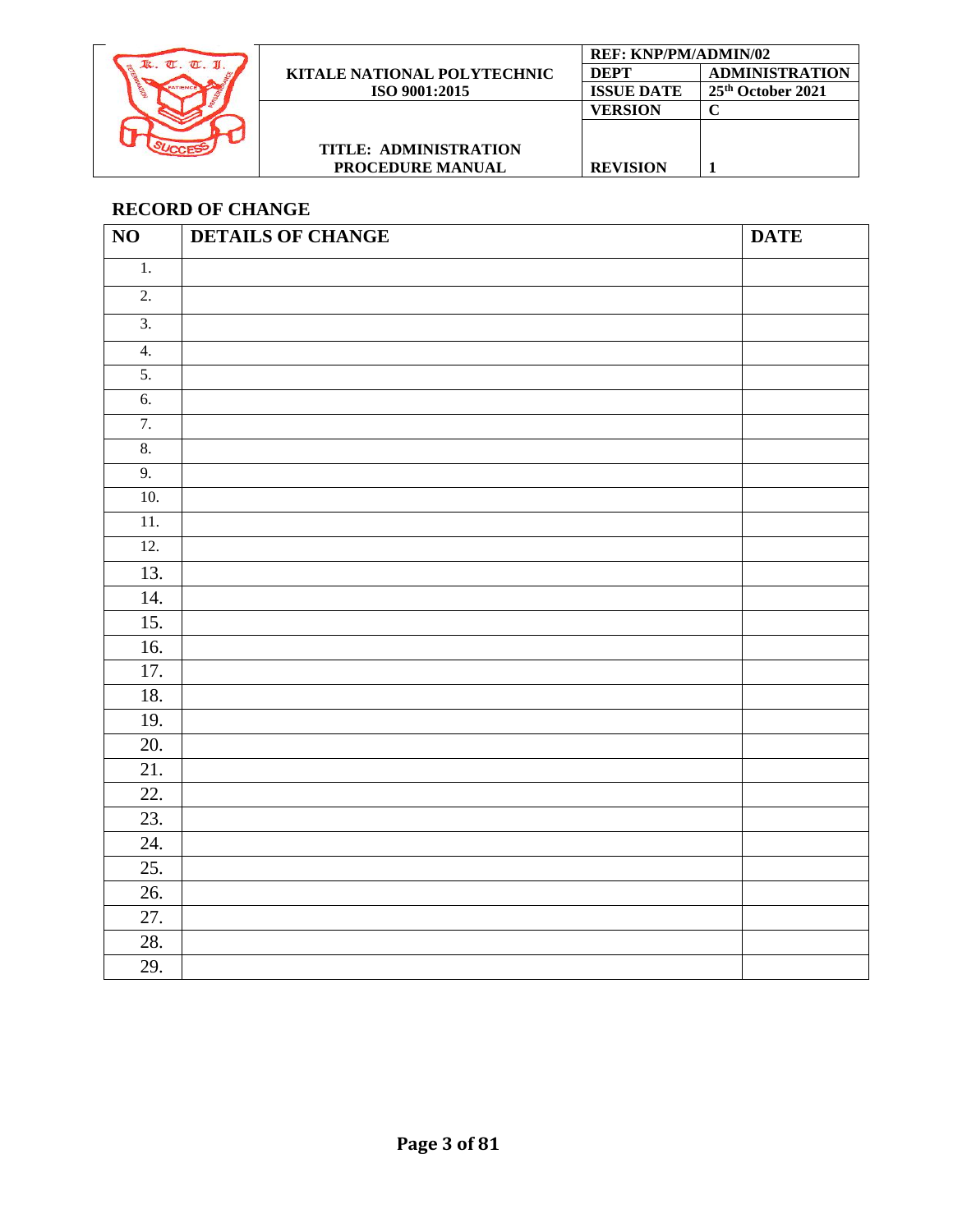## RECORD OF CHANGE

| NO | DETAILS OF CHANGE | DATE |
|---|---|---|
| 1. | | |
| 2. | | |
| 3. | | |
| 4. | | |
| 5. | | |
| 6. | | |
| 7. | | |
| 8. | | |
| 9. | | |
| 10. | | |
| 11. | | |
| 12. | | |
| 13. | | |
| 14. | | |
| 15. | | |
| 16. | | |
| 17. | | |
| 18. | | |
| 19. | | |
| 20. | | |
| 21. | | |
| 22. | | |
| 23. | | |
| 24. | | |
| 25. | | |
| 26. | | |
| 27. | | |
| 28. | | |
| 29. | | |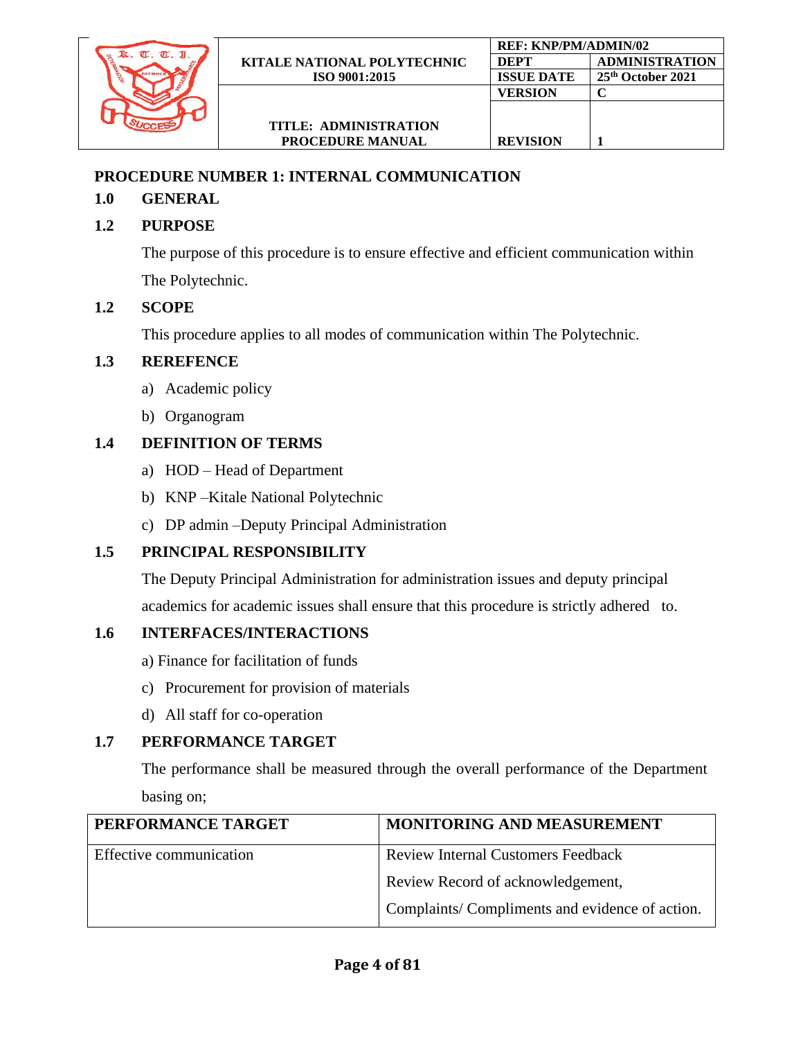## PROCEDURE NUMBER 1: INTERNAL COMMUNICATION

### 1.0 GENERAL

### 1.2 PURPOSE

The purpose of this procedure is to ensure effective and efficient communication within The Polytechnic.

### 1.2 SCOPE

This procedure applies to all modes of communication within The Polytechnic.

### 1.3 REREFENCE

a) Academic policy

b) Organogram

### 1.4 DEFINITION OF TERMS

a) HOD – Head of Department

b) KNP –Kitale National Polytechnic

c) DP admin –Deputy Principal Administration

### 1.5 PRINCIPAL RESPONSIBILITY

The Deputy Principal Administration for administration issues and deputy principal academics for academic issues shall ensure that this procedure is strictly adhered to.

### 1.6 INTERFACES/INTERACTIONS

a) Finance for facilitation of funds

c) Procurement for provision of materials

d) All staff for co-operation

### 1.7 PERFORMANCE TARGET

The performance shall be measured through the overall performance of the Department basing on;

| PERFORMANCE TARGET | MONITORING AND MEASUREMENT |
|---|---|
| Effective communication | Review Internal Customers Feedback<br>Review Record of acknowledgement,<br>Complaints/ Compliments and evidence of action. |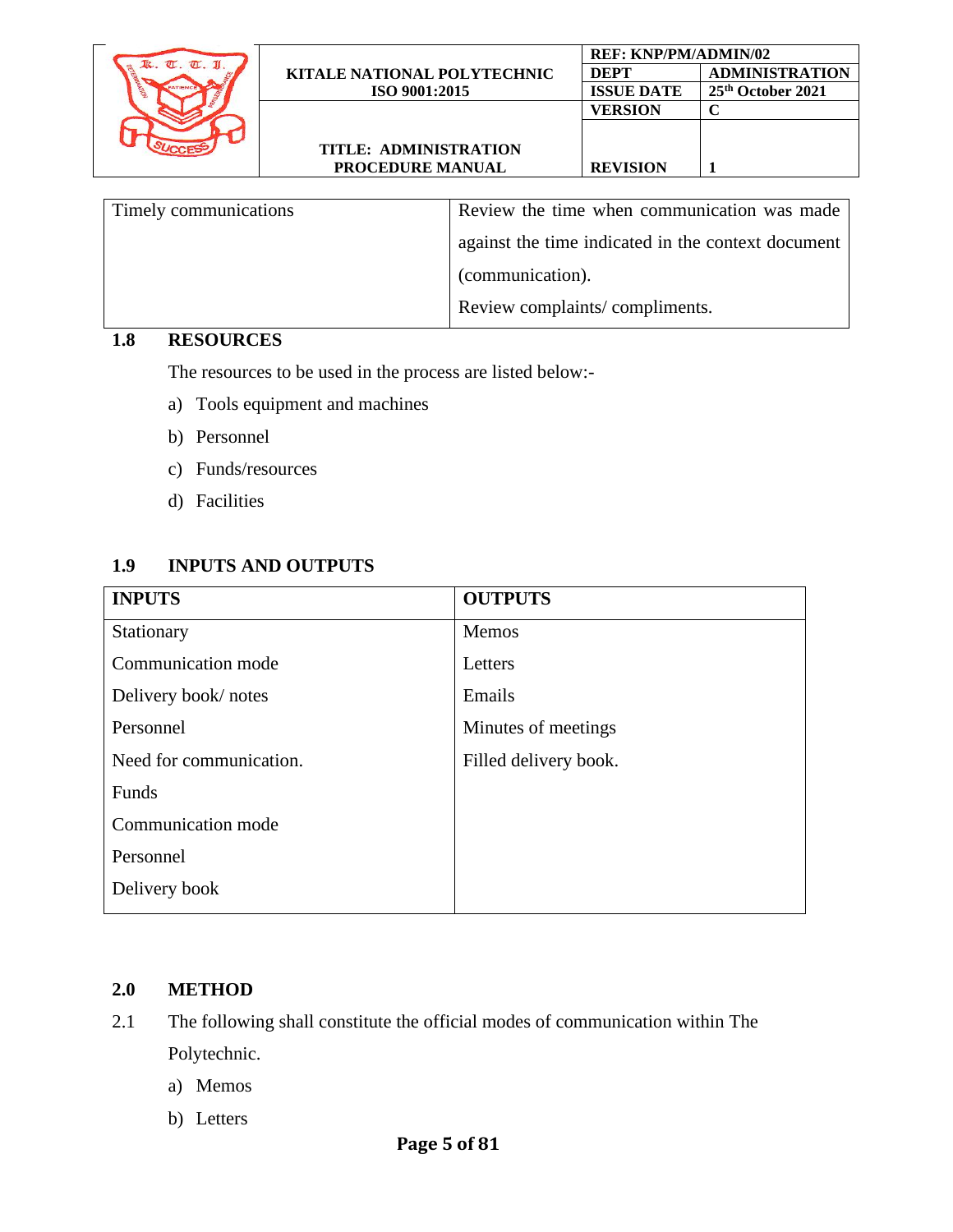| Timely communications | Review the time when communication was made against the time indicated in the context document (communication).<br>Review complaints/ compliments. |
|---|---|

## 1.8 RESOURCES

The resources to be used in the process are listed below:-

a) Tools equipment and machines
b) Personnel
c) Funds/resources
d) Facilities

## 1.9 INPUTS AND OUTPUTS

| INPUTS | OUTPUTS |
|---|---|
| Stationary | Memos |
| Communication mode | Letters |
| Delivery book/ notes | Emails |
| Personnel | Minutes of meetings |
| Need for communication. | Filled delivery book. |
| Funds | |
| Communication mode | |
| Personnel | |
| Delivery book | |

## 2.0 METHOD

2.1 The following shall constitute the official modes of communication within The Polytechnic.

a) Memos
b) Letters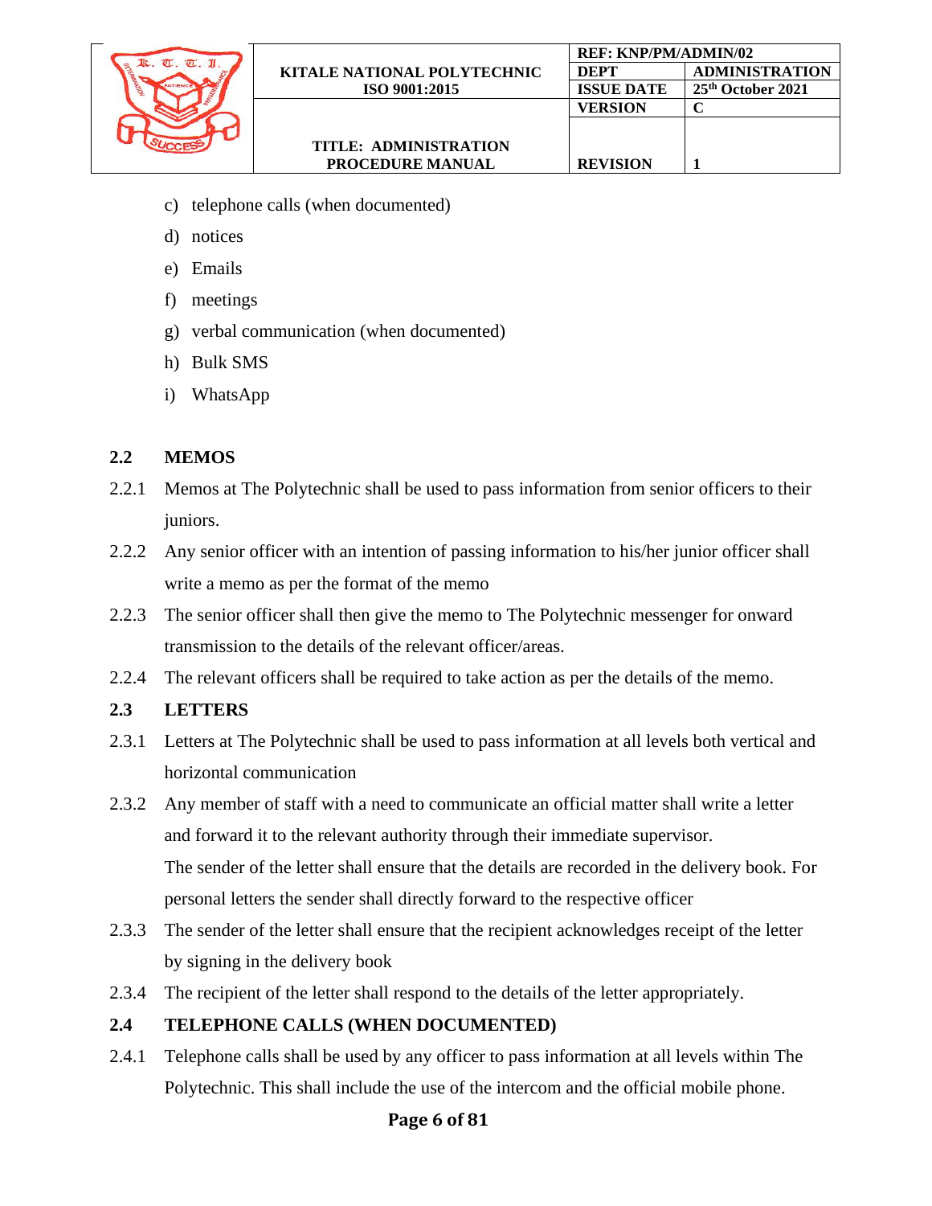c) telephone calls (when documented)
d) notices
e) Emails
f) meetings
g) verbal communication (when documented)
h) Bulk SMS
i) WhatsApp

## 2.2 MEMOS

2.2.1 Memos at The Polytechnic shall be used to pass information from senior officers to their juniors.

2.2.2 Any senior officer with an intention of passing information to his/her junior officer shall write a memo as per the format of the memo

2.2.3 The senior officer shall then give the memo to The Polytechnic messenger for onward transmission to the details of the relevant officer/areas.

2.2.4 The relevant officers shall be required to take action as per the details of the memo.

## 2.3 LETTERS

2.3.1 Letters at The Polytechnic shall be used to pass information at all levels both vertical and horizontal communication

2.3.2 Any member of staff with a need to communicate an official matter shall write a letter and forward it to the relevant authority through their immediate supervisor.
The sender of the letter shall ensure that the details are recorded in the delivery book. For personal letters the sender shall directly forward to the respective officer

2.3.3 The sender of the letter shall ensure that the recipient acknowledges receipt of the letter by signing in the delivery book

2.3.4 The recipient of the letter shall respond to the details of the letter appropriately.

## 2.4 TELEPHONE CALLS (WHEN DOCUMENTED)

2.4.1 Telephone calls shall be used by any officer to pass information at all levels within The Polytechnic. This shall include the use of the intercom and the official mobile phone.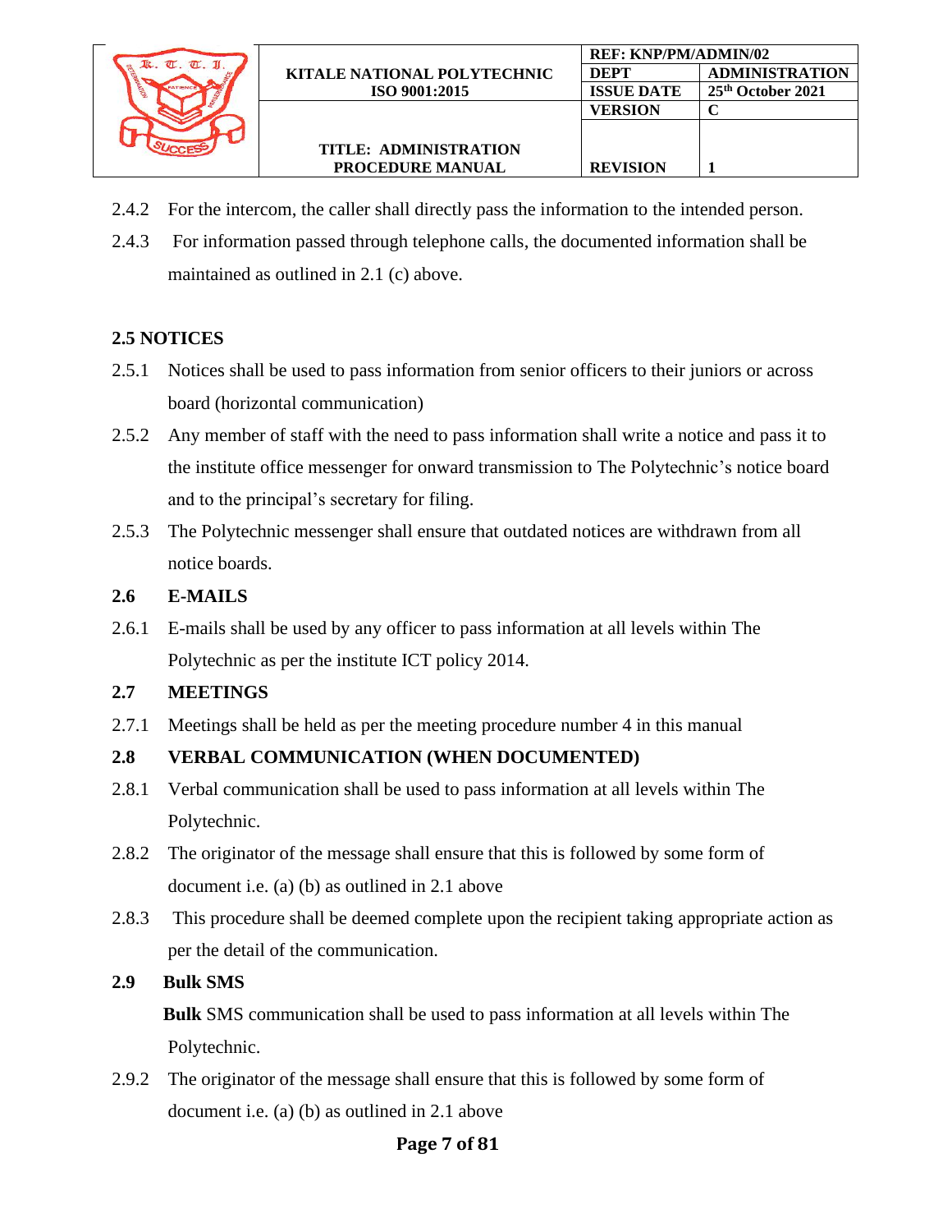2.4.2 For the intercom, the caller shall directly pass the information to the intended person.

2.4.3 For information passed through telephone calls, the documented information shall be maintained as outlined in 2.1 (c) above.

## 2.5 NOTICES

2.5.1 Notices shall be used to pass information from senior officers to their juniors or across board (horizontal communication)

2.5.2 Any member of staff with the need to pass information shall write a notice and pass it to the institute office messenger for onward transmission to The Polytechnic's notice board and to the principal's secretary for filing.

2.5.3 The Polytechnic messenger shall ensure that outdated notices are withdrawn from all notice boards.

## 2.6 E-MAILS

2.6.1 E-mails shall be used by any officer to pass information at all levels within The Polytechnic as per the institute ICT policy 2014.

## 2.7 MEETINGS

2.7.1 Meetings shall be held as per the meeting procedure number 4 in this manual

## 2.8 VERBAL COMMUNICATION (WHEN DOCUMENTED)

2.8.1 Verbal communication shall be used to pass information at all levels within The Polytechnic.

2.8.2 The originator of the message shall ensure that this is followed by some form of document i.e. (a) (b) as outlined in 2.1 above

2.8.3 This procedure shall be deemed complete upon the recipient taking appropriate action as per the detail of the communication.

## 2.9 Bulk SMS

**Bulk** SMS communication shall be used to pass information at all levels within The Polytechnic.

2.9.2 The originator of the message shall ensure that this is followed by some form of document i.e. (a) (b) as outlined in 2.1 above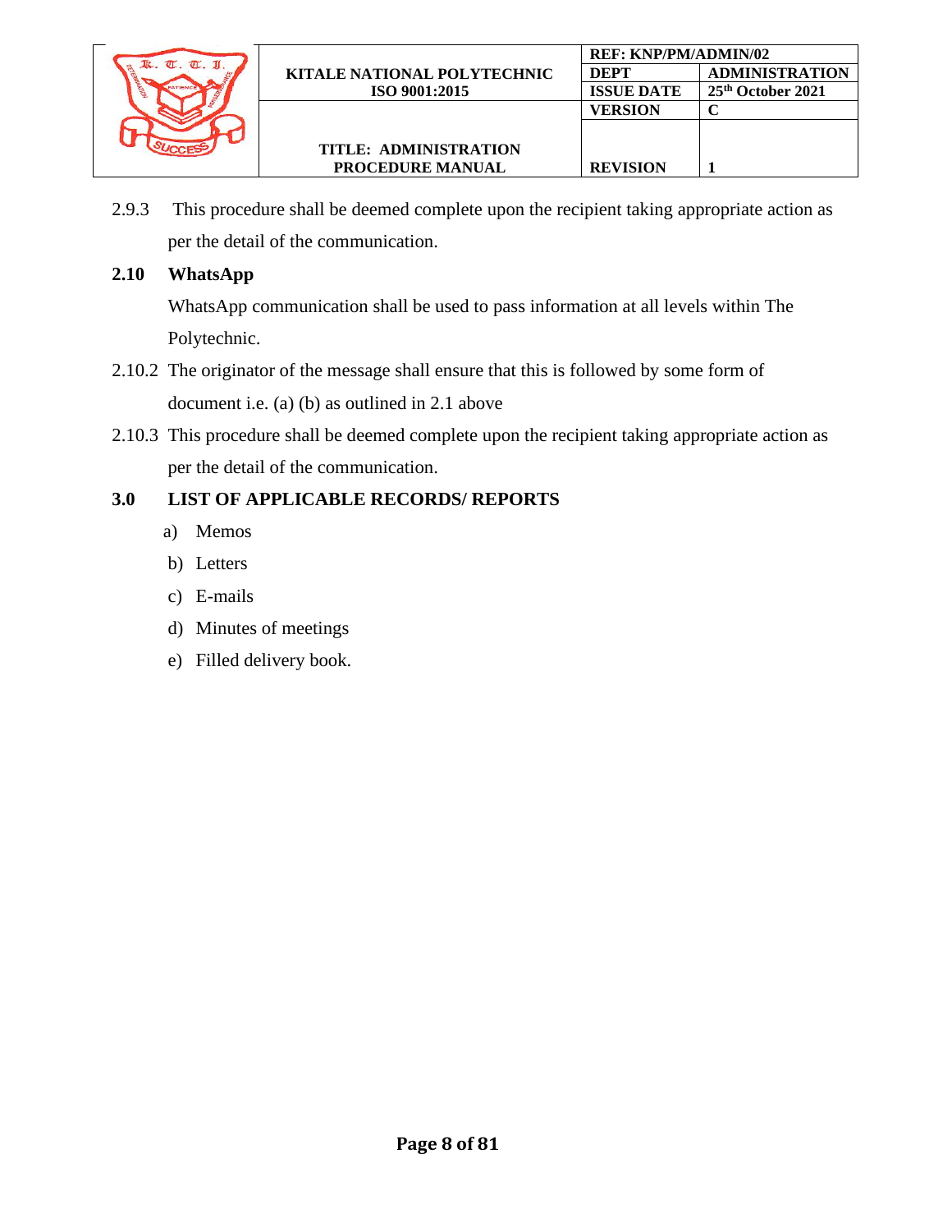2.9.3 This procedure shall be deemed complete upon the recipient taking appropriate action as per the detail of the communication.

**2.10 WhatsApp**

WhatsApp communication shall be used to pass information at all levels within The Polytechnic.

2.10.2 The originator of the message shall ensure that this is followed by some form of document i.e. (a) (b) as outlined in 2.1 above

2.10.3 This procedure shall be deemed complete upon the recipient taking appropriate action as per the detail of the communication.

## 3.0 LIST OF APPLICABLE RECORDS/ REPORTS

a) Memos
b) Letters
c) E-mails
d) Minutes of meetings
e) Filled delivery book.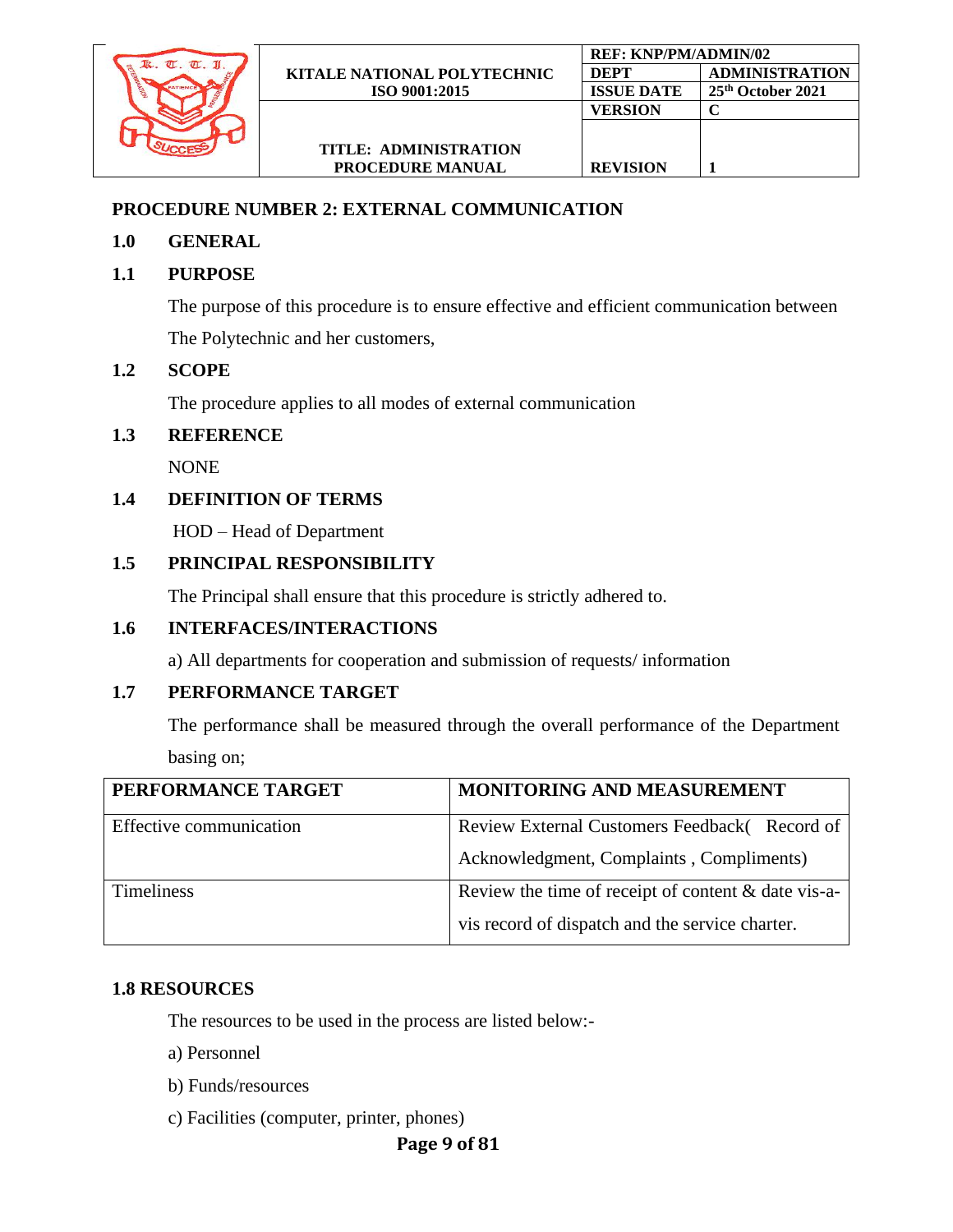## PROCEDURE NUMBER 2: EXTERNAL COMMUNICATION

### 1.0 GENERAL

### 1.1 PURPOSE

The purpose of this procedure is to ensure effective and efficient communication between The Polytechnic and her customers,

### 1.2 SCOPE

The procedure applies to all modes of external communication

### 1.3 REFERENCE

NONE

### 1.4 DEFINITION OF TERMS

HOD – Head of Department

### 1.5 PRINCIPAL RESPONSIBILITY

The Principal shall ensure that this procedure is strictly adhered to.

### 1.6 INTERFACES/INTERACTIONS

a) All departments for cooperation and submission of requests/ information

### 1.7 PERFORMANCE TARGET

The performance shall be measured through the overall performance of the Department basing on;

| PERFORMANCE TARGET | MONITORING AND MEASUREMENT |
|---|---|
| Effective communication | Review External Customers Feedback( Record of Acknowledgment, Complaints , Compliments) |
| Timeliness | Review the time of receipt of content & date vis-a-vis record of dispatch and the service charter. |

### 1.8 RESOURCES

The resources to be used in the process are listed below:-

a) Personnel

b) Funds/resources

c) Facilities (computer, printer, phones)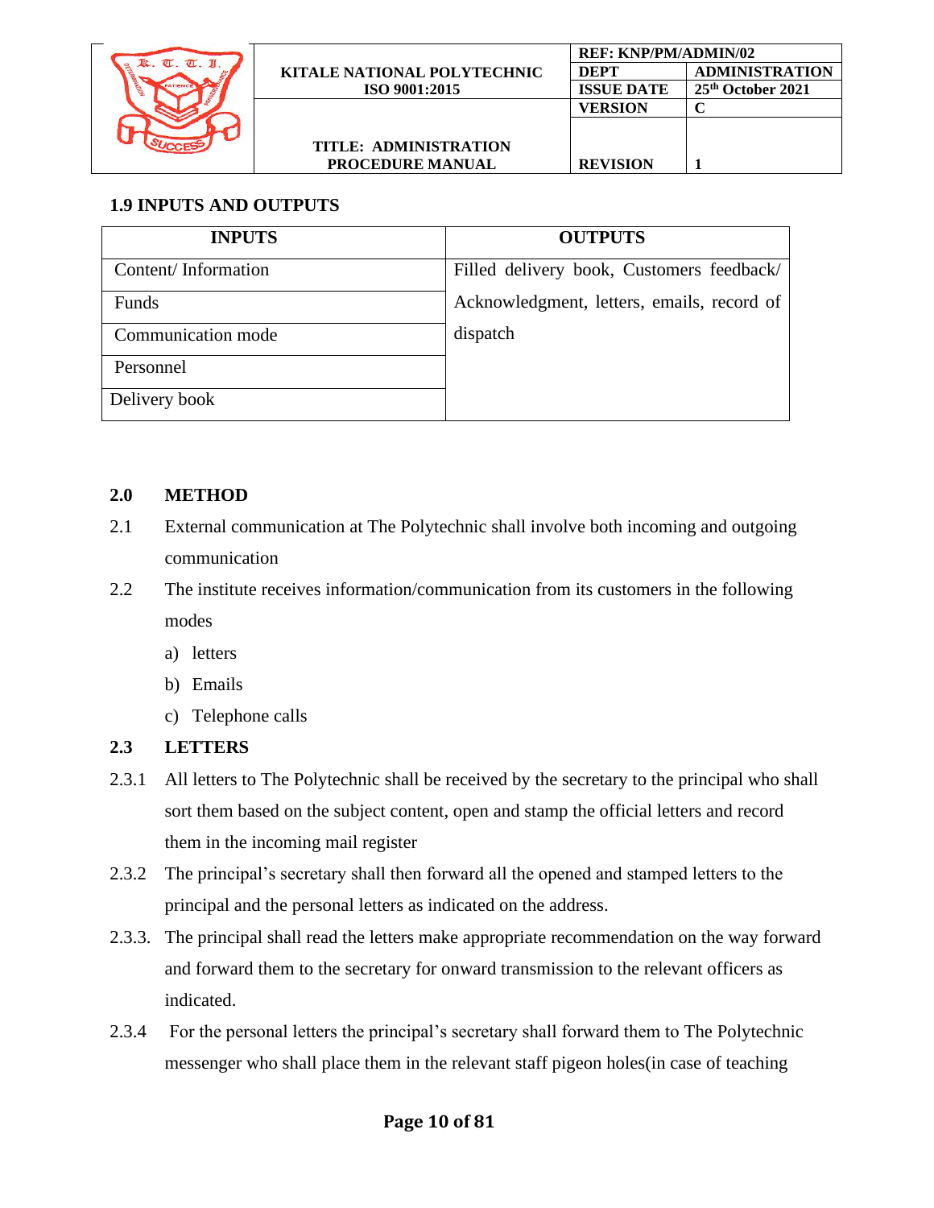### 1.9 INPUTS AND OUTPUTS

| INPUTS | OUTPUTS |
|---|---|
| Content/ Information | Filled delivery book, Customers feedback/ Acknowledgment, letters, emails, record of dispatch |
| Funds | |
| Communication mode | |
| Personnel | |
| Delivery book | |

## 2.0 METHOD

2.1 External communication at The Polytechnic shall involve both incoming and outgoing communication

2.2 The institute receives information/communication from its customers in the following modes

a) letters

b) Emails

c) Telephone calls

### 2.3 LETTERS

2.3.1 All letters to The Polytechnic shall be received by the secretary to the principal who shall sort them based on the subject content, open and stamp the official letters and record them in the incoming mail register

2.3.2 The principal's secretary shall then forward all the opened and stamped letters to the principal and the personal letters as indicated on the address.

2.3.3. The principal shall read the letters make appropriate recommendation on the way forward and forward them to the secretary for onward transmission to the relevant officers as indicated.

2.3.4 For the personal letters the principal's secretary shall forward them to The Polytechnic messenger who shall place them in the relevant staff pigeon holes(in case of teaching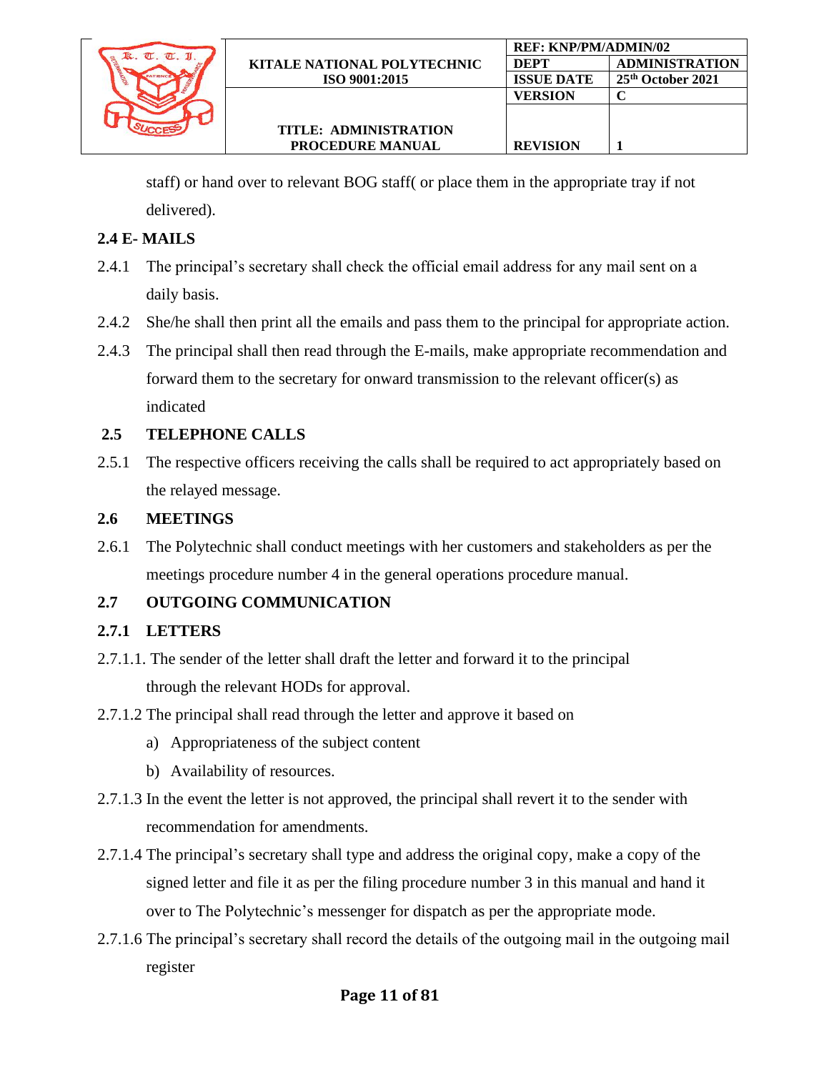staff) or hand over to relevant BOG staff( or place them in the appropriate tray if not delivered).

## 2.4 E- MAILS

2.4.1 The principal's secretary shall check the official email address for any mail sent on a daily basis.

2.4.2 She/he shall then print all the emails and pass them to the principal for appropriate action.

2.4.3 The principal shall then read through the E-mails, make appropriate recommendation and forward them to the secretary for onward transmission to the relevant officer(s) as indicated

## 2.5 TELEPHONE CALLS

2.5.1 The respective officers receiving the calls shall be required to act appropriately based on the relayed message.

## 2.6 MEETINGS

2.6.1 The Polytechnic shall conduct meetings with her customers and stakeholders as per the meetings procedure number 4 in the general operations procedure manual.

## 2.7 OUTGOING COMMUNICATION

### 2.7.1 LETTERS

2.7.1.1. The sender of the letter shall draft the letter and forward it to the principal through the relevant HODs for approval.

2.7.1.2 The principal shall read through the letter and approve it based on

a) Appropriateness of the subject content
b) Availability of resources.

2.7.1.3 In the event the letter is not approved, the principal shall revert it to the sender with recommendation for amendments.

2.7.1.4 The principal's secretary shall type and address the original copy, make a copy of the signed letter and file it as per the filing procedure number 3 in this manual and hand it over to The Polytechnic's messenger for dispatch as per the appropriate mode.

2.7.1.6 The principal's secretary shall record the details of the outgoing mail in the outgoing mail register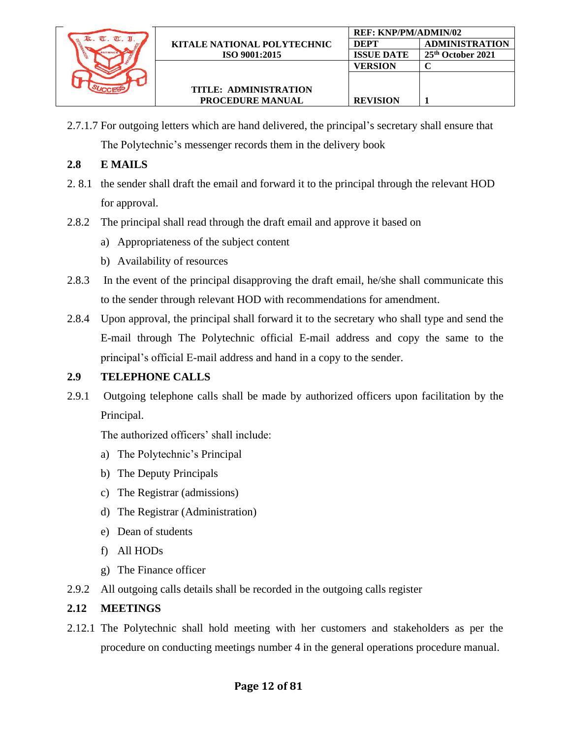2.7.1.7 For outgoing letters which are hand delivered, the principal's secretary shall ensure that The Polytechnic's messenger records them in the delivery book

## 2.8 E MAILS

2. 8.1 the sender shall draft the email and forward it to the principal through the relevant HOD for approval.

2.8.2 The principal shall read through the draft email and approve it based on

a) Appropriateness of the subject content
b) Availability of resources

2.8.3 In the event of the principal disapproving the draft email, he/she shall communicate this to the sender through relevant HOD with recommendations for amendment.

2.8.4 Upon approval, the principal shall forward it to the secretary who shall type and send the E-mail through The Polytechnic official E-mail address and copy the same to the principal's official E-mail address and hand in a copy to the sender.

## 2.9 TELEPHONE CALLS

2.9.1 Outgoing telephone calls shall be made by authorized officers upon facilitation by the Principal.

The authorized officers' shall include:

a) The Polytechnic's Principal
b) The Deputy Principals
c) The Registrar (admissions)
d) The Registrar (Administration)
e) Dean of students
f) All HODs
g) The Finance officer

2.9.2 All outgoing calls details shall be recorded in the outgoing calls register

## 2.12 MEETINGS

2.12.1 The Polytechnic shall hold meeting with her customers and stakeholders as per the procedure on conducting meetings number 4 in the general operations procedure manual.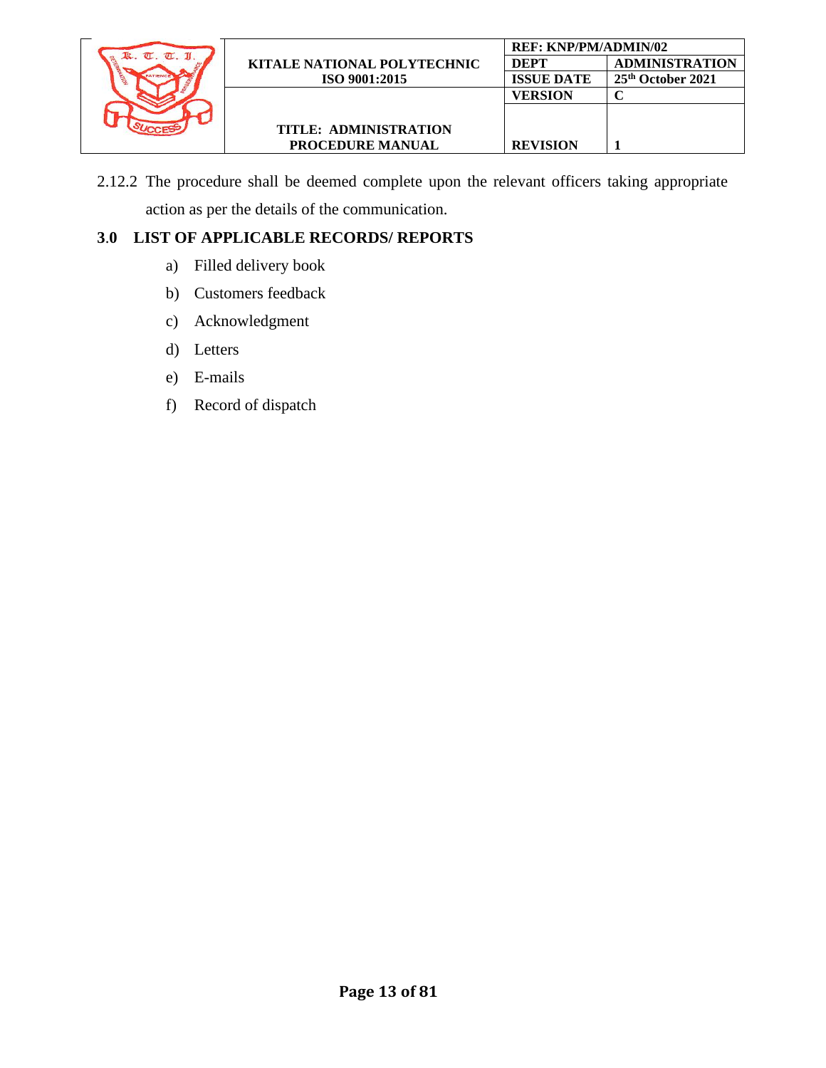2.12.2 The procedure shall be deemed complete upon the relevant officers taking appropriate action as per the details of the communication.

## 3.0 LIST OF APPLICABLE RECORDS/ REPORTS

a) Filled delivery book

b) Customers feedback

c) Acknowledgment

d) Letters

e) E-mails

f) Record of dispatch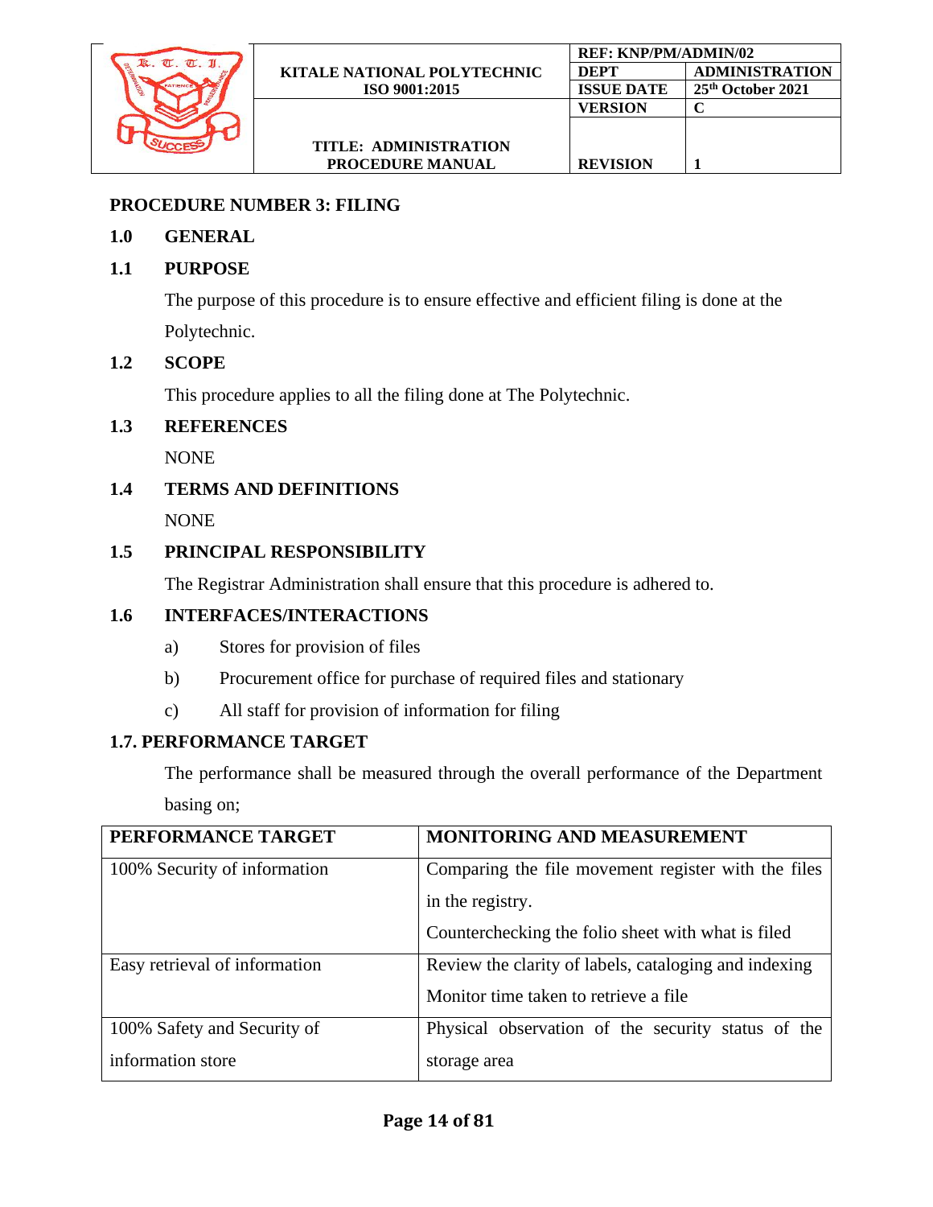## PROCEDURE NUMBER 3: FILING

### 1.0 GENERAL

### 1.1 PURPOSE

The purpose of this procedure is to ensure effective and efficient filing is done at the Polytechnic.

### 1.2 SCOPE

This procedure applies to all the filing done at The Polytechnic.

### 1.3 REFERENCES

NONE

### 1.4 TERMS AND DEFINITIONS

NONE

### 1.5 PRINCIPAL RESPONSIBILITY

The Registrar Administration shall ensure that this procedure is adhered to.

### 1.6 INTERFACES/INTERACTIONS

a) Stores for provision of files

b) Procurement office for purchase of required files and stationary

c) All staff for provision of information for filing

### 1.7. PERFORMANCE TARGET

The performance shall be measured through the overall performance of the Department basing on;

| PERFORMANCE TARGET | MONITORING AND MEASUREMENT |
|---|---|
| 100% Security of information | Comparing the file movement register with the files in the registry.<br>Counterchecking the folio sheet with what is filed |
| Easy retrieval of information | Review the clarity of labels, cataloging and indexing<br>Monitor time taken to retrieve a file |
| 100% Safety and Security of information store | Physical observation of the security status of the storage area |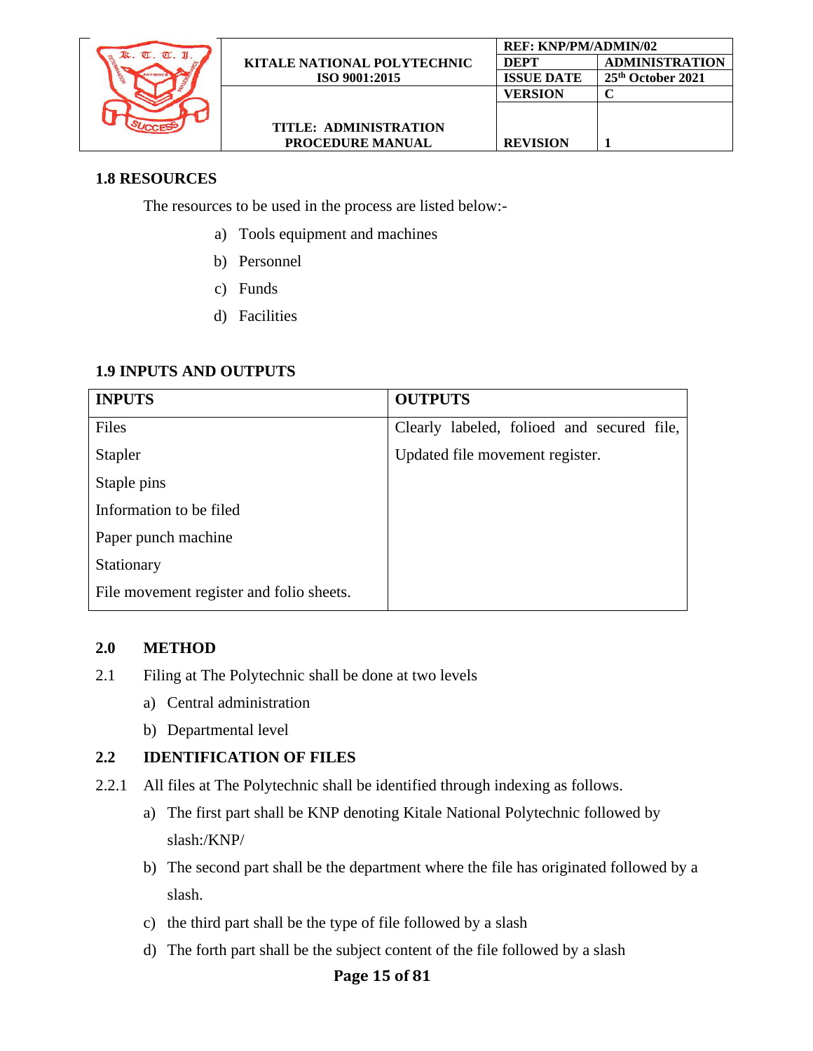## 1.8 RESOURCES

The resources to be used in the process are listed below:-

a) Tools equipment and machines
b) Personnel
c) Funds
d) Facilities

## 1.9 INPUTS AND OUTPUTS

| INPUTS | OUTPUTS |
|---|---|
| Files<br>Stapler<br>Staple pins<br>Information to be filed<br>Paper punch machine<br>Stationary<br>File movement register and folio sheets. | Clearly labeled, folioed and secured file,<br>Updated file movement register. |

## 2.0 METHOD

2.1 Filing at The Polytechnic shall be done at two levels

a) Central administration
b) Departmental level

### 2.2 IDENTIFICATION OF FILES

2.2.1 All files at The Polytechnic shall be identified through indexing as follows.

a) The first part shall be KNP denoting Kitale National Polytechnic followed by slash:/KNP/
b) The second part shall be the department where the file has originated followed by a slash.
c) the third part shall be the type of file followed by a slash
d) The forth part shall be the subject content of the file followed by a slash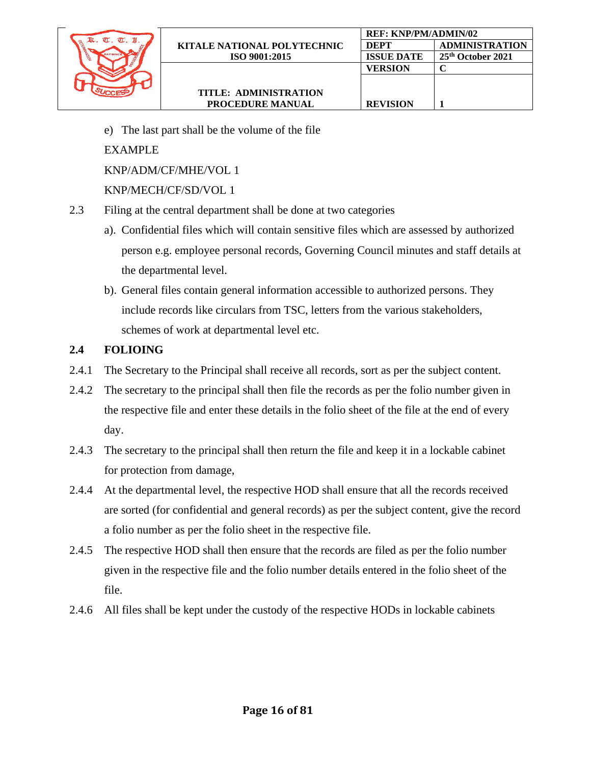e) The last part shall be the volume of the file

EXAMPLE

KNP/ADM/CF/MHE/VOL 1

KNP/MECH/CF/SD/VOL 1

2.3 Filing at the central department shall be done at two categories

a). Confidential files which will contain sensitive files which are assessed by authorized person e.g. employee personal records, Governing Council minutes and staff details at the departmental level.

b). General files contain general information accessible to authorized persons. They include records like circulars from TSC, letters from the various stakeholders, schemes of work at departmental level etc.

## 2.4 FOLIOING

2.4.1 The Secretary to the Principal shall receive all records, sort as per the subject content.

2.4.2 The secretary to the principal shall then file the records as per the folio number given in the respective file and enter these details in the folio sheet of the file at the end of every day.

2.4.3 The secretary to the principal shall then return the file and keep it in a lockable cabinet for protection from damage,

2.4.4 At the departmental level, the respective HOD shall ensure that all the records received are sorted (for confidential and general records) as per the subject content, give the record a folio number as per the folio sheet in the respective file.

2.4.5 The respective HOD shall then ensure that the records are filed as per the folio number given in the respective file and the folio number details entered in the folio sheet of the file.

2.4.6 All files shall be kept under the custody of the respective HODs in lockable cabinets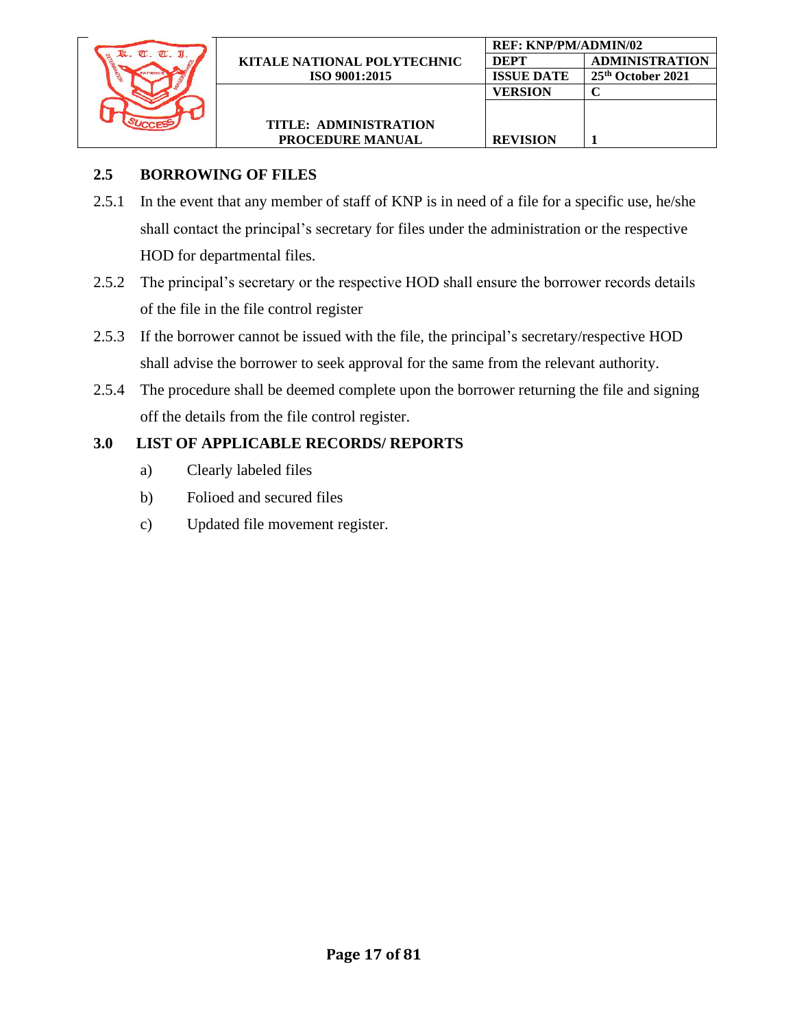## 2.5 BORROWING OF FILES

2.5.1 In the event that any member of staff of KNP is in need of a file for a specific use, he/she shall contact the principal's secretary for files under the administration or the respective HOD for departmental files.

2.5.2 The principal's secretary or the respective HOD shall ensure the borrower records details of the file in the file control register

2.5.3 If the borrower cannot be issued with the file, the principal's secretary/respective HOD shall advise the borrower to seek approval for the same from the relevant authority.

2.5.4 The procedure shall be deemed complete upon the borrower returning the file and signing off the details from the file control register.

## 3.0 LIST OF APPLICABLE RECORDS/ REPORTS

a) Clearly labeled files

b) Folioed and secured files

c) Updated file movement register.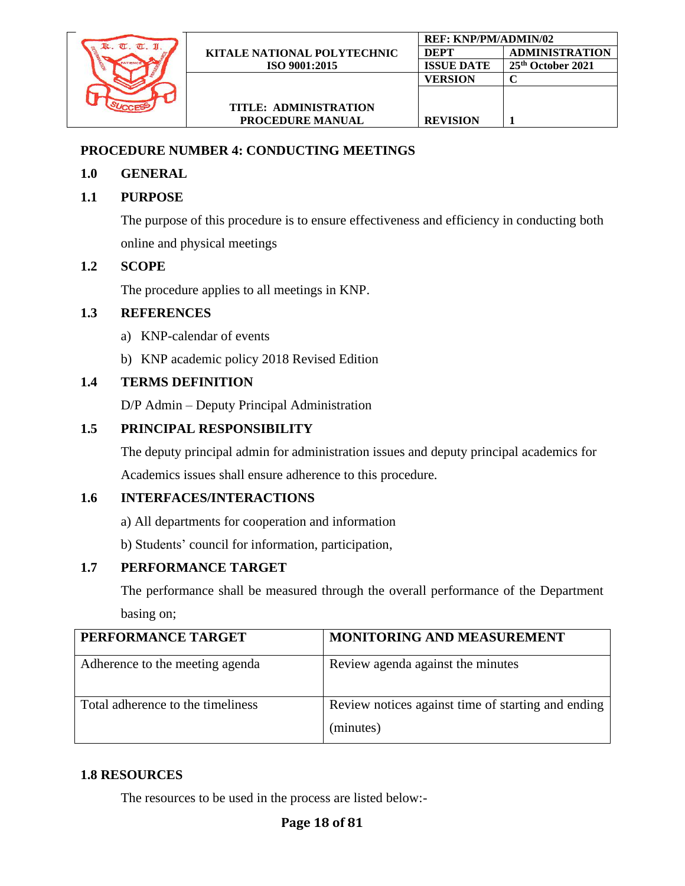## PROCEDURE NUMBER 4: CONDUCTING MEETINGS

### 1.0 GENERAL

### 1.1 PURPOSE

The purpose of this procedure is to ensure effectiveness and efficiency in conducting both online and physical meetings

### 1.2 SCOPE

The procedure applies to all meetings in KNP.

### 1.3 REFERENCES

a) KNP-calendar of events

b) KNP academic policy 2018 Revised Edition

### 1.4 TERMS DEFINITION

D/P Admin – Deputy Principal Administration

### 1.5 PRINCIPAL RESPONSIBILITY

The deputy principal admin for administration issues and deputy principal academics for Academics issues shall ensure adherence to this procedure.

### 1.6 INTERFACES/INTERACTIONS

a) All departments for cooperation and information

b) Students' council for information, participation,

### 1.7 PERFORMANCE TARGET

The performance shall be measured through the overall performance of the Department basing on;

| PERFORMANCE TARGET | MONITORING AND MEASUREMENT |
|---|---|
| Adherence to the meeting agenda | Review agenda against the minutes |
| Total adherence to the timeliness | Review notices against time of starting and ending (minutes) |

### 1.8 RESOURCES

The resources to be used in the process are listed below:-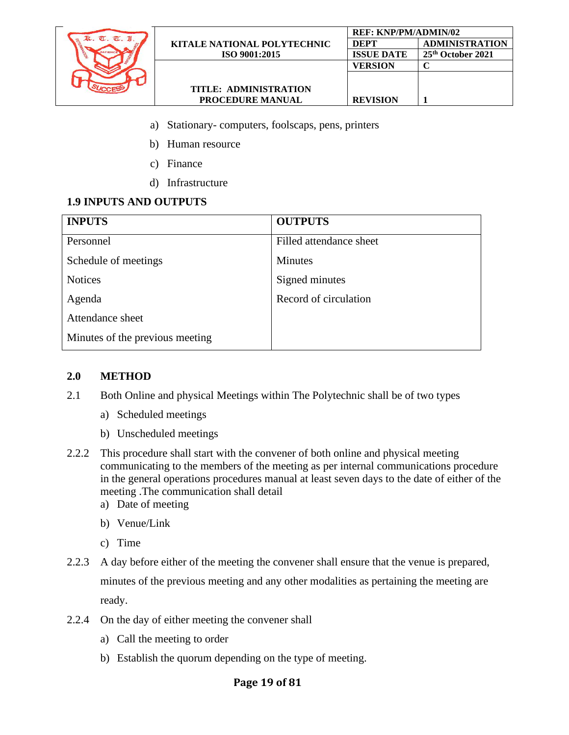a) Stationary- computers, foolscaps, pens, printers

b) Human resource

c) Finance

d) Infrastructure

### 1.9 INPUTS AND OUTPUTS

| INPUTS | OUTPUTS |
|---|---|
| Personnel | Filled attendance sheet |
| Schedule of meetings | Minutes |
| Notices | Signed minutes |
| Agenda | Record of circulation |
| Attendance sheet | |
| Minutes of the previous meeting | |

## 2.0 METHOD

2.1 Both Online and physical Meetings within The Polytechnic shall be of two types

a) Scheduled meetings

b) Unscheduled meetings

2.2.2 This procedure shall start with the convener of both online and physical meeting communicating to the members of the meeting as per internal communications procedure in the general operations procedures manual at least seven days to the date of either of the meeting .The communication shall detail

a) Date of meeting

b) Venue/Link

c) Time

2.2.3 A day before either of the meeting the convener shall ensure that the venue is prepared, minutes of the previous meeting and any other modalities as pertaining the meeting are ready.

2.2.4 On the day of either meeting the convener shall

a) Call the meeting to order

b) Establish the quorum depending on the type of meeting.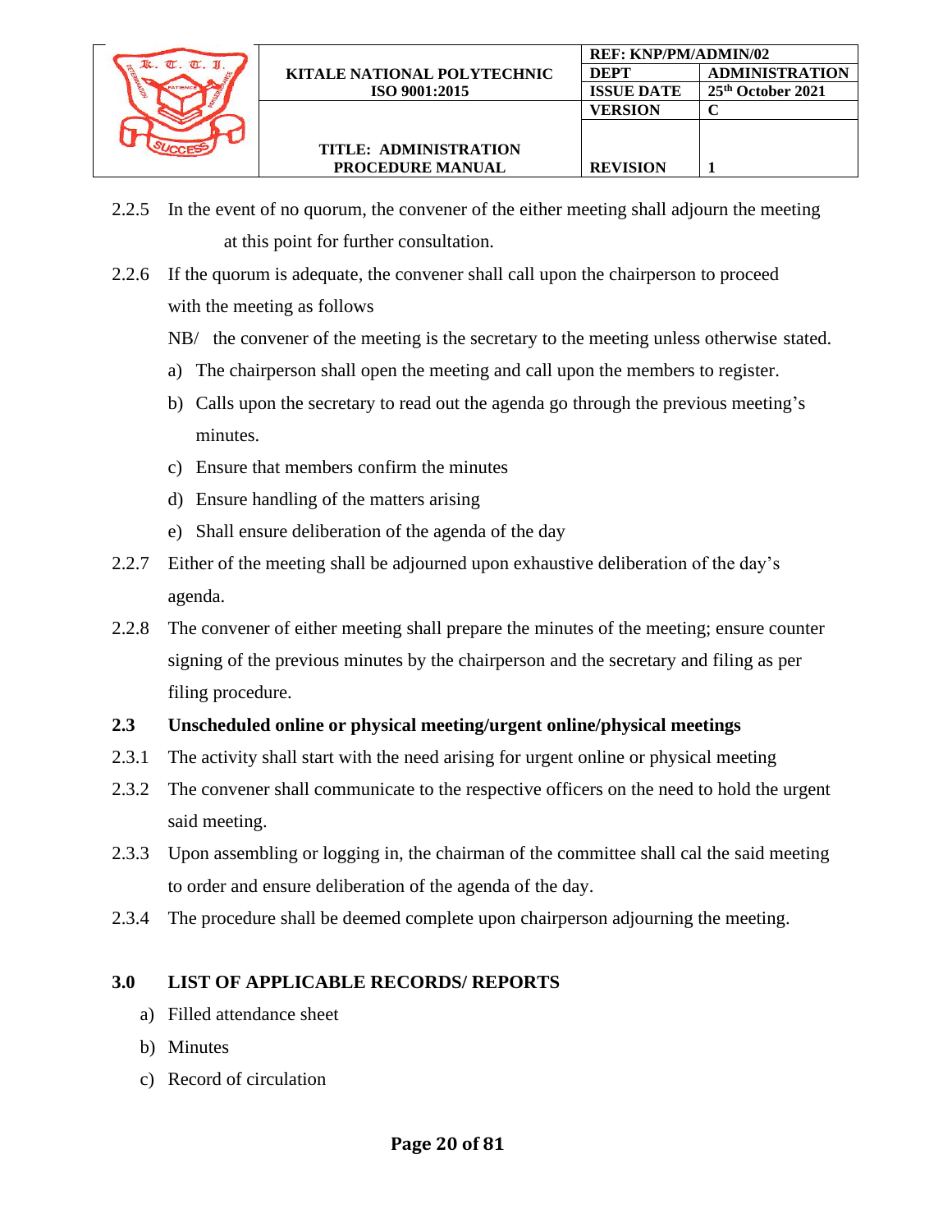2.2.5 In the event of no quorum, the convener of the either meeting shall adjourn the meeting at this point for further consultation.

2.2.6 If the quorum is adequate, the convener shall call upon the chairperson to proceed with the meeting as follows

NB/ the convener of the meeting is the secretary to the meeting unless otherwise stated.

a) The chairperson shall open the meeting and call upon the members to register.
b) Calls upon the secretary to read out the agenda go through the previous meeting's minutes.
c) Ensure that members confirm the minutes
d) Ensure handling of the matters arising
e) Shall ensure deliberation of the agenda of the day

2.2.7 Either of the meeting shall be adjourned upon exhaustive deliberation of the day's agenda.

2.2.8 The convener of either meeting shall prepare the minutes of the meeting; ensure counter signing of the previous minutes by the chairperson and the secretary and filing as per filing procedure.

### 2.3 Unscheduled online or physical meeting/urgent online/physical meetings

2.3.1 The activity shall start with the need arising for urgent online or physical meeting

2.3.2 The convener shall communicate to the respective officers on the need to hold the urgent said meeting.

2.3.3 Upon assembling or logging in, the chairman of the committee shall cal the said meeting to order and ensure deliberation of the agenda of the day.

2.3.4 The procedure shall be deemed complete upon chairperson adjourning the meeting.

## 3.0 LIST OF APPLICABLE RECORDS/ REPORTS

a) Filled attendance sheet
b) Minutes
c) Record of circulation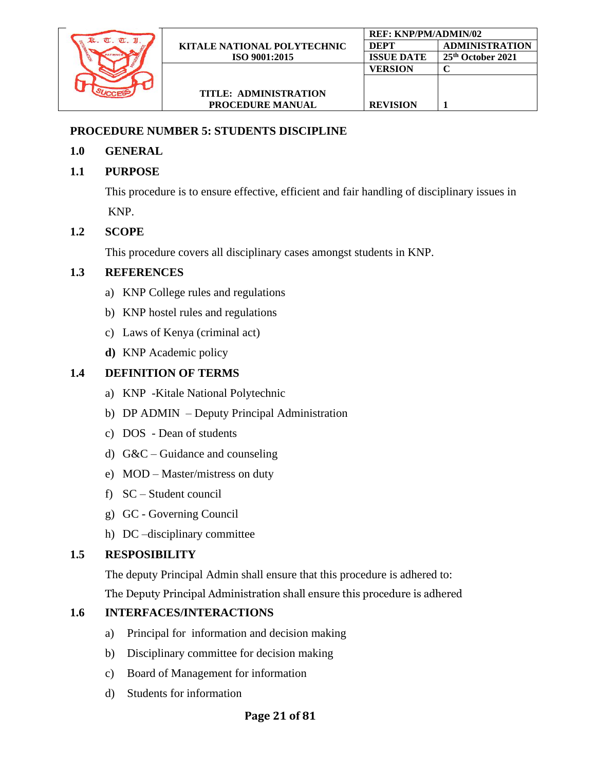## PROCEDURE NUMBER 5: STUDENTS DISCIPLINE

### 1.0 GENERAL

### 1.1 PURPOSE

This procedure is to ensure effective, efficient and fair handling of disciplinary issues in KNP.

### 1.2 SCOPE

This procedure covers all disciplinary cases amongst students in KNP.

### 1.3 REFERENCES

a) KNP College rules and regulations

b) KNP hostel rules and regulations

c) Laws of Kenya (criminal act)

**d)** KNP Academic policy

### 1.4 DEFINITION OF TERMS

a) KNP -Kitale National Polytechnic

b) DP ADMIN – Deputy Principal Administration

c) DOS - Dean of students

d) G&C – Guidance and counseling

e) MOD – Master/mistress on duty

f) SC – Student council

g) GC - Governing Council

h) DC –disciplinary committee

### 1.5 RESPOSIBILITY

The deputy Principal Admin shall ensure that this procedure is adhered to:

The Deputy Principal Administration shall ensure this procedure is adhered

### 1.6 INTERFACES/INTERACTIONS

a) Principal for information and decision making

b) Disciplinary committee for decision making

c) Board of Management for information

d) Students for information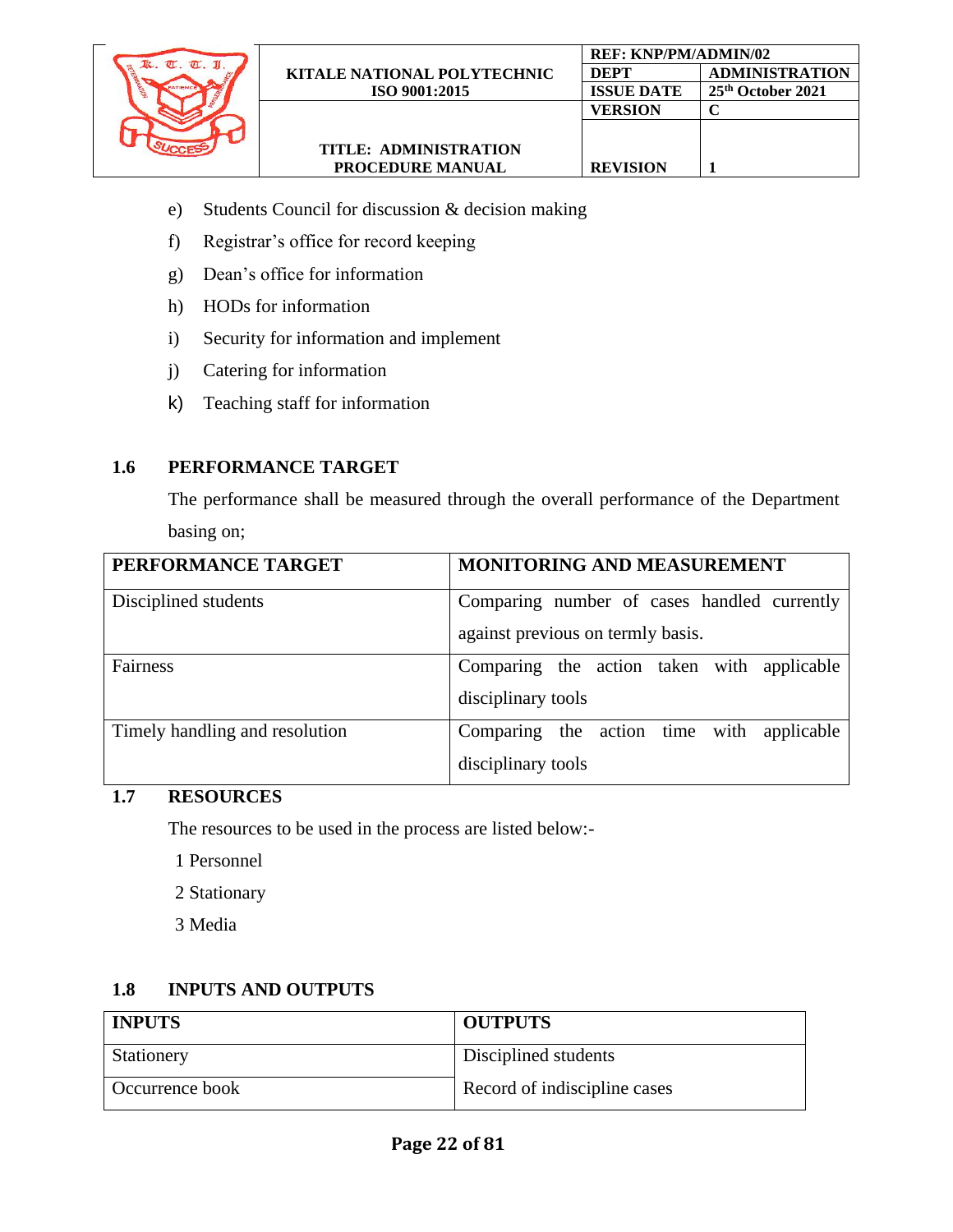e) Students Council for discussion & decision making

f) Registrar's office for record keeping

g) Dean's office for information

h) HODs for information

i) Security for information and implement

j) Catering for information

k) Teaching staff for information

## 1.6 PERFORMANCE TARGET

The performance shall be measured through the overall performance of the Department basing on;

| PERFORMANCE TARGET | MONITORING AND MEASUREMENT |
|---|---|
| Disciplined students | Comparing number of cases handled currently against previous on termly basis. |
| Fairness | Comparing the action taken with applicable disciplinary tools |
| Timely handling and resolution | Comparing the action time with applicable disciplinary tools |

## 1.7 RESOURCES

The resources to be used in the process are listed below:-

1 Personnel

2 Stationary

3 Media

## 1.8 INPUTS AND OUTPUTS

| INPUTS | OUTPUTS |
|---|---|
| Stationery | Disciplined students |
| Occurrence book | Record of indiscipline cases |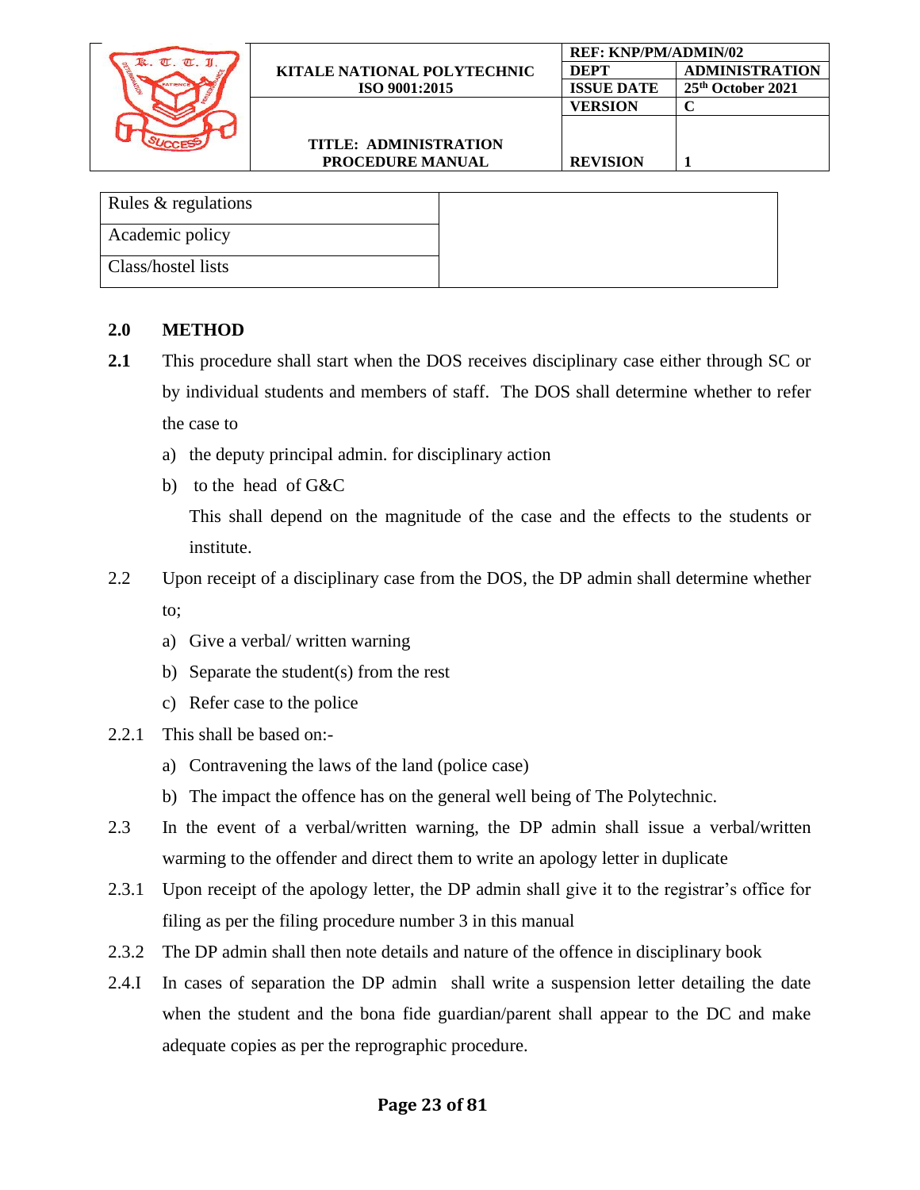| Rules & regulations | |
|---|---|
| Academic policy | |
| Class/hostel lists | |

## 2.0 METHOD

**2.1** This procedure shall start when the DOS receives disciplinary case either through SC or by individual students and members of staff. The DOS shall determine whether to refer the case to

a) the deputy principal admin. for disciplinary action

b) to the head of G&C

This shall depend on the magnitude of the case and the effects to the students or institute.

2.2 Upon receipt of a disciplinary case from the DOS, the DP admin shall determine whether to;

a) Give a verbal/ written warning

b) Separate the student(s) from the rest

c) Refer case to the police

2.2.1 This shall be based on:-

a) Contravening the laws of the land (police case)

b) The impact the offence has on the general well being of The Polytechnic.

2.3 In the event of a verbal/written warning, the DP admin shall issue a verbal/written warming to the offender and direct them to write an apology letter in duplicate

2.3.1 Upon receipt of the apology letter, the DP admin shall give it to the registrar's office for filing as per the filing procedure number 3 in this manual

2.3.2 The DP admin shall then note details and nature of the offence in disciplinary book

2.4.I In cases of separation the DP admin shall write a suspension letter detailing the date when the student and the bona fide guardian/parent shall appear to the DC and make adequate copies as per the reprographic procedure.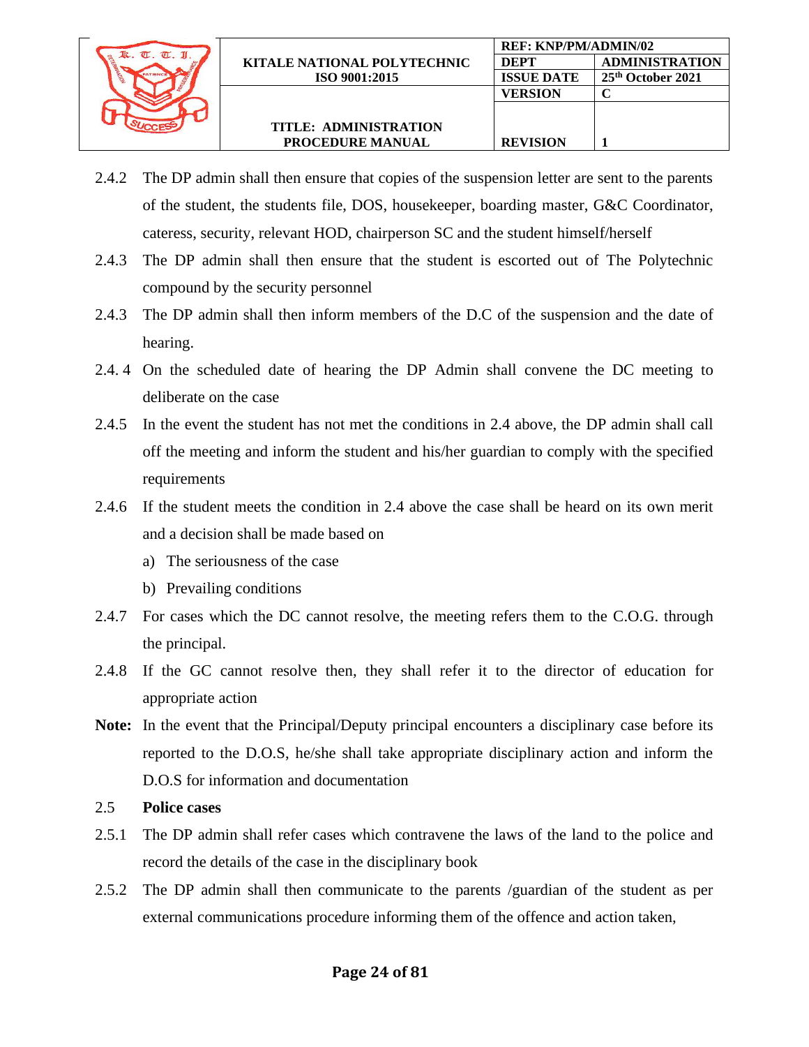2.4.2 The DP admin shall then ensure that copies of the suspension letter are sent to the parents of the student, the students file, DOS, housekeeper, boarding master, G&C Coordinator, cateress, security, relevant HOD, chairperson SC and the student himself/herself

2.4.3 The DP admin shall then ensure that the student is escorted out of The Polytechnic compound by the security personnel

2.4.3 The DP admin shall then inform members of the D.C of the suspension and the date of hearing.

2.4. 4 On the scheduled date of hearing the DP Admin shall convene the DC meeting to deliberate on the case

2.4.5 In the event the student has not met the conditions in 2.4 above, the DP admin shall call off the meeting and inform the student and his/her guardian to comply with the specified requirements

2.4.6 If the student meets the condition in 2.4 above the case shall be heard on its own merit and a decision shall be made based on

a) The seriousness of the case

b) Prevailing conditions

2.4.7 For cases which the DC cannot resolve, the meeting refers them to the C.O.G. through the principal.

2.4.8 If the GC cannot resolve then, they shall refer it to the director of education for appropriate action

**Note:** In the event that the Principal/Deputy principal encounters a disciplinary case before its reported to the D.O.S, he/she shall take appropriate disciplinary action and inform the D.O.S for information and documentation

2.5 **Police cases**

2.5.1 The DP admin shall refer cases which contravene the laws of the land to the police and record the details of the case in the disciplinary book

2.5.2 The DP admin shall then communicate to the parents /guardian of the student as per external communications procedure informing them of the offence and action taken,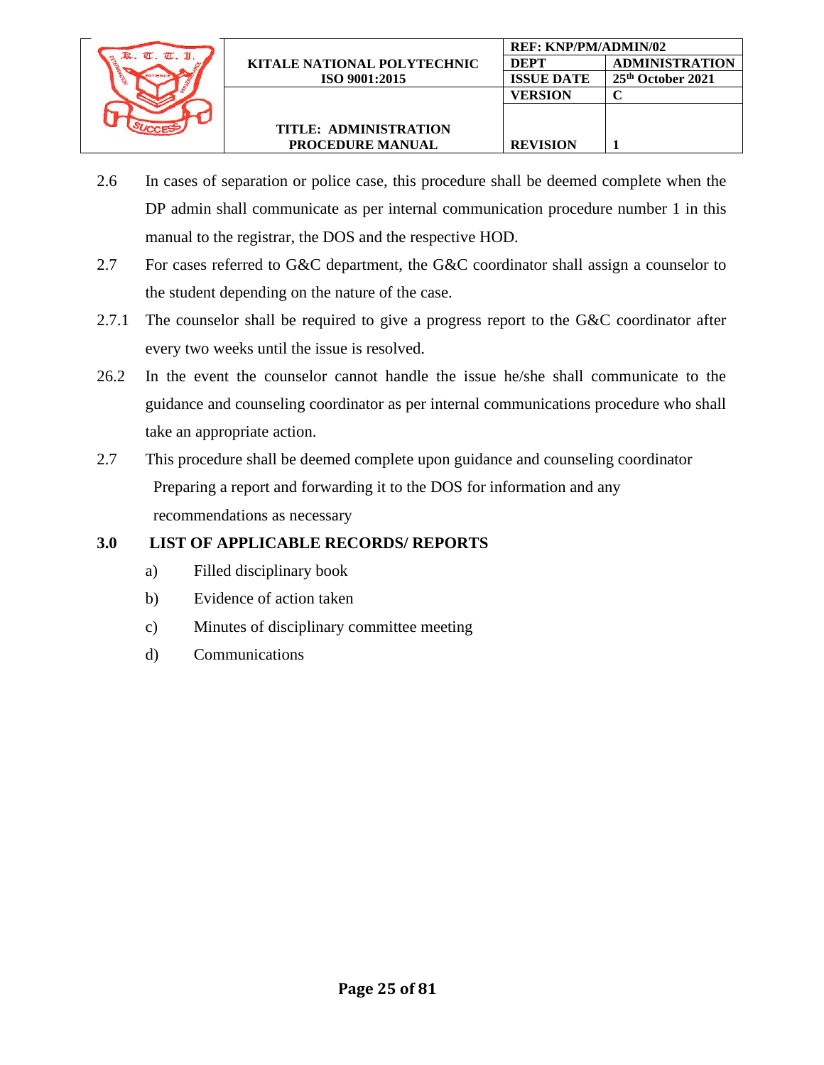2.6 In cases of separation or police case, this procedure shall be deemed complete when the DP admin shall communicate as per internal communication procedure number 1 in this manual to the registrar, the DOS and the respective HOD.

2.7 For cases referred to G&C department, the G&C coordinator shall assign a counselor to the student depending on the nature of the case.

2.7.1 The counselor shall be required to give a progress report to the G&C coordinator after every two weeks until the issue is resolved.

26.2 In the event the counselor cannot handle the issue he/she shall communicate to the guidance and counseling coordinator as per internal communications procedure who shall take an appropriate action.

2.7 This procedure shall be deemed complete upon guidance and counseling coordinator Preparing a report and forwarding it to the DOS for information and any recommendations as necessary

## 3.0 LIST OF APPLICABLE RECORDS/ REPORTS

a) Filled disciplinary book

b) Evidence of action taken

c) Minutes of disciplinary committee meeting

d) Communications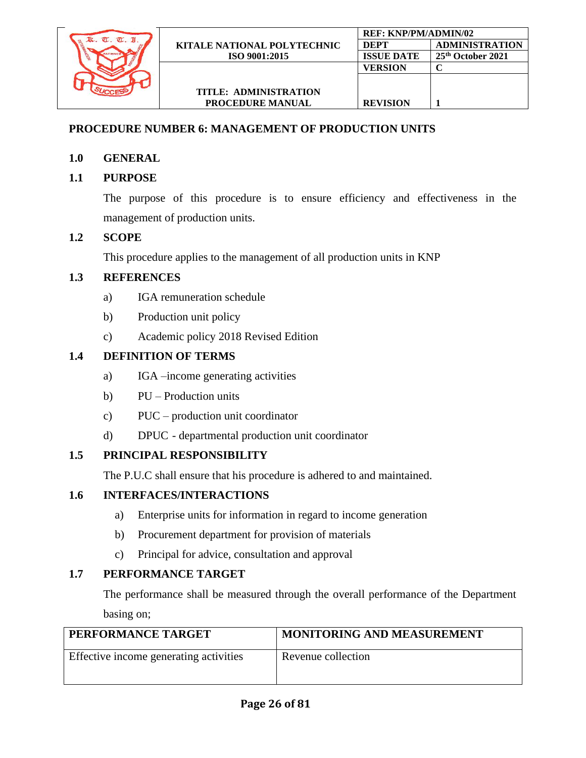## PROCEDURE NUMBER 6: MANAGEMENT OF PRODUCTION UNITS

### 1.0 GENERAL

### 1.1 PURPOSE

The purpose of this procedure is to ensure efficiency and effectiveness in the management of production units.

### 1.2 SCOPE

This procedure applies to the management of all production units in KNP

### 1.3 REFERENCES

a) IGA remuneration schedule

b) Production unit policy

c) Academic policy 2018 Revised Edition

### 1.4 DEFINITION OF TERMS

a) IGA –income generating activities

b) PU – Production units

c) PUC – production unit coordinator

d) DPUC - departmental production unit coordinator

### 1.5 PRINCIPAL RESPONSIBILITY

The P.U.C shall ensure that his procedure is adhered to and maintained.

### 1.6 INTERFACES/INTERACTIONS

a) Enterprise units for information in regard to income generation

b) Procurement department for provision of materials

c) Principal for advice, consultation and approval

### 1.7 PERFORMANCE TARGET

The performance shall be measured through the overall performance of the Department basing on;

| PERFORMANCE TARGET | MONITORING AND MEASUREMENT |
|---|---|
| Effective income generating activities | Revenue collection |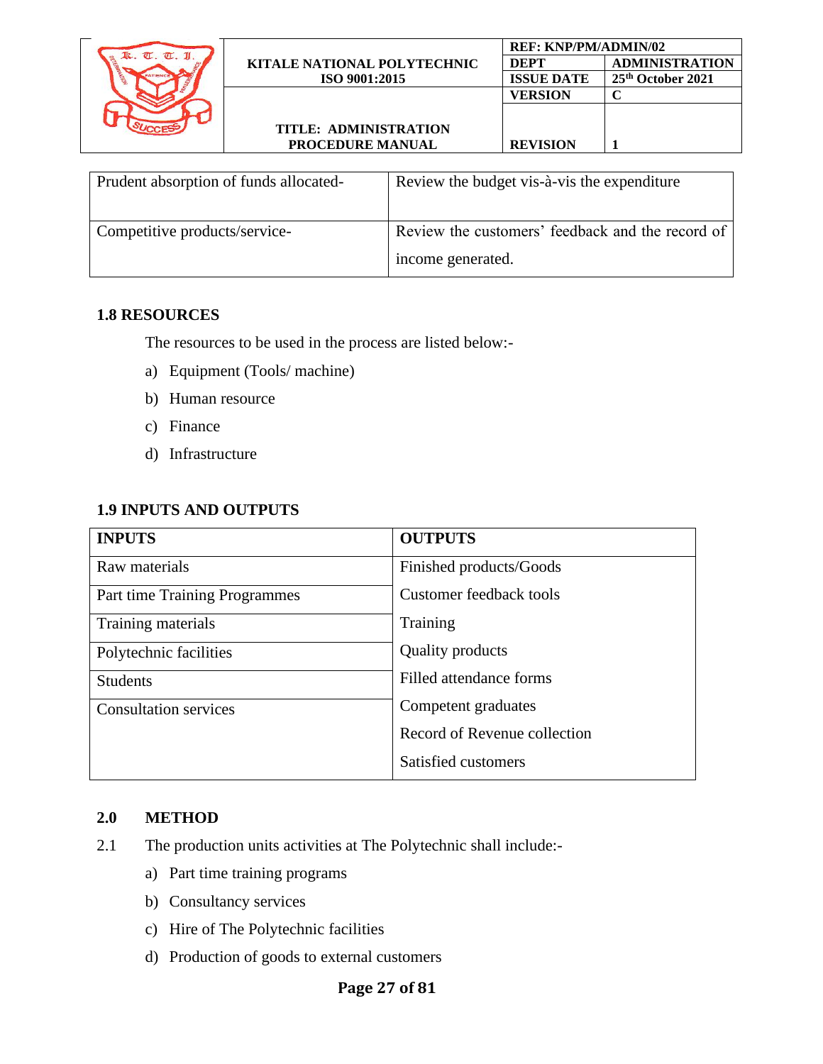| Prudent absorption of funds allocated- | Review the budget vis-à-vis the expenditure |
|---|---|
| Competitive products/service- | Review the customers' feedback and the record of income generated. |

### 1.8 RESOURCES

The resources to be used in the process are listed below:-

a) Equipment (Tools/ machine)

b) Human resource

c) Finance

d) Infrastructure

### 1.9 INPUTS AND OUTPUTS

| INPUTS | OUTPUTS |
|---|---|
| Raw materials | Finished products/Goods |
| Part time Training Programmes | Customer feedback tools |
| Training materials | Training |
| Polytechnic facilities | Quality products |
| Students | Filled attendance forms |
| Consultation services | Competent graduates |
| | Record of Revenue collection |
| | Satisfied customers |

## 2.0 METHOD

2.1 The production units activities at The Polytechnic shall include:-

a) Part time training programs

b) Consultancy services

c) Hire of The Polytechnic facilities

d) Production of goods to external customers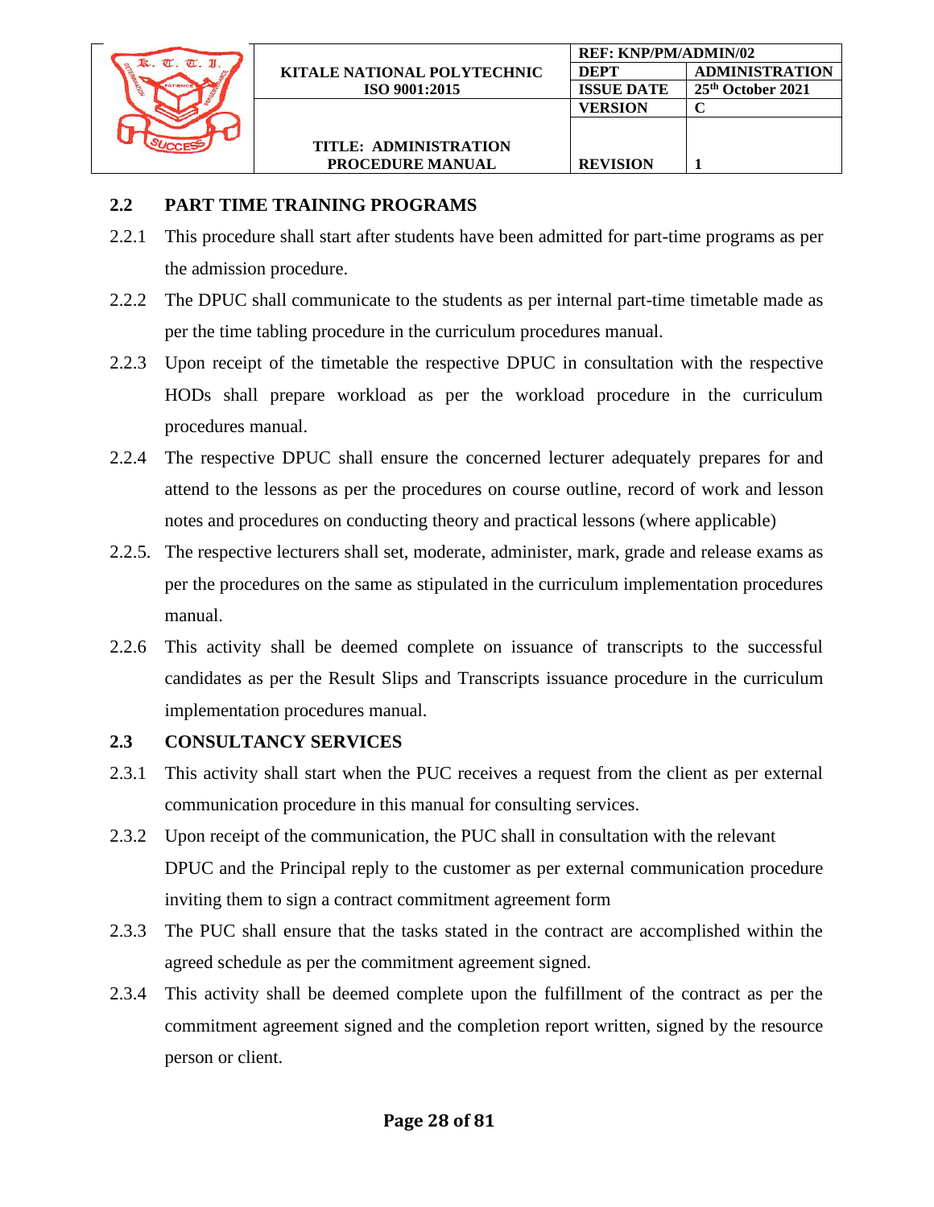## 2.2 PART TIME TRAINING PROGRAMS

2.2.1 This procedure shall start after students have been admitted for part-time programs as per the admission procedure.

2.2.2 The DPUC shall communicate to the students as per internal part-time timetable made as per the time tabling procedure in the curriculum procedures manual.

2.2.3 Upon receipt of the timetable the respective DPUC in consultation with the respective HODs shall prepare workload as per the workload procedure in the curriculum procedures manual.

2.2.4 The respective DPUC shall ensure the concerned lecturer adequately prepares for and attend to the lessons as per the procedures on course outline, record of work and lesson notes and procedures on conducting theory and practical lessons (where applicable)

2.2.5. The respective lecturers shall set, moderate, administer, mark, grade and release exams as per the procedures on the same as stipulated in the curriculum implementation procedures manual.

2.2.6 This activity shall be deemed complete on issuance of transcripts to the successful candidates as per the Result Slips and Transcripts issuance procedure in the curriculum implementation procedures manual.

## 2.3 CONSULTANCY SERVICES

2.3.1 This activity shall start when the PUC receives a request from the client as per external communication procedure in this manual for consulting services.

2.3.2 Upon receipt of the communication, the PUC shall in consultation with the relevant DPUC and the Principal reply to the customer as per external communication procedure inviting them to sign a contract commitment agreement form

2.3.3 The PUC shall ensure that the tasks stated in the contract are accomplished within the agreed schedule as per the commitment agreement signed.

2.3.4 This activity shall be deemed complete upon the fulfillment of the contract as per the commitment agreement signed and the completion report written, signed by the resource person or client.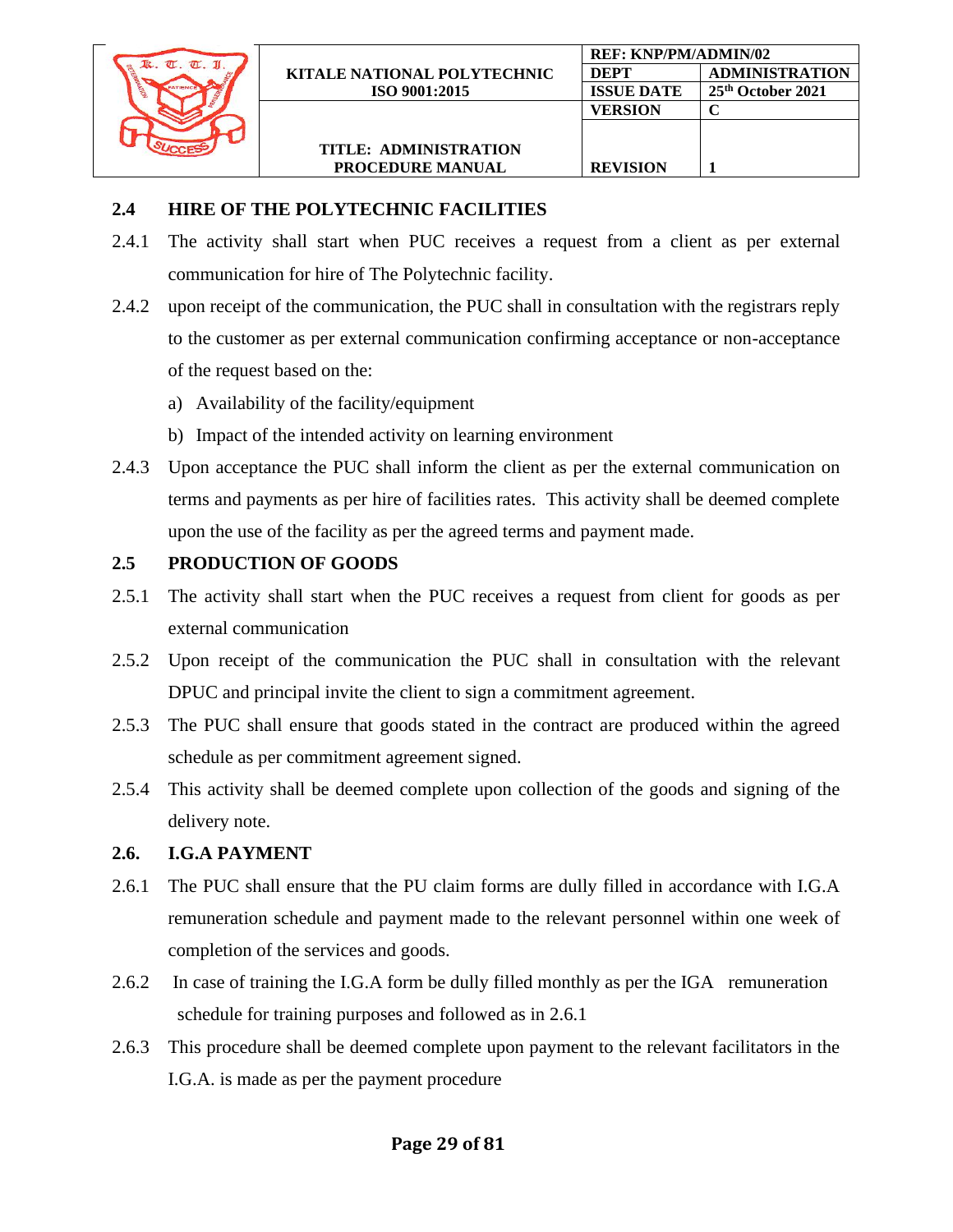## 2.4 HIRE OF THE POLYTECHNIC FACILITIES

2.4.1 The activity shall start when PUC receives a request from a client as per external communication for hire of The Polytechnic facility.

2.4.2 upon receipt of the communication, the PUC shall in consultation with the registrars reply to the customer as per external communication confirming acceptance or non-acceptance of the request based on the:

a) Availability of the facility/equipment
b) Impact of the intended activity on learning environment

2.4.3 Upon acceptance the PUC shall inform the client as per the external communication on terms and payments as per hire of facilities rates. This activity shall be deemed complete upon the use of the facility as per the agreed terms and payment made.

## 2.5 PRODUCTION OF GOODS

2.5.1 The activity shall start when the PUC receives a request from client for goods as per external communication

2.5.2 Upon receipt of the communication the PUC shall in consultation with the relevant DPUC and principal invite the client to sign a commitment agreement.

2.5.3 The PUC shall ensure that goods stated in the contract are produced within the agreed schedule as per commitment agreement signed.

2.5.4 This activity shall be deemed complete upon collection of the goods and signing of the delivery note.

## 2.6. I.G.A PAYMENT

2.6.1 The PUC shall ensure that the PU claim forms are dully filled in accordance with I.G.A remuneration schedule and payment made to the relevant personnel within one week of completion of the services and goods.

2.6.2 In case of training the I.G.A form be dully filled monthly as per the IGA remuneration schedule for training purposes and followed as in 2.6.1

2.6.3 This procedure shall be deemed complete upon payment to the relevant facilitators in the I.G.A. is made as per the payment procedure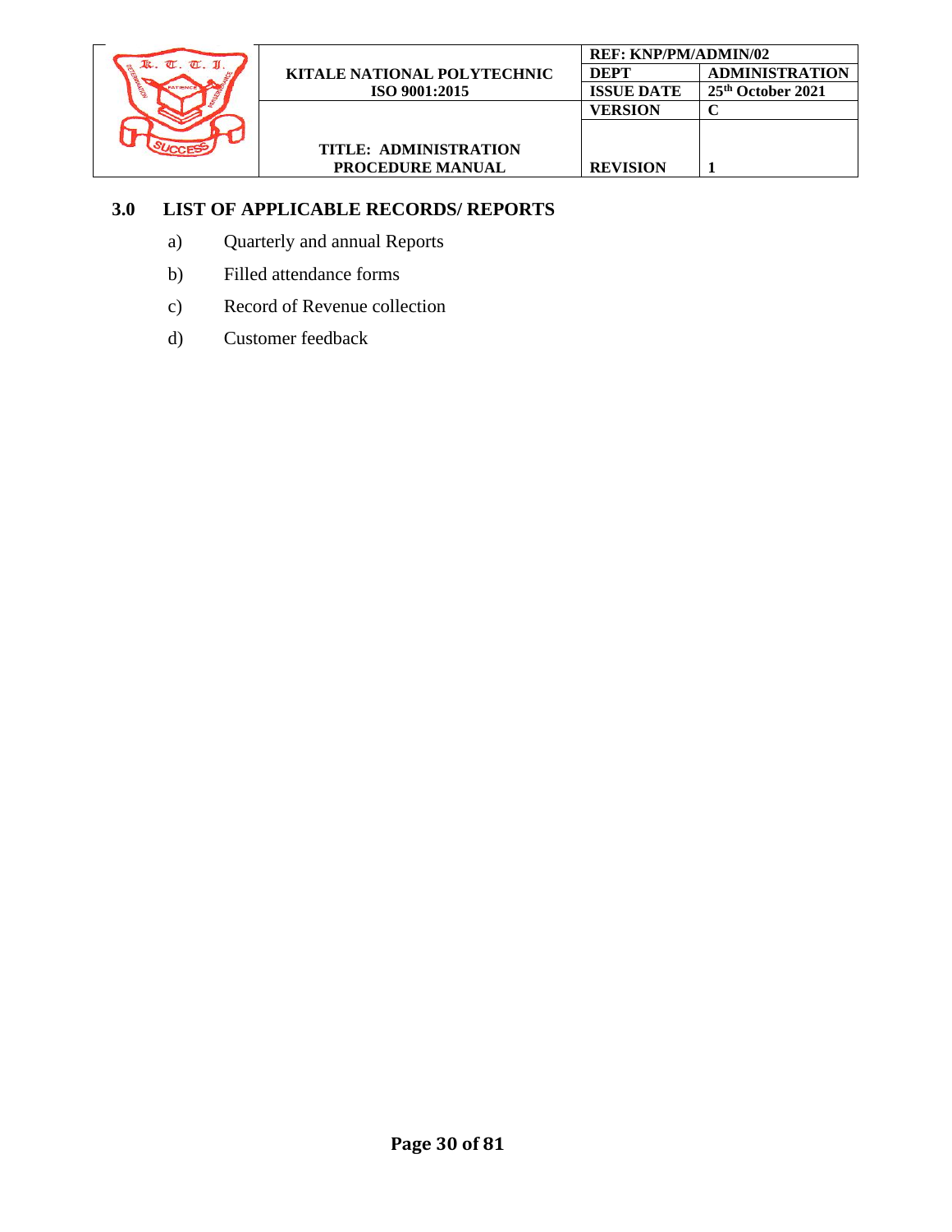## 3.0 LIST OF APPLICABLE RECORDS/ REPORTS

a) Quarterly and annual Reports

b) Filled attendance forms

c) Record of Revenue collection

d) Customer feedback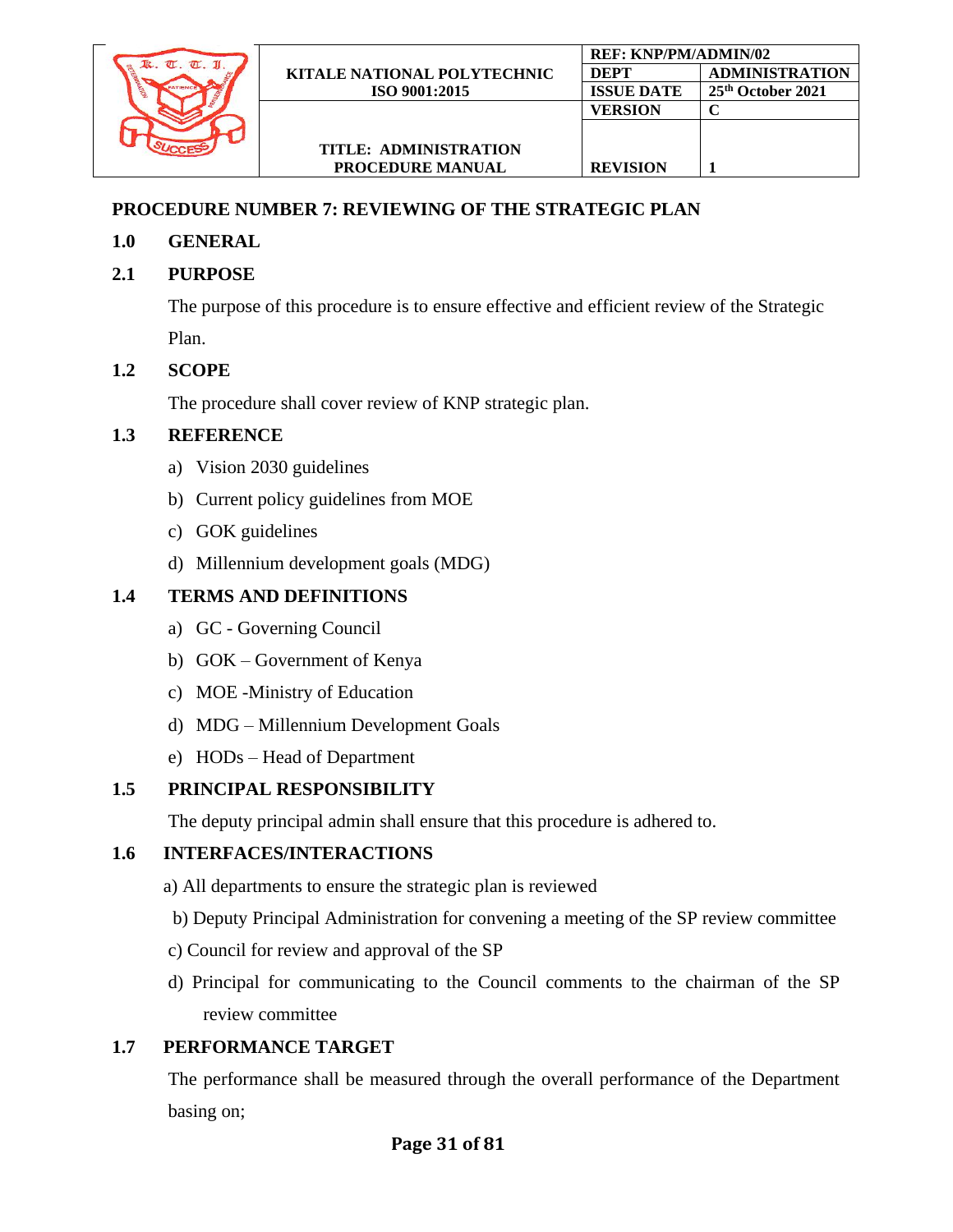## PROCEDURE NUMBER 7: REVIEWING OF THE STRATEGIC PLAN

### 1.0 GENERAL

### 2.1 PURPOSE

The purpose of this procedure is to ensure effective and efficient review of the Strategic Plan.

### 1.2 SCOPE

The procedure shall cover review of KNP strategic plan.

### 1.3 REFERENCE

a) Vision 2030 guidelines
b) Current policy guidelines from MOE
c) GOK guidelines
d) Millennium development goals (MDG)

### 1.4 TERMS AND DEFINITIONS

a) GC - Governing Council
b) GOK – Government of Kenya
c) MOE -Ministry of Education
d) MDG – Millennium Development Goals
e) HODs – Head of Department

### 1.5 PRINCIPAL RESPONSIBILITY

The deputy principal admin shall ensure that this procedure is adhered to.

### 1.6 INTERFACES/INTERACTIONS

a) All departments to ensure the strategic plan is reviewed
b) Deputy Principal Administration for convening a meeting of the SP review committee
c) Council for review and approval of the SP
d) Principal for communicating to the Council comments to the chairman of the SP review committee

### 1.7 PERFORMANCE TARGET

The performance shall be measured through the overall performance of the Department basing on;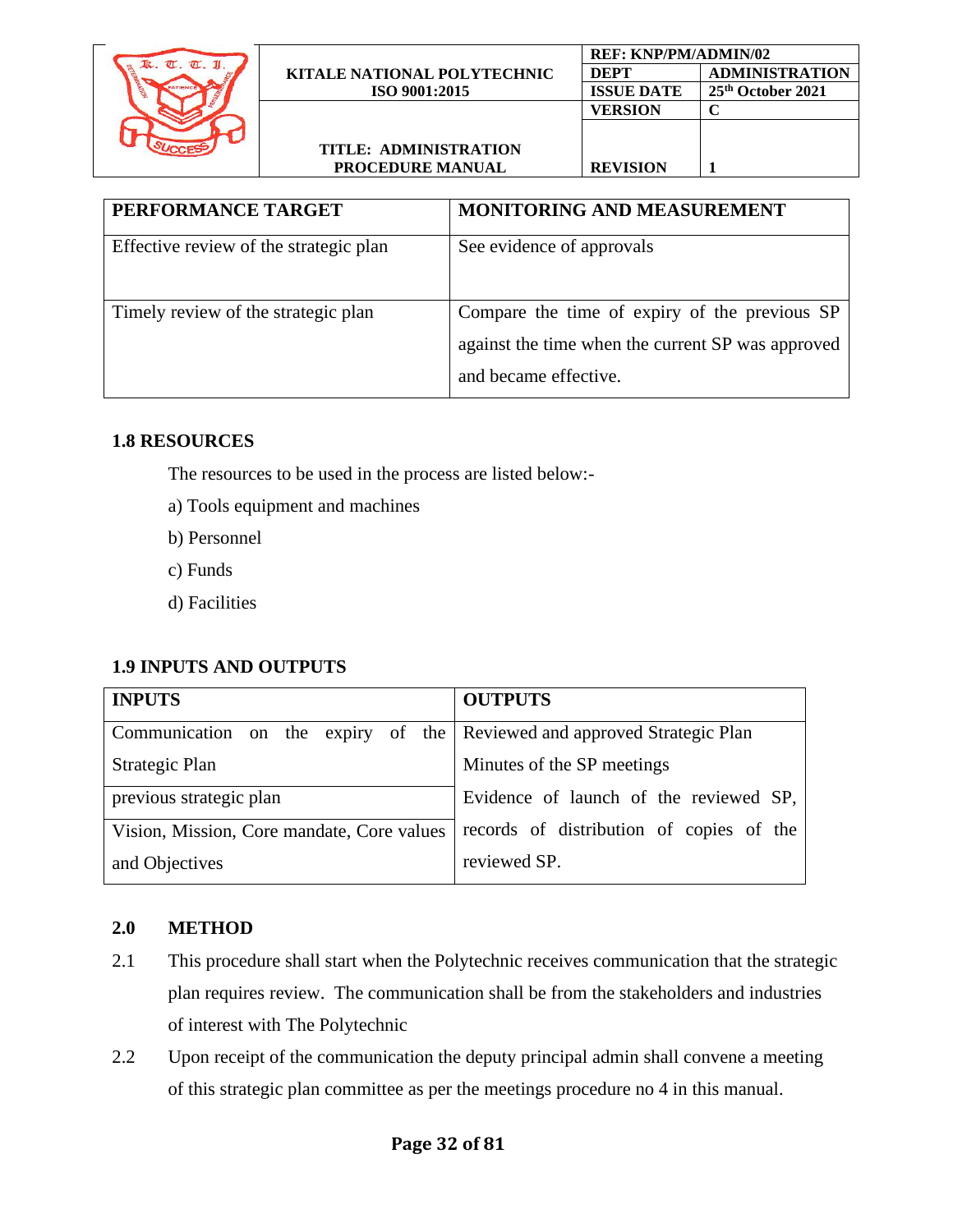| PERFORMANCE TARGET | MONITORING AND MEASUREMENT |
|---|---|
| Effective review of the strategic plan | See evidence of approvals |
| Timely review of the strategic plan | Compare the time of expiry of the previous SP against the time when the current SP was approved and became effective. |

### 1.8 RESOURCES

The resources to be used in the process are listed below:-

a) Tools equipment and machines

b) Personnel

c) Funds

d) Facilities

### 1.9 INPUTS AND OUTPUTS

| INPUTS | OUTPUTS |
|---|---|
| Communication on the expiry of the Strategic Plan | Reviewed and approved Strategic Plan<br>Minutes of the SP meetings |
| previous strategic plan | Evidence of launch of the reviewed SP, records of distribution of copies of the reviewed SP. |
| Vision, Mission, Core mandate, Core values and Objectives | |

### 2.0 METHOD

2.1 This procedure shall start when the Polytechnic receives communication that the strategic plan requires review. The communication shall be from the stakeholders and industries of interest with The Polytechnic

2.2 Upon receipt of the communication the deputy principal admin shall convene a meeting of this strategic plan committee as per the meetings procedure no 4 in this manual.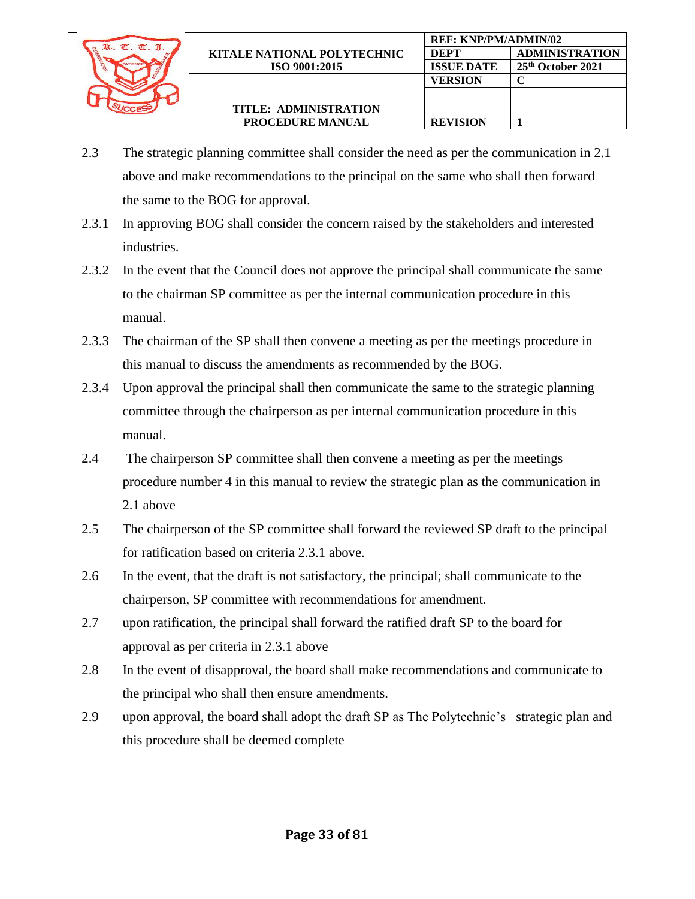2.3 The strategic planning committee shall consider the need as per the communication in 2.1 above and make recommendations to the principal on the same who shall then forward the same to the BOG for approval.

2.3.1 In approving BOG shall consider the concern raised by the stakeholders and interested industries.

2.3.2 In the event that the Council does not approve the principal shall communicate the same to the chairman SP committee as per the internal communication procedure in this manual.

2.3.3 The chairman of the SP shall then convene a meeting as per the meetings procedure in this manual to discuss the amendments as recommended by the BOG.

2.3.4 Upon approval the principal shall then communicate the same to the strategic planning committee through the chairperson as per internal communication procedure in this manual.

2.4 The chairperson SP committee shall then convene a meeting as per the meetings procedure number 4 in this manual to review the strategic plan as the communication in 2.1 above

2.5 The chairperson of the SP committee shall forward the reviewed SP draft to the principal for ratification based on criteria 2.3.1 above.

2.6 In the event, that the draft is not satisfactory, the principal; shall communicate to the chairperson, SP committee with recommendations for amendment.

2.7 upon ratification, the principal shall forward the ratified draft SP to the board for approval as per criteria in 2.3.1 above

2.8 In the event of disapproval, the board shall make recommendations and communicate to the principal who shall then ensure amendments.

2.9 upon approval, the board shall adopt the draft SP as The Polytechnic's strategic plan and this procedure shall be deemed complete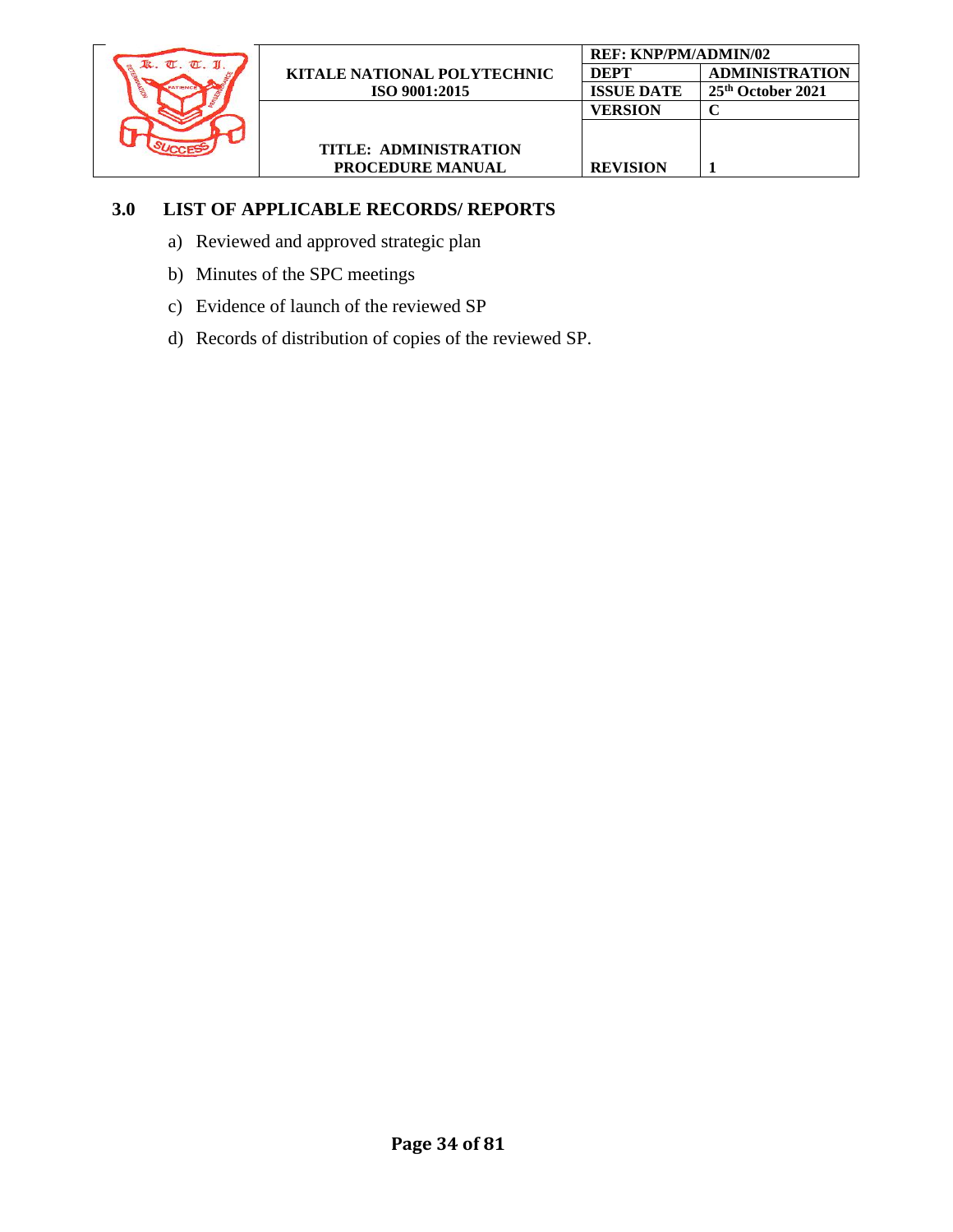## 3.0 LIST OF APPLICABLE RECORDS/ REPORTS

a) Reviewed and approved strategic plan

b) Minutes of the SPC meetings

c) Evidence of launch of the reviewed SP

d) Records of distribution of copies of the reviewed SP.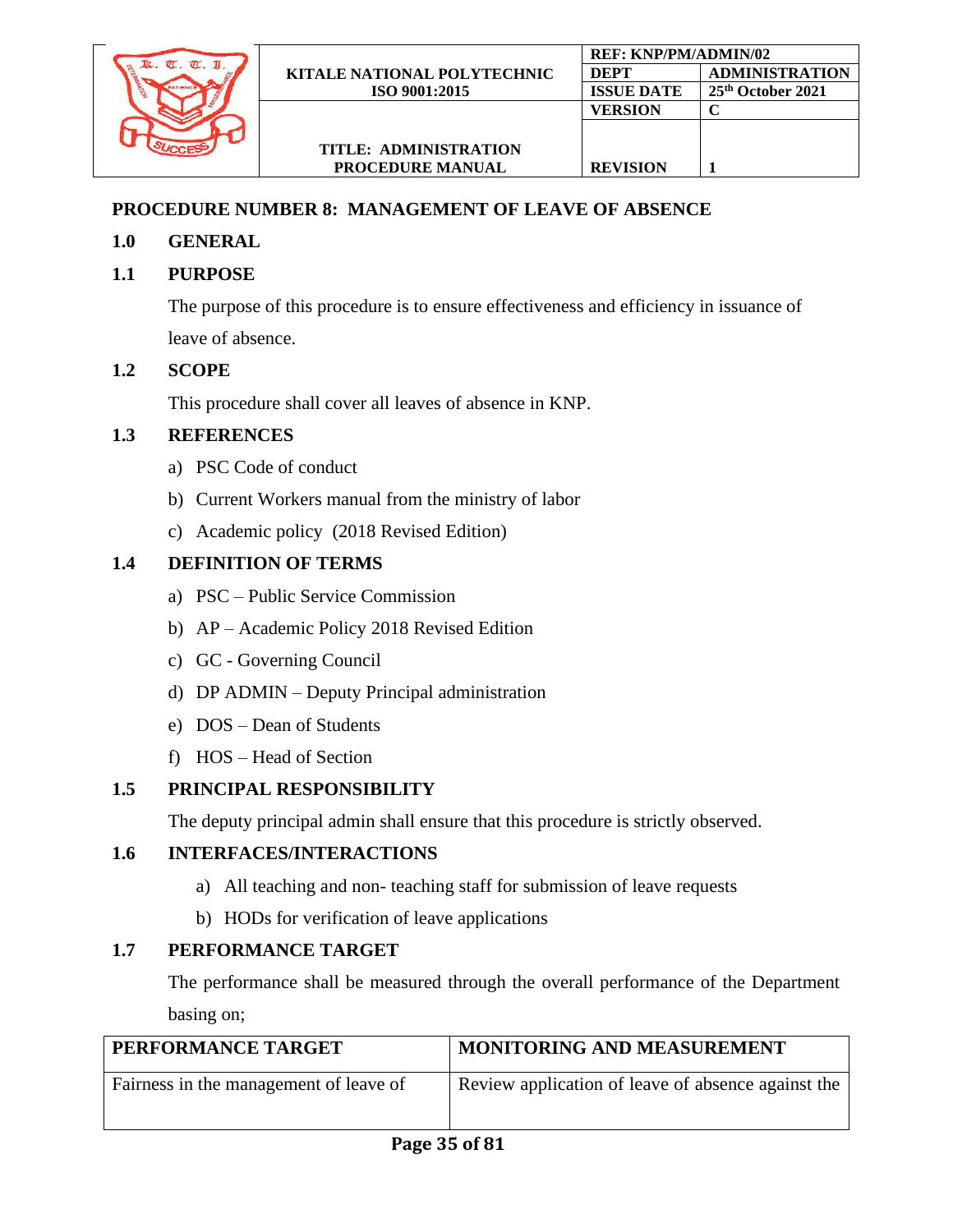## PROCEDURE NUMBER 8: MANAGEMENT OF LEAVE OF ABSENCE

### 1.0 GENERAL

### 1.1 PURPOSE

The purpose of this procedure is to ensure effectiveness and efficiency in issuance of leave of absence.

### 1.2 SCOPE

This procedure shall cover all leaves of absence in KNP.

### 1.3 REFERENCES

a) PSC Code of conduct
b) Current Workers manual from the ministry of labor
c) Academic policy (2018 Revised Edition)

### 1.4 DEFINITION OF TERMS

a) PSC – Public Service Commission
b) AP – Academic Policy 2018 Revised Edition
c) GC - Governing Council
d) DP ADMIN – Deputy Principal administration
e) DOS – Dean of Students
f) HOS – Head of Section

### 1.5 PRINCIPAL RESPONSIBILITY

The deputy principal admin shall ensure that this procedure is strictly observed.

### 1.6 INTERFACES/INTERACTIONS

a) All teaching and non- teaching staff for submission of leave requests
b) HODs for verification of leave applications

### 1.7 PERFORMANCE TARGET

The performance shall be measured through the overall performance of the Department basing on;

| PERFORMANCE TARGET | MONITORING AND MEASUREMENT |
|---|---|
| Fairness in the management of leave of | Review application of leave of absence against the |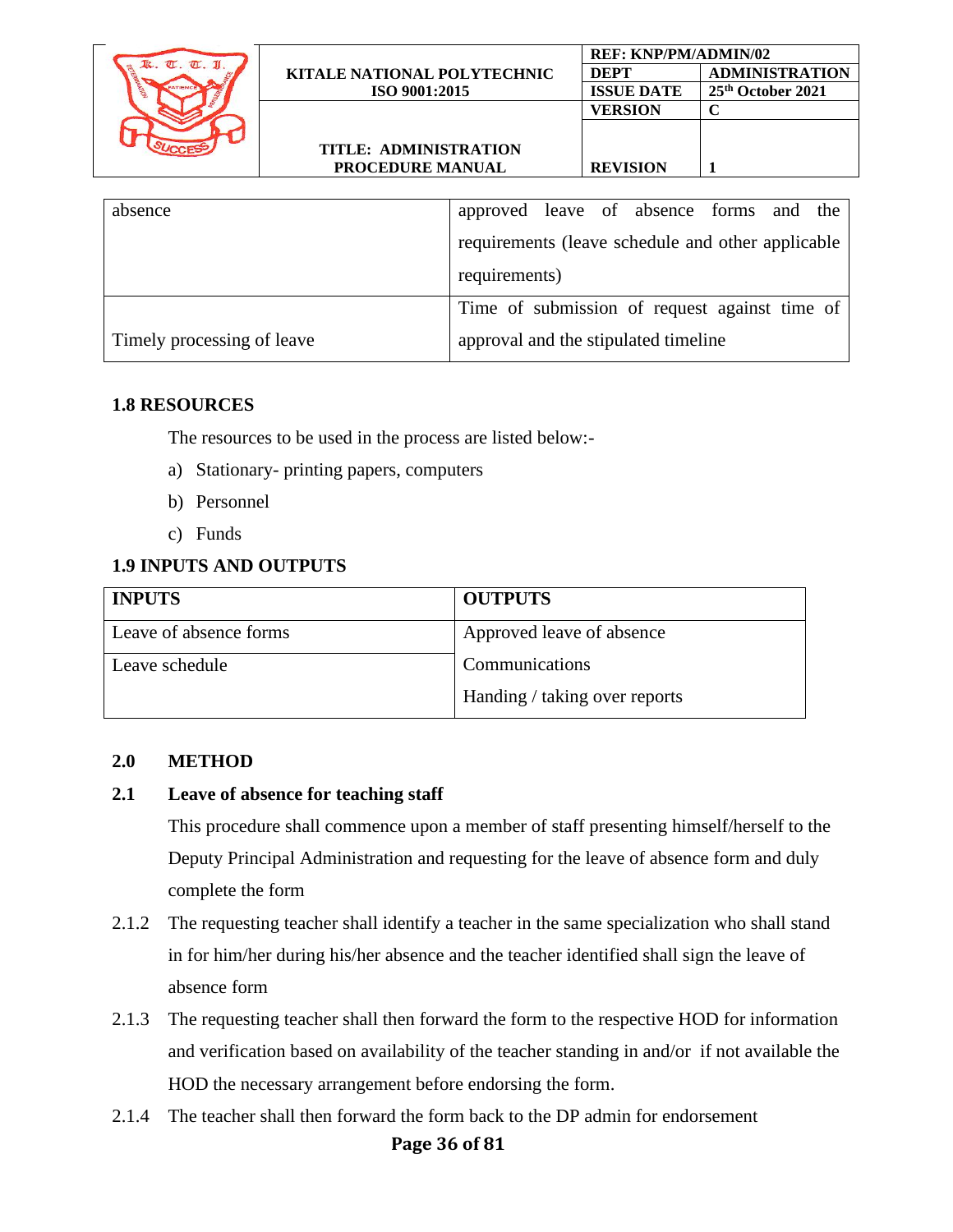| | |
|---|---|
| absence | approved leave of absence forms and the requirements (leave schedule and other applicable requirements) |
| Timely processing of leave | Time of submission of request against time of approval and the stipulated timeline |

## 1.8 RESOURCES

The resources to be used in the process are listed below:-

a) Stationary- printing papers, computers
b) Personnel
c) Funds

## 1.9 INPUTS AND OUTPUTS

| INPUTS | OUTPUTS |
|---|---|
| Leave of absence forms | Approved leave of absence |
| Leave schedule | Communications<br>Handing / taking over reports |

## 2.0 METHOD

### 2.1 Leave of absence for teaching staff

This procedure shall commence upon a member of staff presenting himself/herself to the Deputy Principal Administration and requesting for the leave of absence form and duly complete the form

2.1.2 The requesting teacher shall identify a teacher in the same specialization who shall stand in for him/her during his/her absence and the teacher identified shall sign the leave of absence form

2.1.3 The requesting teacher shall then forward the form to the respective HOD for information and verification based on availability of the teacher standing in and/or if not available the HOD the necessary arrangement before endorsing the form.

2.1.4 The teacher shall then forward the form back to the DP admin for endorsement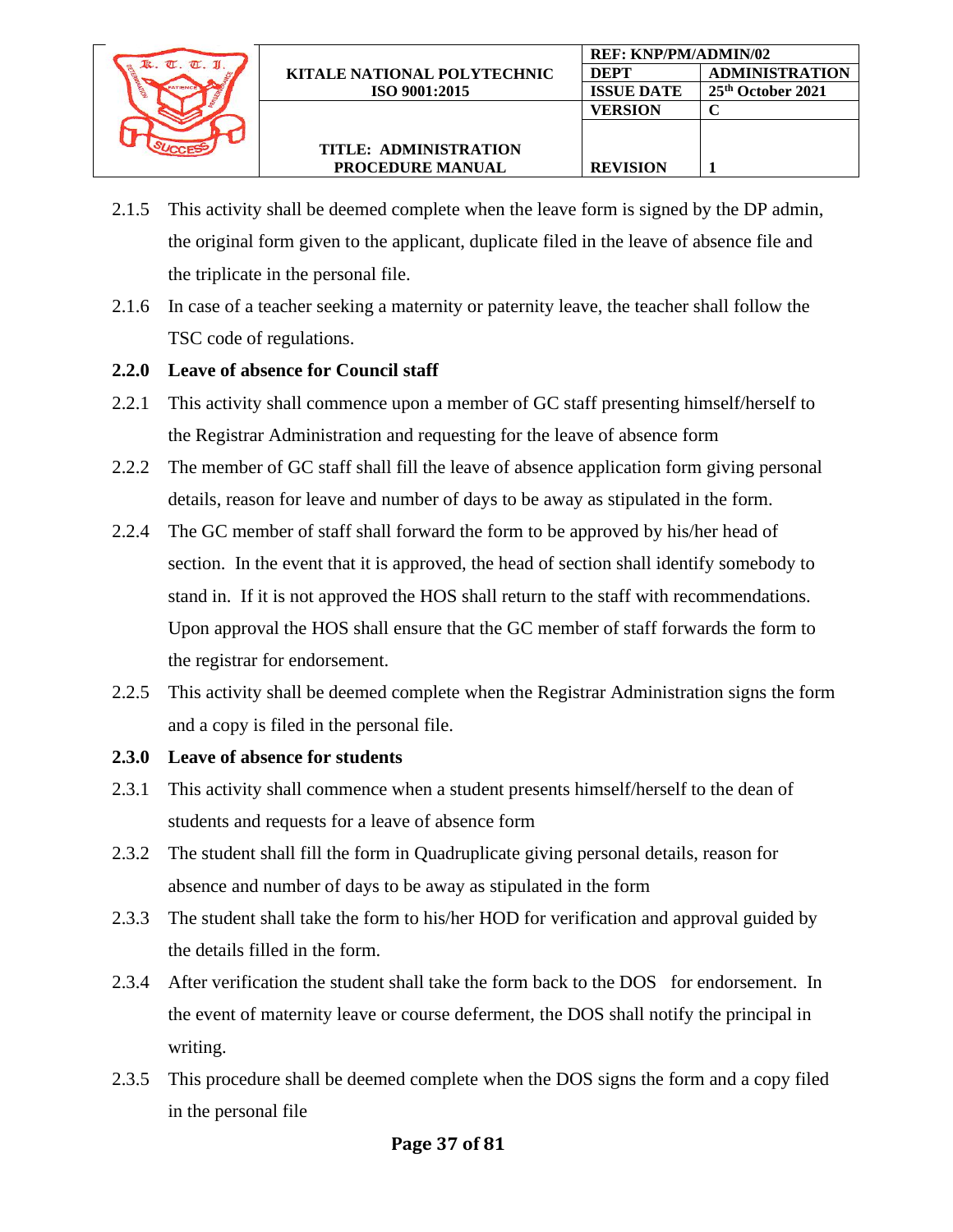2.1.5 This activity shall be deemed complete when the leave form is signed by the DP admin, the original form given to the applicant, duplicate filed in the leave of absence file and the triplicate in the personal file.

2.1.6 In case of a teacher seeking a maternity or paternity leave, the teacher shall follow the TSC code of regulations.

**2.2.0 Leave of absence for Council staff**

2.2.1 This activity shall commence upon a member of GC staff presenting himself/herself to the Registrar Administration and requesting for the leave of absence form

2.2.2 The member of GC staff shall fill the leave of absence application form giving personal details, reason for leave and number of days to be away as stipulated in the form.

2.2.4 The GC member of staff shall forward the form to be approved by his/her head of section. In the event that it is approved, the head of section shall identify somebody to stand in. If it is not approved the HOS shall return to the staff with recommendations. Upon approval the HOS shall ensure that the GC member of staff forwards the form to the registrar for endorsement.

2.2.5 This activity shall be deemed complete when the Registrar Administration signs the form and a copy is filed in the personal file.

**2.3.0 Leave of absence for students**

2.3.1 This activity shall commence when a student presents himself/herself to the dean of students and requests for a leave of absence form

2.3.2 The student shall fill the form in Quadruplicate giving personal details, reason for absence and number of days to be away as stipulated in the form

2.3.3 The student shall take the form to his/her HOD for verification and approval guided by the details filled in the form.

2.3.4 After verification the student shall take the form back to the DOS for endorsement. In the event of maternity leave or course deferment, the DOS shall notify the principal in writing.

2.3.5 This procedure shall be deemed complete when the DOS signs the form and a copy filed in the personal file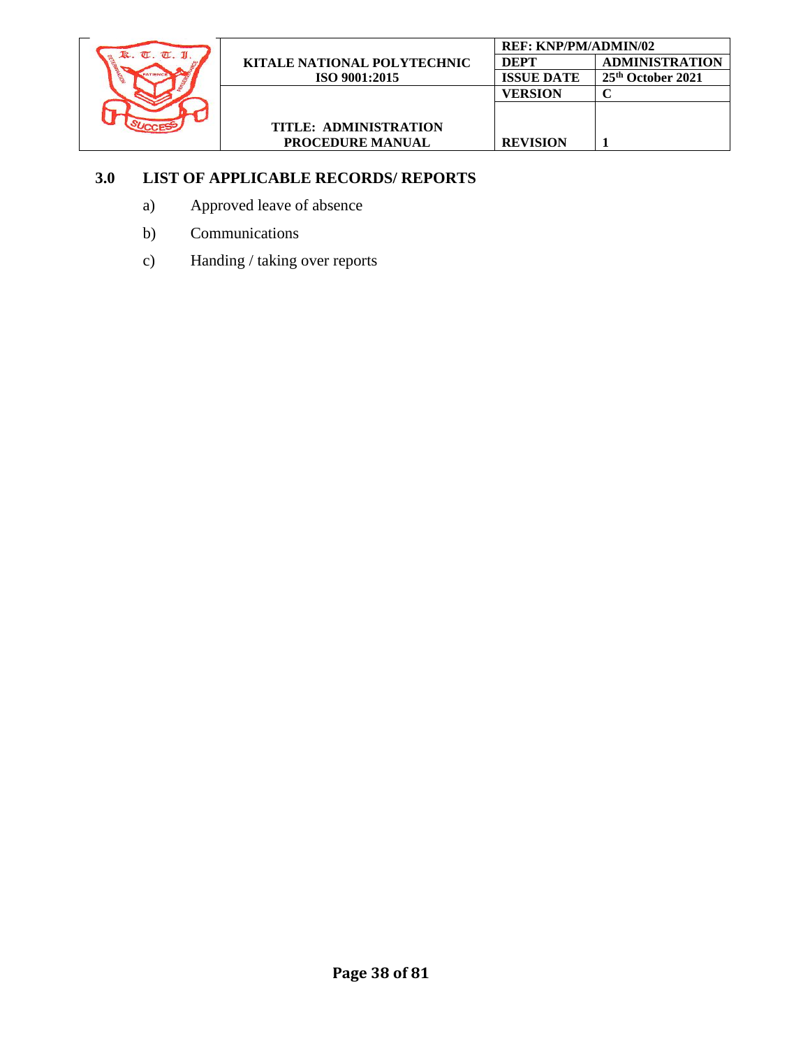## 3.0 LIST OF APPLICABLE RECORDS/ REPORTS

a) Approved leave of absence

b) Communications

c) Handing / taking over reports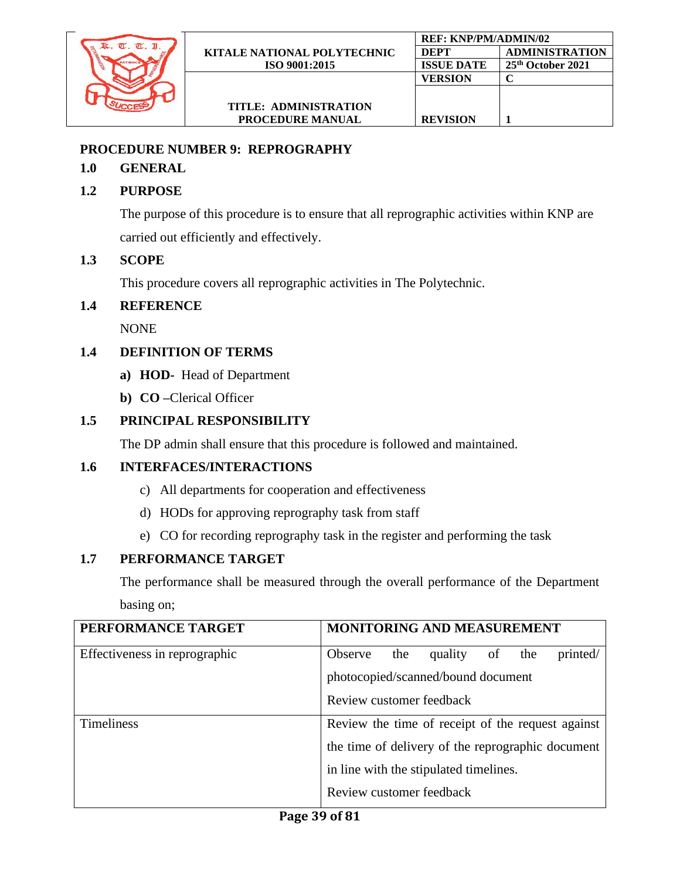## PROCEDURE NUMBER 9: REPROGRAPHY

### 1.0 GENERAL

### 1.2 PURPOSE

The purpose of this procedure is to ensure that all reprographic activities within KNP are carried out efficiently and effectively.

### 1.3 SCOPE

This procedure covers all reprographic activities in The Polytechnic.

### 1.4 REFERENCE

NONE

### 1.4 DEFINITION OF TERMS

a) **HOD-** Head of Department

b) **CO** –Clerical Officer

### 1.5 PRINCIPAL RESPONSIBILITY

The DP admin shall ensure that this procedure is followed and maintained.

### 1.6 INTERFACES/INTERACTIONS

c) All departments for cooperation and effectiveness

d) HODs for approving reprography task from staff

e) CO for recording reprography task in the register and performing the task

### 1.7 PERFORMANCE TARGET

The performance shall be measured through the overall performance of the Department basing on;

| PERFORMANCE TARGET | MONITORING AND MEASUREMENT |
|---|---|
| Effectiveness in reprographic | Observe the quality of the printed/ photocopied/scanned/bound document<br>Review customer feedback |
| Timeliness | Review the time of receipt of the request against the time of delivery of the reprographic document in line with the stipulated timelines.<br>Review customer feedback |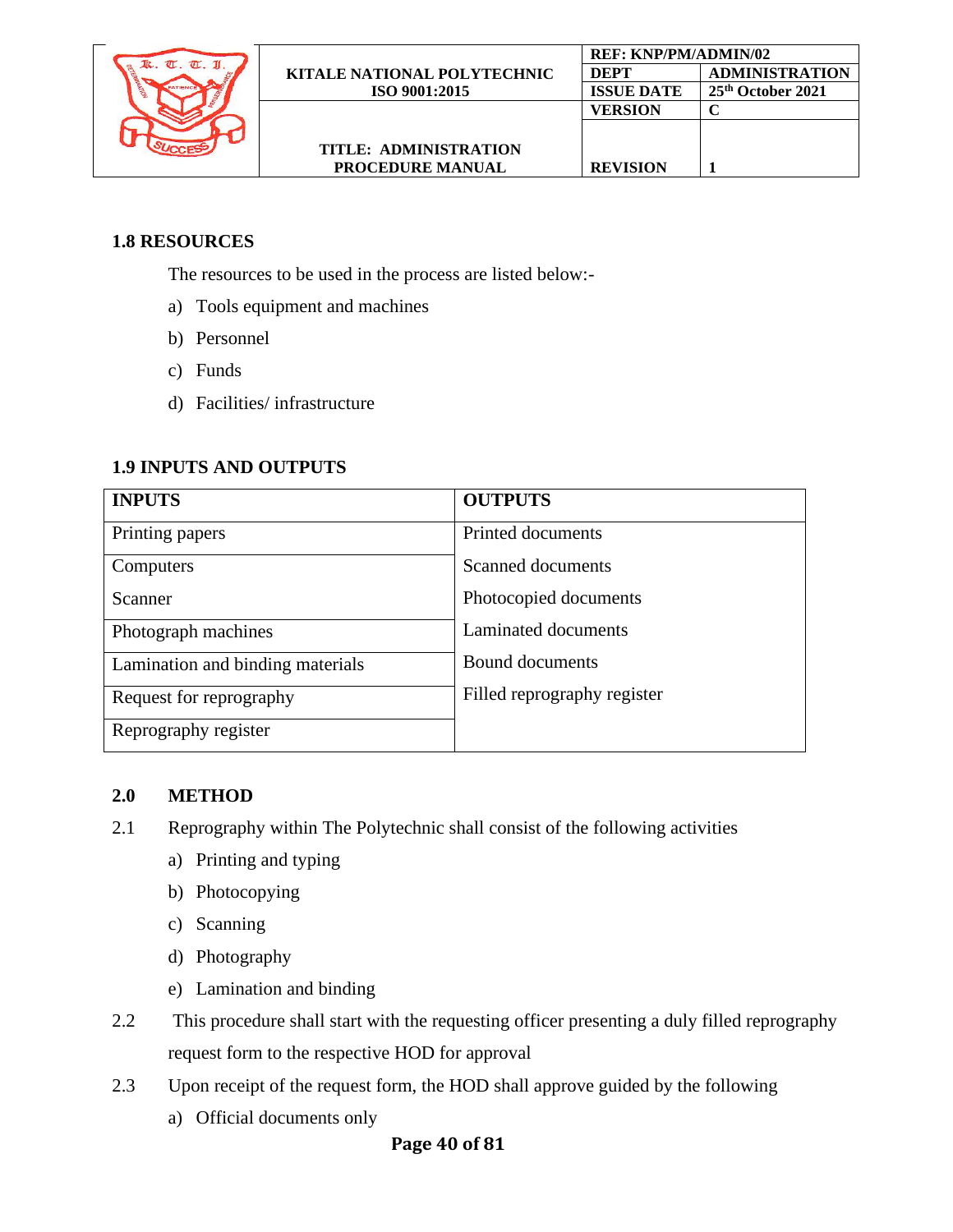## 1.8 RESOURCES

The resources to be used in the process are listed below:-

a) Tools equipment and machines
b) Personnel
c) Funds
d) Facilities/ infrastructure

## 1.9 INPUTS AND OUTPUTS

| INPUTS | OUTPUTS |
|---|---|
| Printing papers | Printed documents |
| Computers<br>Scanner | Scanned documents<br>Photocopied documents |
| Photograph machines | Laminated documents |
| Lamination and binding materials | Bound documents |
| Request for reprography | Filled reprography register |
| Reprography register | |

## 2.0 METHOD

2.1 Reprography within The Polytechnic shall consist of the following activities

a) Printing and typing
b) Photocopying
c) Scanning
d) Photography
e) Lamination and binding

2.2 This procedure shall start with the requesting officer presenting a duly filled reprography request form to the respective HOD for approval

2.3 Upon receipt of the request form, the HOD shall approve guided by the following

a) Official documents only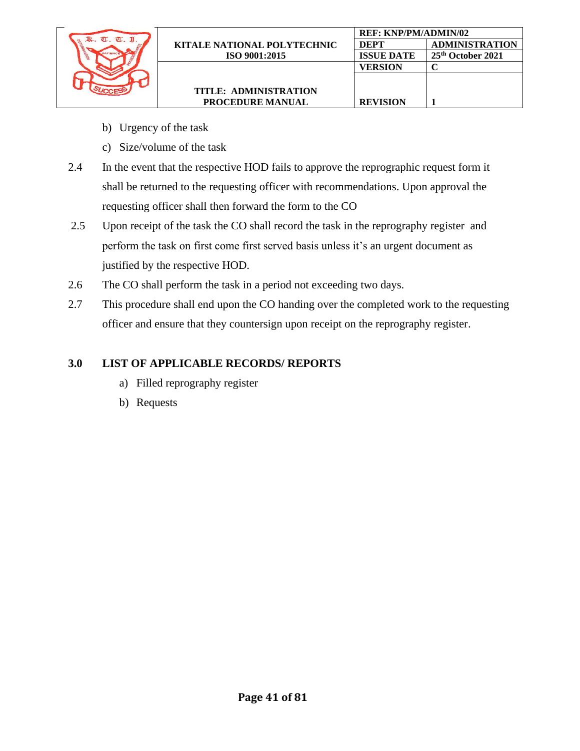b) Urgency of the task

c) Size/volume of the task

2.4 In the event that the respective HOD fails to approve the reprographic request form it shall be returned to the requesting officer with recommendations. Upon approval the requesting officer shall then forward the form to the CO

2.5 Upon receipt of the task the CO shall record the task in the reprography register and perform the task on first come first served basis unless it's an urgent document as justified by the respective HOD.

2.6 The CO shall perform the task in a period not exceeding two days.

2.7 This procedure shall end upon the CO handing over the completed work to the requesting officer and ensure that they countersign upon receipt on the reprography register.

## 3.0 LIST OF APPLICABLE RECORDS/ REPORTS

a) Filled reprography register

b) Requests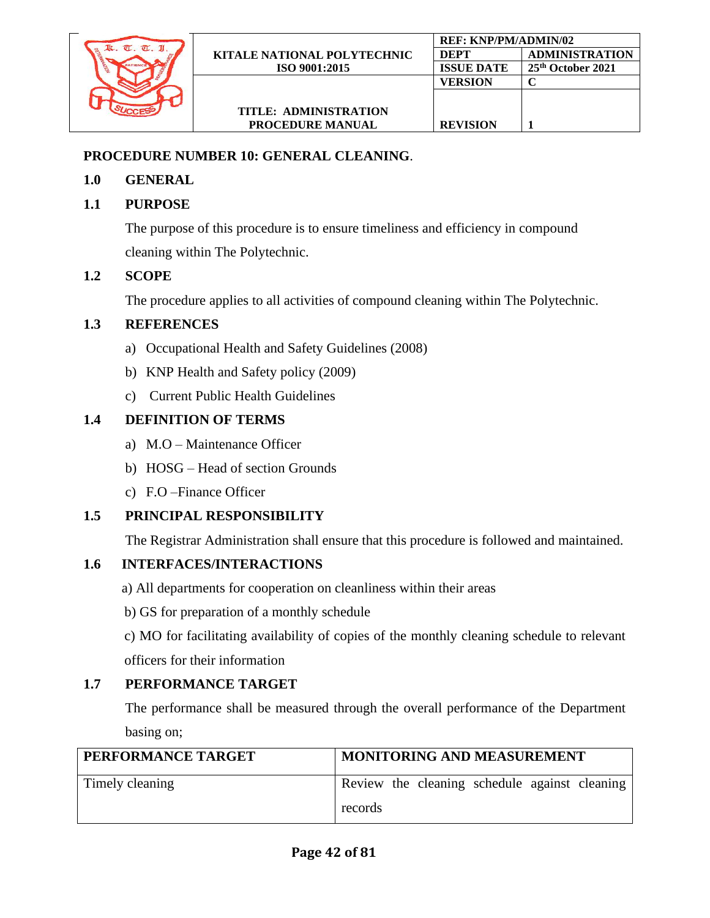## PROCEDURE NUMBER 10: GENERAL CLEANING.

### 1.0 GENERAL

### 1.1 PURPOSE

The purpose of this procedure is to ensure timeliness and efficiency in compound cleaning within The Polytechnic.

### 1.2 SCOPE

The procedure applies to all activities of compound cleaning within The Polytechnic.

### 1.3 REFERENCES

a) Occupational Health and Safety Guidelines (2008)

b) KNP Health and Safety policy (2009)

c) Current Public Health Guidelines

### 1.4 DEFINITION OF TERMS

a) M.O – Maintenance Officer

b) HOSG – Head of section Grounds

c) F.O –Finance Officer

### 1.5 PRINCIPAL RESPONSIBILITY

The Registrar Administration shall ensure that this procedure is followed and maintained.

### 1.6 INTERFACES/INTERACTIONS

a) All departments for cooperation on cleanliness within their areas

b) GS for preparation of a monthly schedule

c) MO for facilitating availability of copies of the monthly cleaning schedule to relevant officers for their information

### 1.7 PERFORMANCE TARGET

The performance shall be measured through the overall performance of the Department basing on;

| PERFORMANCE TARGET | MONITORING AND MEASUREMENT |
| --- | --- |
| Timely cleaning | Review the cleaning schedule against cleaning records |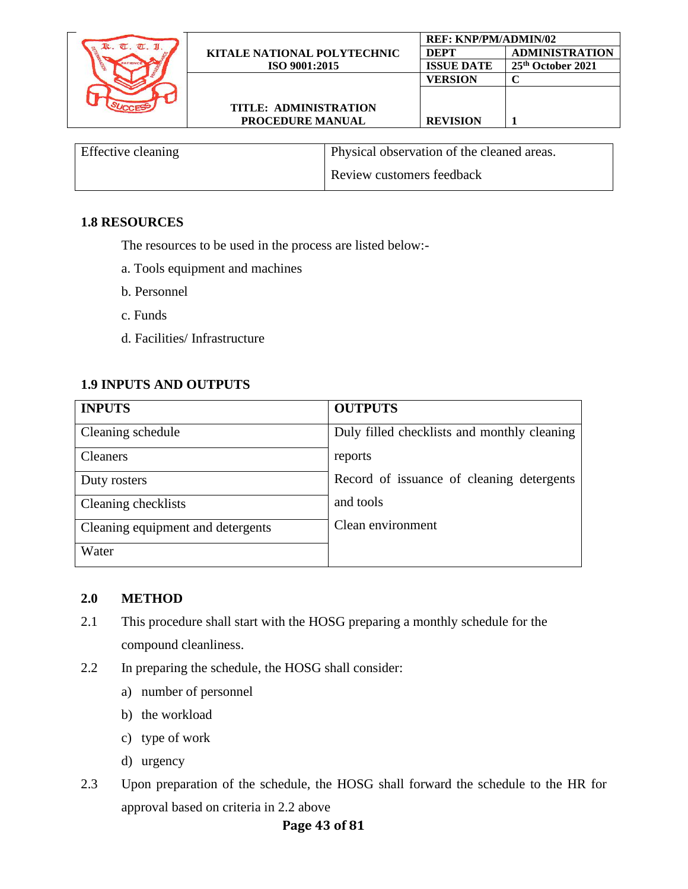| Effective cleaning | Physical observation of the cleaned areas.<br>Review customers feedback |
|---|---|

## 1.8 RESOURCES

The resources to be used in the process are listed below:-

a. Tools equipment and machines

b. Personnel

c. Funds

d. Facilities/ Infrastructure

## 1.9 INPUTS AND OUTPUTS

| INPUTS | OUTPUTS |
|---|---|
| Cleaning schedule | Duly filled checklists and monthly cleaning reports |
| Cleaners | |
| Duty rosters | Record of issuance of cleaning detergents and tools |
| Cleaning checklists | |
| Cleaning equipment and detergents | Clean environment |
| Water | |

## 2.0 METHOD

2.1 This procedure shall start with the HOSG preparing a monthly schedule for the compound cleanliness.

2.2 In preparing the schedule, the HOSG shall consider:

a) number of personnel

b) the workload

c) type of work

d) urgency

2.3 Upon preparation of the schedule, the HOSG shall forward the schedule to the HR for approval based on criteria in 2.2 above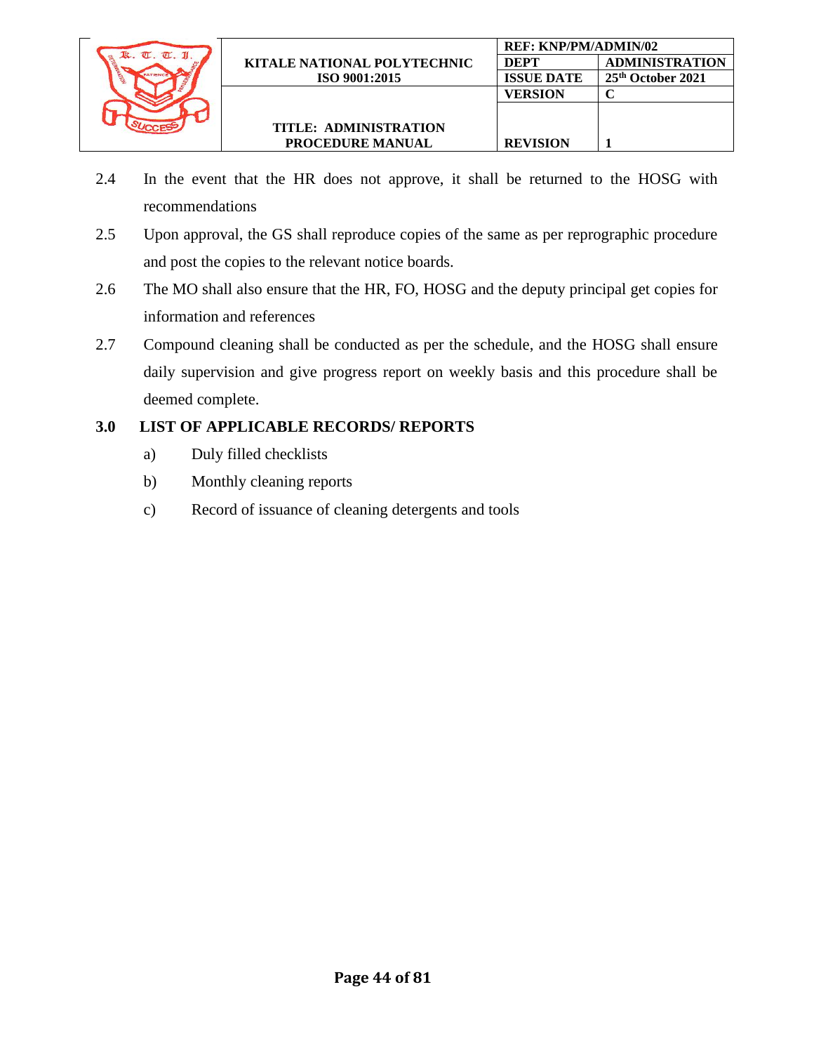2.4 In the event that the HR does not approve, it shall be returned to the HOSG with recommendations

2.5 Upon approval, the GS shall reproduce copies of the same as per reprographic procedure and post the copies to the relevant notice boards.

2.6 The MO shall also ensure that the HR, FO, HOSG and the deputy principal get copies for information and references

2.7 Compound cleaning shall be conducted as per the schedule, and the HOSG shall ensure daily supervision and give progress report on weekly basis and this procedure shall be deemed complete.

## 3.0 LIST OF APPLICABLE RECORDS/ REPORTS

a) Duly filled checklists

b) Monthly cleaning reports

c) Record of issuance of cleaning detergents and tools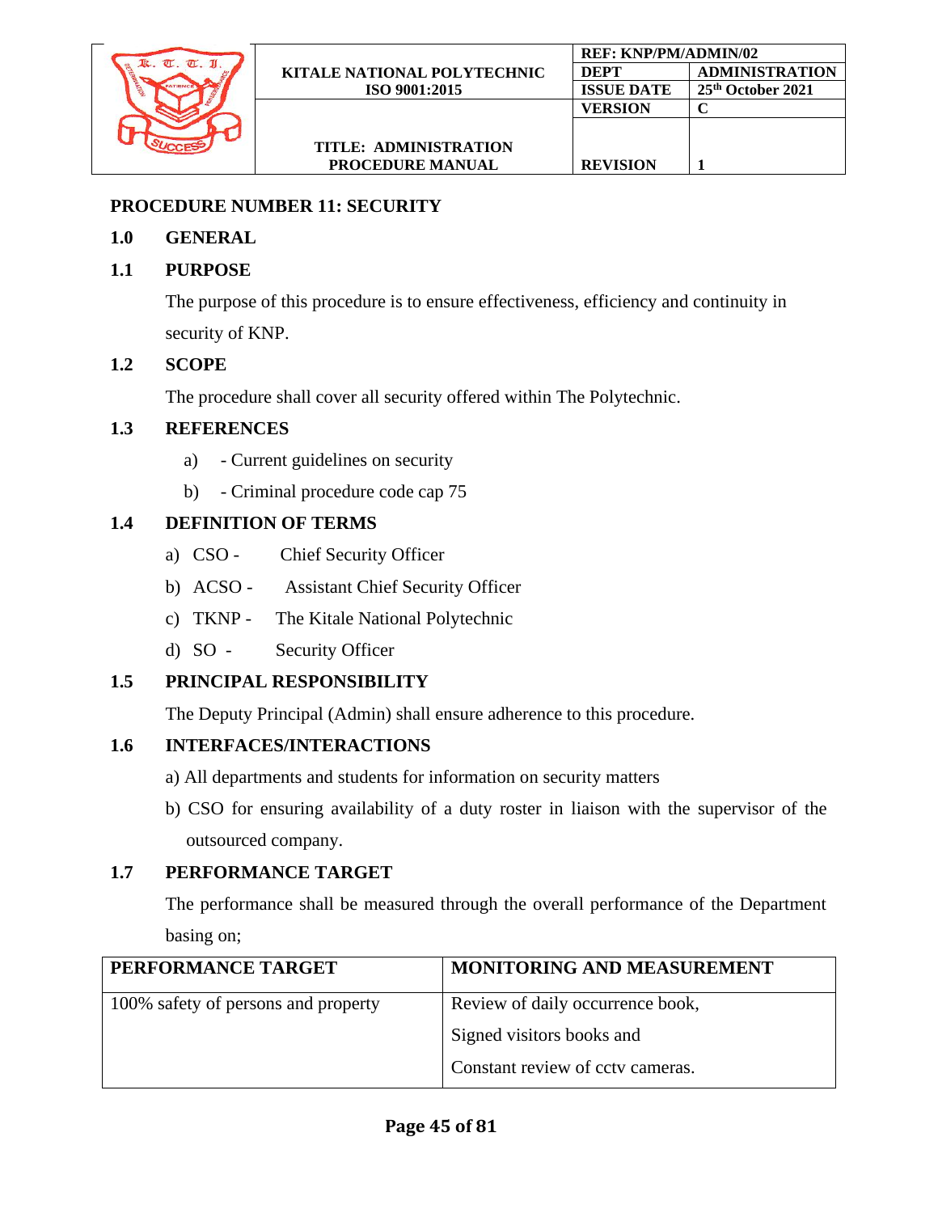## PROCEDURE NUMBER 11: SECURITY

### 1.0 GENERAL

### 1.1 PURPOSE

The purpose of this procedure is to ensure effectiveness, efficiency and continuity in security of KNP.

### 1.2 SCOPE

The procedure shall cover all security offered within The Polytechnic.

### 1.3 REFERENCES

a) - Current guidelines on security

b) - Criminal procedure code cap 75

### 1.4 DEFINITION OF TERMS

a) CSO - Chief Security Officer

b) ACSO - Assistant Chief Security Officer

c) TKNP - The Kitale National Polytechnic

d) SO - Security Officer

### 1.5 PRINCIPAL RESPONSIBILITY

The Deputy Principal (Admin) shall ensure adherence to this procedure.

### 1.6 INTERFACES/INTERACTIONS

a) All departments and students for information on security matters

b) CSO for ensuring availability of a duty roster in liaison with the supervisor of the outsourced company.

### 1.7 PERFORMANCE TARGET

The performance shall be measured through the overall performance of the Department basing on;

| PERFORMANCE TARGET | MONITORING AND MEASUREMENT |
|---|---|
| 100% safety of persons and property | Review of daily occurrence book,<br>Signed visitors books and<br>Constant review of cctv cameras. |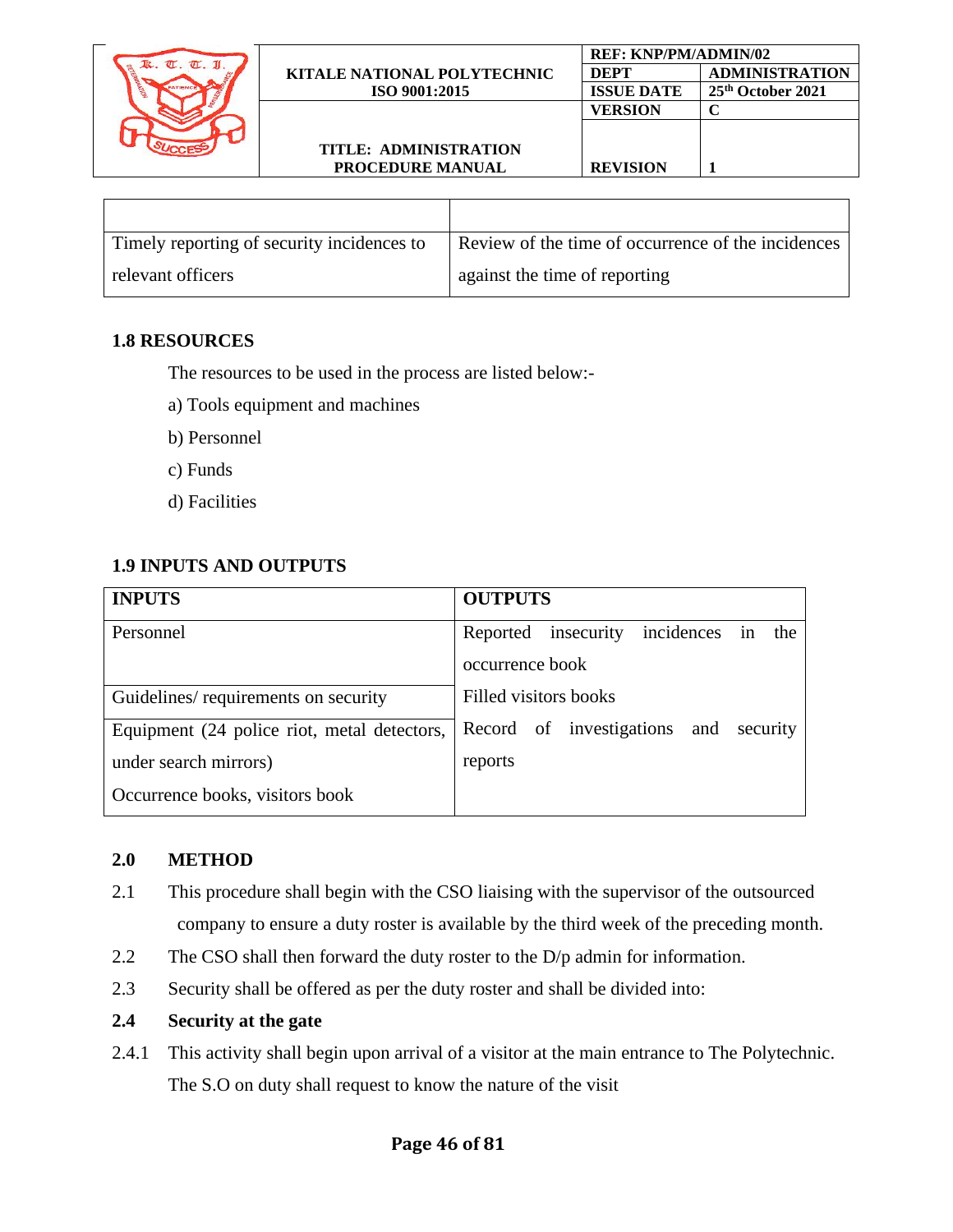| | |
|---|---|
| Timely reporting of security incidences to relevant officers | Review of the time of occurrence of the incidences against the time of reporting |

**1.8 RESOURCES**

The resources to be used in the process are listed below:-

a) Tools equipment and machines

b) Personnel

c) Funds

d) Facilities

**1.9 INPUTS AND OUTPUTS**

| INPUTS | OUTPUTS |
|---|---|
| Personnel | Reported insecurity incidences in the occurrence book |
| Guidelines/ requirements on security | Filled visitors books |
| Equipment (24 police riot, metal detectors, under search mirrors)<br>Occurrence books, visitors book | Record of investigations and security reports |

**2.0 METHOD**

2.1 This procedure shall begin with the CSO liaising with the supervisor of the outsourced company to ensure a duty roster is available by the third week of the preceding month.

2.2 The CSO shall then forward the duty roster to the D/p admin for information.

2.3 Security shall be offered as per the duty roster and shall be divided into:

**2.4 Security at the gate**

2.4.1 This activity shall begin upon arrival of a visitor at the main entrance to The Polytechnic. The S.O on duty shall request to know the nature of the visit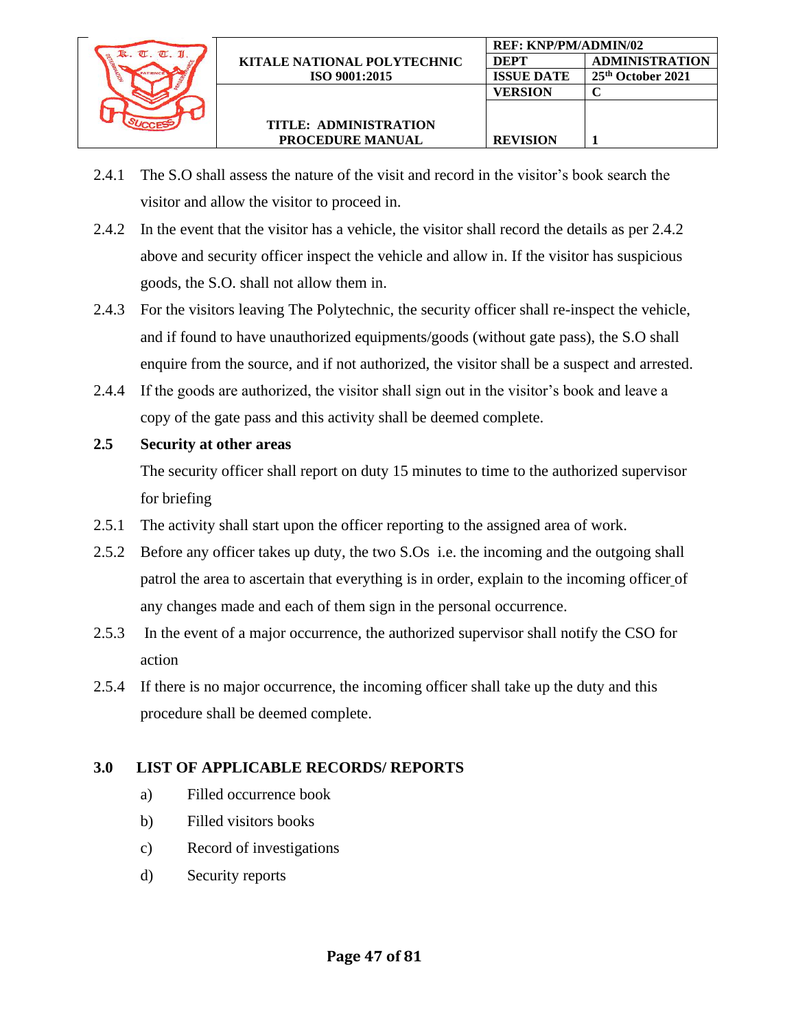2.4.1 The S.O shall assess the nature of the visit and record in the visitor's book search the visitor and allow the visitor to proceed in.

2.4.2 In the event that the visitor has a vehicle, the visitor shall record the details as per 2.4.2 above and security officer inspect the vehicle and allow in. If the visitor has suspicious goods, the S.O. shall not allow them in.

2.4.3 For the visitors leaving The Polytechnic, the security officer shall re-inspect the vehicle, and if found to have unauthorized equipments/goods (without gate pass), the S.O shall enquire from the source, and if not authorized, the visitor shall be a suspect and arrested.

2.4.4 If the goods are authorized, the visitor shall sign out in the visitor's book and leave a copy of the gate pass and this activity shall be deemed complete.

**2.5 Security at other areas**

The security officer shall report on duty 15 minutes to time to the authorized supervisor for briefing

2.5.1 The activity shall start upon the officer reporting to the assigned area of work.

2.5.2 Before any officer takes up duty, the two S.Os i.e. the incoming and the outgoing shall patrol the area to ascertain that everything is in order, explain to the incoming officer of any changes made and each of them sign in the personal occurrence.

2.5.3 In the event of a major occurrence, the authorized supervisor shall notify the CSO for action

2.5.4 If there is no major occurrence, the incoming officer shall take up the duty and this procedure shall be deemed complete.

## 3.0 LIST OF APPLICABLE RECORDS/ REPORTS

a) Filled occurrence book

b) Filled visitors books

c) Record of investigations

d) Security reports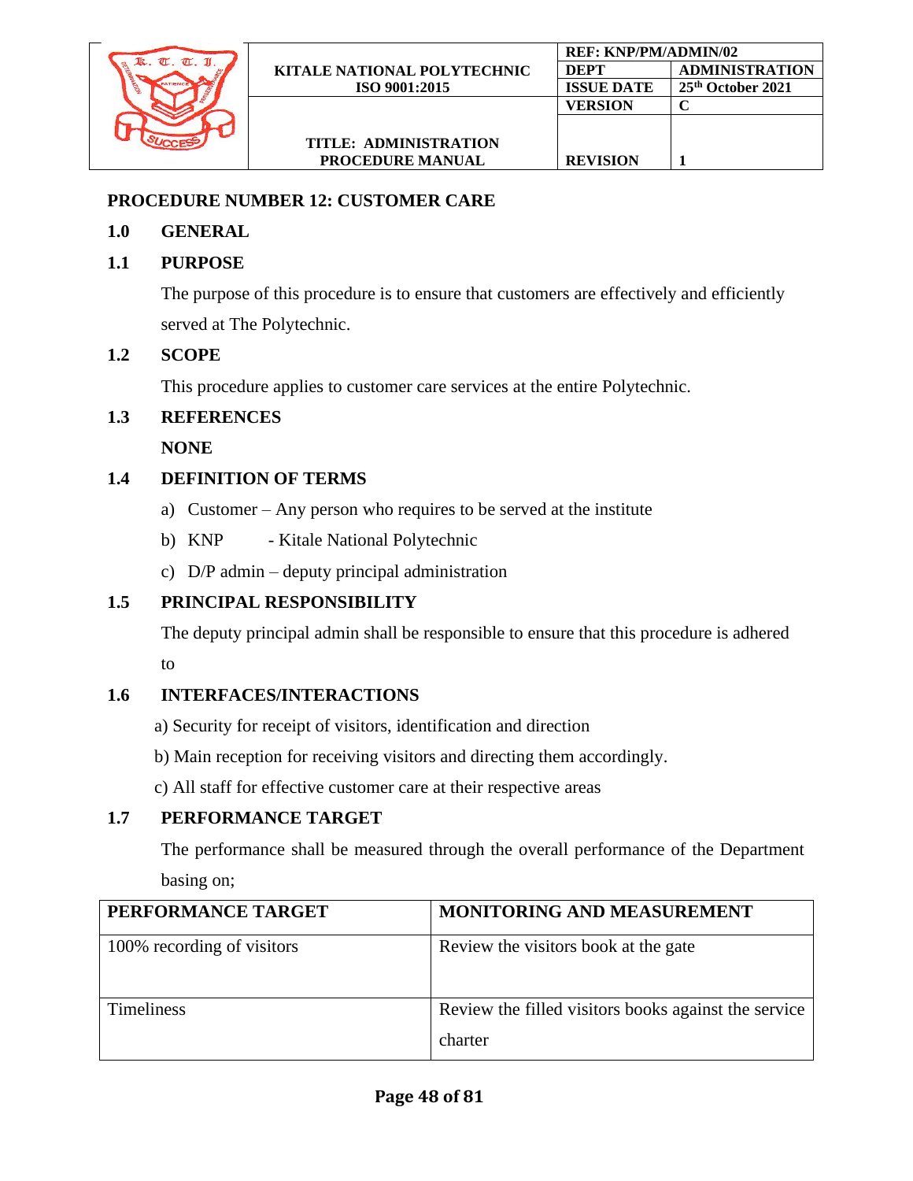## PROCEDURE NUMBER 12: CUSTOMER CARE

### 1.0 GENERAL

### 1.1 PURPOSE

The purpose of this procedure is to ensure that customers are effectively and efficiently served at The Polytechnic.

### 1.2 SCOPE

This procedure applies to customer care services at the entire Polytechnic.

### 1.3 REFERENCES

**NONE**

### 1.4 DEFINITION OF TERMS

a) Customer – Any person who requires to be served at the institute

b) KNP - Kitale National Polytechnic

c) D/P admin – deputy principal administration

### 1.5 PRINCIPAL RESPONSIBILITY

The deputy principal admin shall be responsible to ensure that this procedure is adhered to

### 1.6 INTERFACES/INTERACTIONS

a) Security for receipt of visitors, identification and direction

b) Main reception for receiving visitors and directing them accordingly.

c) All staff for effective customer care at their respective areas

### 1.7 PERFORMANCE TARGET

The performance shall be measured through the overall performance of the Department basing on;

| PERFORMANCE TARGET | MONITORING AND MEASUREMENT |
|---|---|
| 100% recording of visitors | Review the visitors book at the gate |
| Timeliness | Review the filled visitors books against the service charter |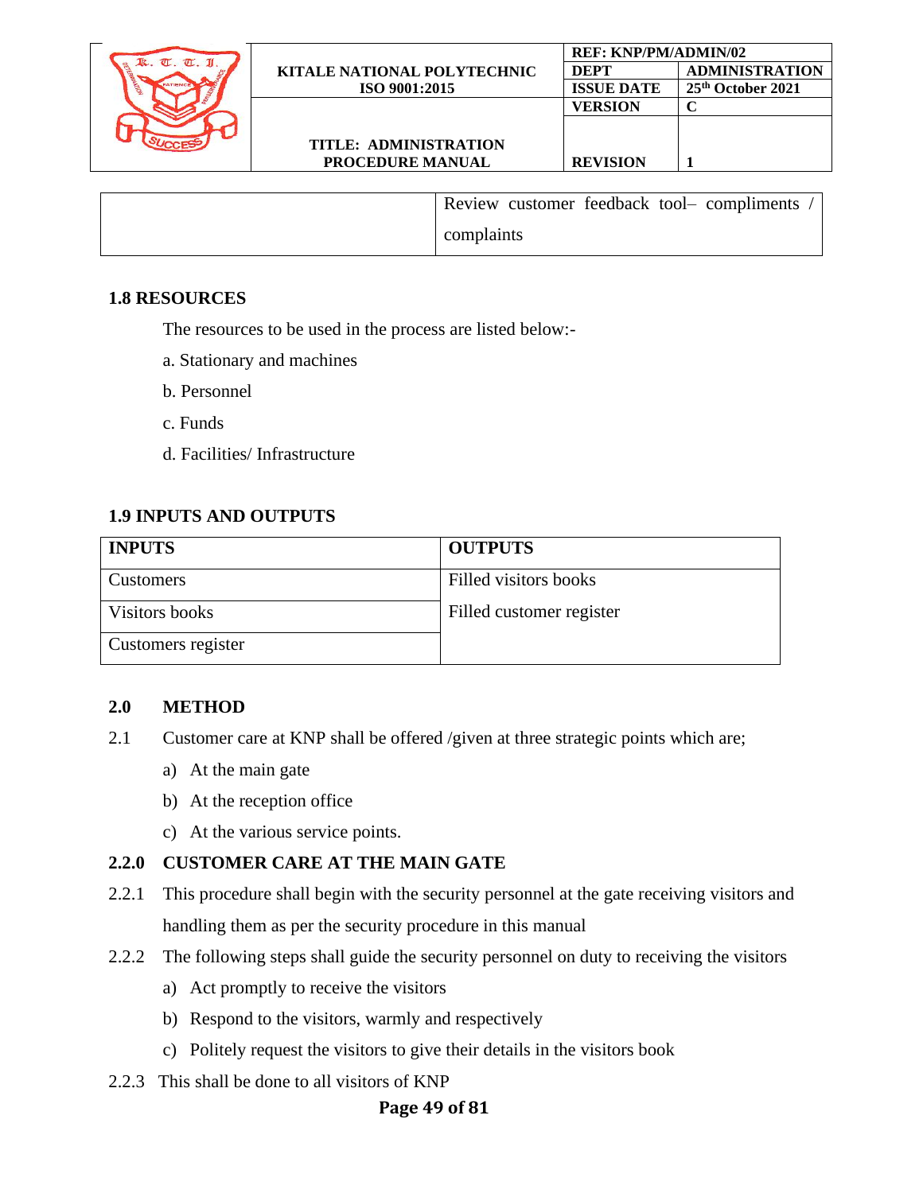| | Review customer feedback tool– compliments / complaints |
|---|---|

**1.8 RESOURCES**

The resources to be used in the process are listed below:-

a. Stationary and machines

b. Personnel

c. Funds

d. Facilities/ Infrastructure

**1.9 INPUTS AND OUTPUTS**

| INPUTS | OUTPUTS |
|---|---|
| Customers | Filled visitors books |
| Visitors books | Filled customer register |
| Customers register | |

**2.0 METHOD**

2.1 Customer care at KNP shall be offered /given at three strategic points which are;

a) At the main gate

b) At the reception office

c) At the various service points.

**2.2.0 CUSTOMER CARE AT THE MAIN GATE**

2.2.1 This procedure shall begin with the security personnel at the gate receiving visitors and handling them as per the security procedure in this manual

2.2.2 The following steps shall guide the security personnel on duty to receiving the visitors

a) Act promptly to receive the visitors

b) Respond to the visitors, warmly and respectively

c) Politely request the visitors to give their details in the visitors book

2.2.3 This shall be done to all visitors of KNP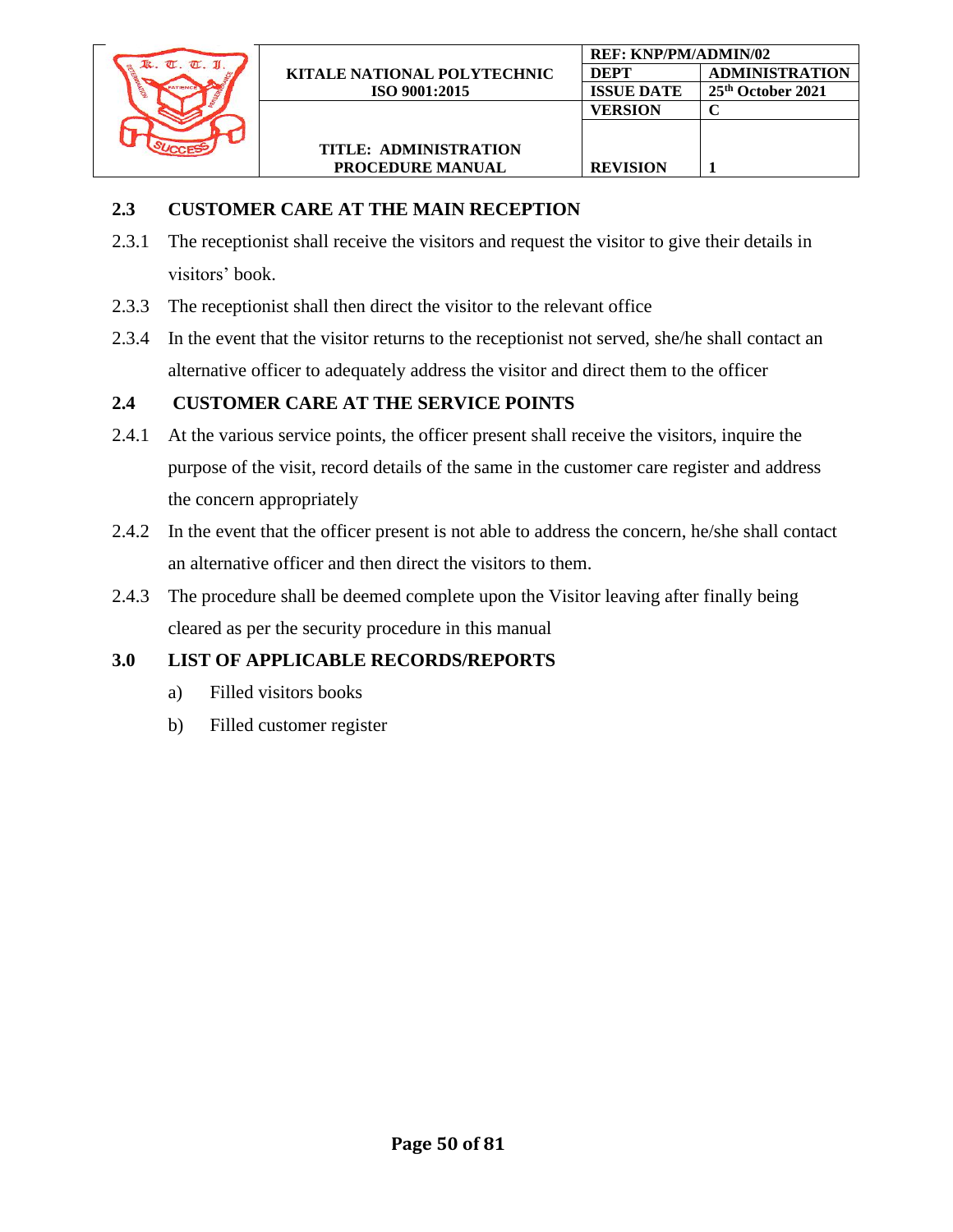## 2.3 CUSTOMER CARE AT THE MAIN RECEPTION

2.3.1 The receptionist shall receive the visitors and request the visitor to give their details in visitors' book.

2.3.3 The receptionist shall then direct the visitor to the relevant office

2.3.4 In the event that the visitor returns to the receptionist not served, she/he shall contact an alternative officer to adequately address the visitor and direct them to the officer

## 2.4 CUSTOMER CARE AT THE SERVICE POINTS

2.4.1 At the various service points, the officer present shall receive the visitors, inquire the purpose of the visit, record details of the same in the customer care register and address the concern appropriately

2.4.2 In the event that the officer present is not able to address the concern, he/she shall contact an alternative officer and then direct the visitors to them.

2.4.3 The procedure shall be deemed complete upon the Visitor leaving after finally being cleared as per the security procedure in this manual

## 3.0 LIST OF APPLICABLE RECORDS/REPORTS

a) Filled visitors books

b) Filled customer register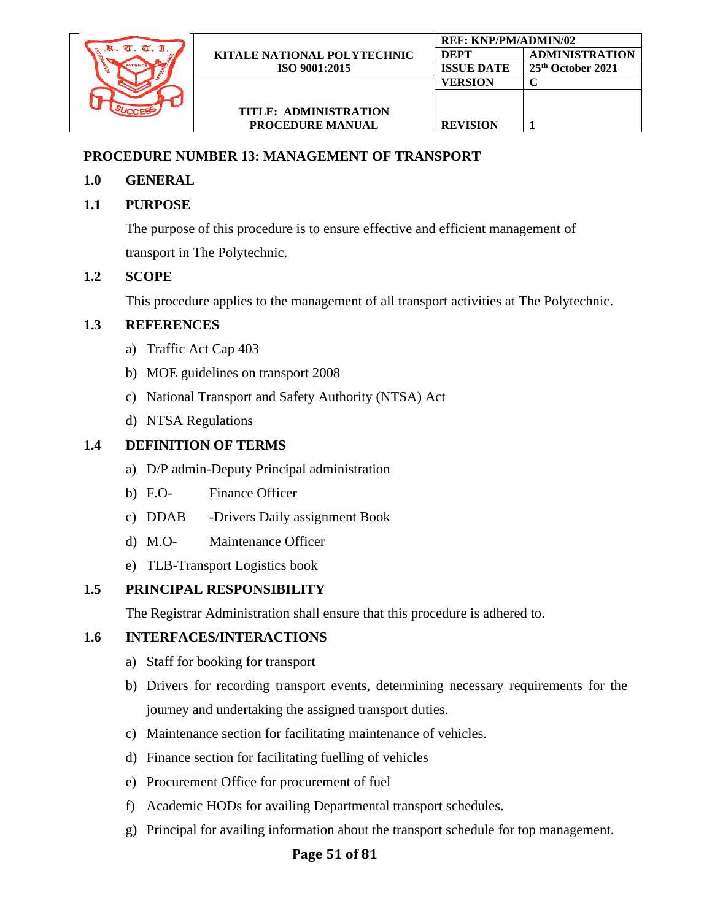## PROCEDURE NUMBER 13: MANAGEMENT OF TRANSPORT

### 1.0 GENERAL

### 1.1 PURPOSE

The purpose of this procedure is to ensure effective and efficient management of transport in The Polytechnic.

### 1.2 SCOPE

This procedure applies to the management of all transport activities at The Polytechnic.

### 1.3 REFERENCES

a) Traffic Act Cap 403
b) MOE guidelines on transport 2008
c) National Transport and Safety Authority (NTSA) Act
d) NTSA Regulations

### 1.4 DEFINITION OF TERMS

a) D/P admin-Deputy Principal administration
b) F.O- Finance Officer
c) DDAB -Drivers Daily assignment Book
d) M.O- Maintenance Officer
e) TLB-Transport Logistics book

### 1.5 PRINCIPAL RESPONSIBILITY

The Registrar Administration shall ensure that this procedure is adhered to.

### 1.6 INTERFACES/INTERACTIONS

a) Staff for booking for transport
b) Drivers for recording transport events, determining necessary requirements for the journey and undertaking the assigned transport duties.
c) Maintenance section for facilitating maintenance of vehicles.
d) Finance section for facilitating fuelling of vehicles
e) Procurement Office for procurement of fuel
f) Academic HODs for availing Departmental transport schedules.
g) Principal for availing information about the transport schedule for top management.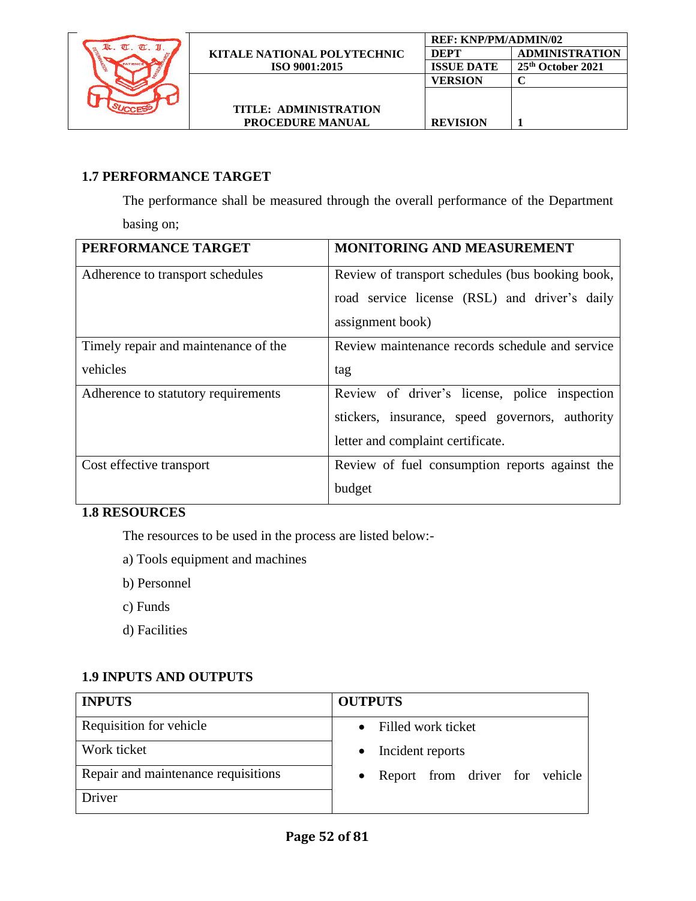## 1.7 PERFORMANCE TARGET

The performance shall be measured through the overall performance of the Department basing on;

| PERFORMANCE TARGET | MONITORING AND MEASUREMENT |
|---|---|
| Adherence to transport schedules | Review of transport schedules (bus booking book, road service license (RSL) and driver's daily assignment book) |
| Timely repair and maintenance of the vehicles | Review maintenance records schedule and service tag |
| Adherence to statutory requirements | Review of driver's license, police inspection stickers, insurance, speed governors, authority letter and complaint certificate. |
| Cost effective transport | Review of fuel consumption reports against the budget |

## 1.8 RESOURCES

The resources to be used in the process are listed below:-

a) Tools equipment and machines

b) Personnel

c) Funds

d) Facilities

## 1.9 INPUTS AND OUTPUTS

| INPUTS | OUTPUTS |
|---|---|
| Requisition for vehicle | • Filled work ticket<br>• Incident reports<br>• Report from driver for vehicle |
| Work ticket | |
| Repair and maintenance requisitions | |
| Driver | |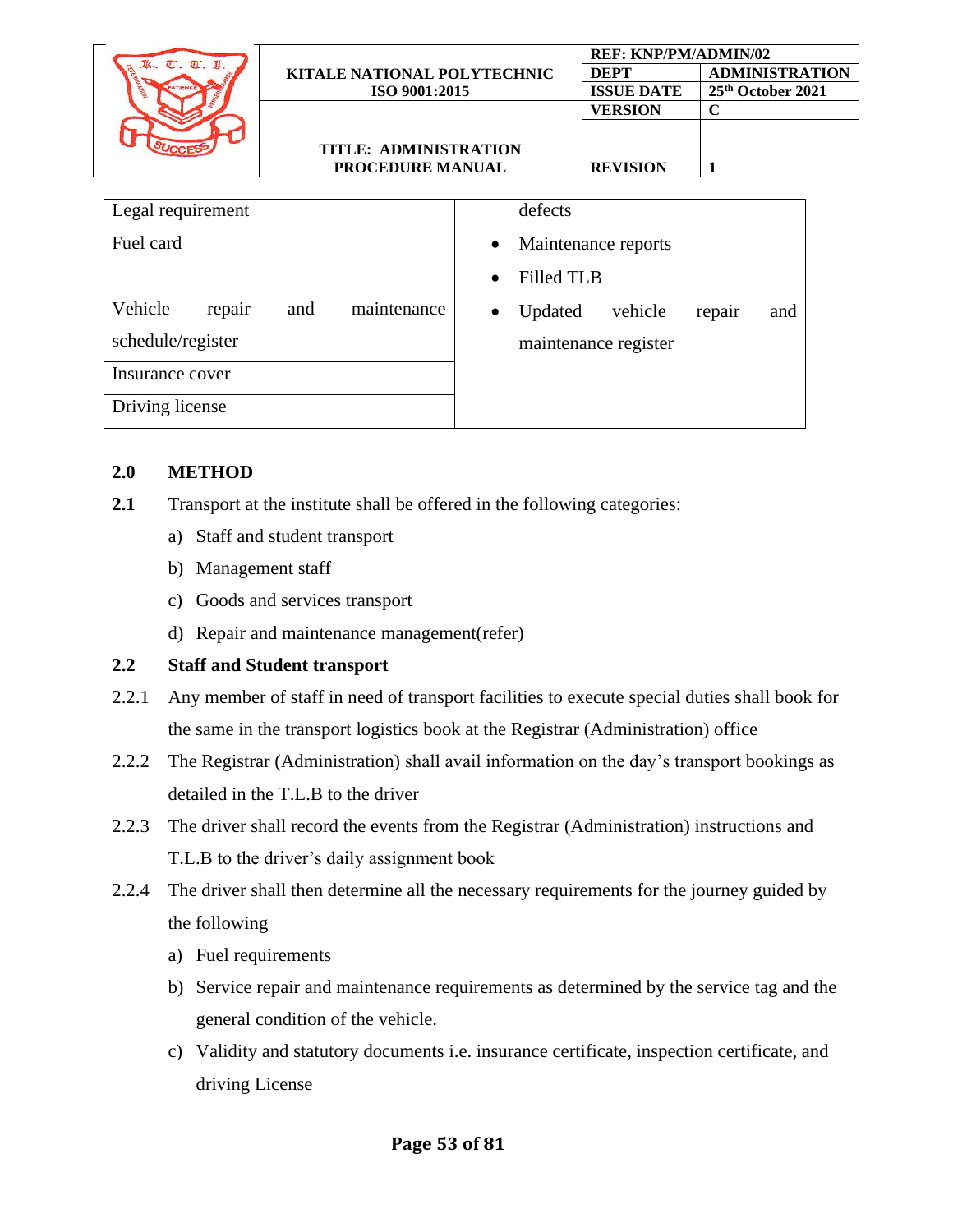| | |
|---|---|
| Legal requirement | defects |
| Fuel card | • Maintenance reports<br>• Filled TLB |
| Vehicle repair and maintenance schedule/register | • Updated vehicle repair and maintenance register |
| Insurance cover | |
| Driving license | |

## 2.0 METHOD

**2.1** Transport at the institute shall be offered in the following categories:

a) Staff and student transport

b) Management staff

c) Goods and services transport

d) Repair and maintenance management(refer)

**2.2 Staff and Student transport**

2.2.1 Any member of staff in need of transport facilities to execute special duties shall book for the same in the transport logistics book at the Registrar (Administration) office

2.2.2 The Registrar (Administration) shall avail information on the day's transport bookings as detailed in the T.L.B to the driver

2.2.3 The driver shall record the events from the Registrar (Administration) instructions and T.L.B to the driver's daily assignment book

2.2.4 The driver shall then determine all the necessary requirements for the journey guided by the following

a) Fuel requirements

b) Service repair and maintenance requirements as determined by the service tag and the general condition of the vehicle.

c) Validity and statutory documents i.e. insurance certificate, inspection certificate, and driving License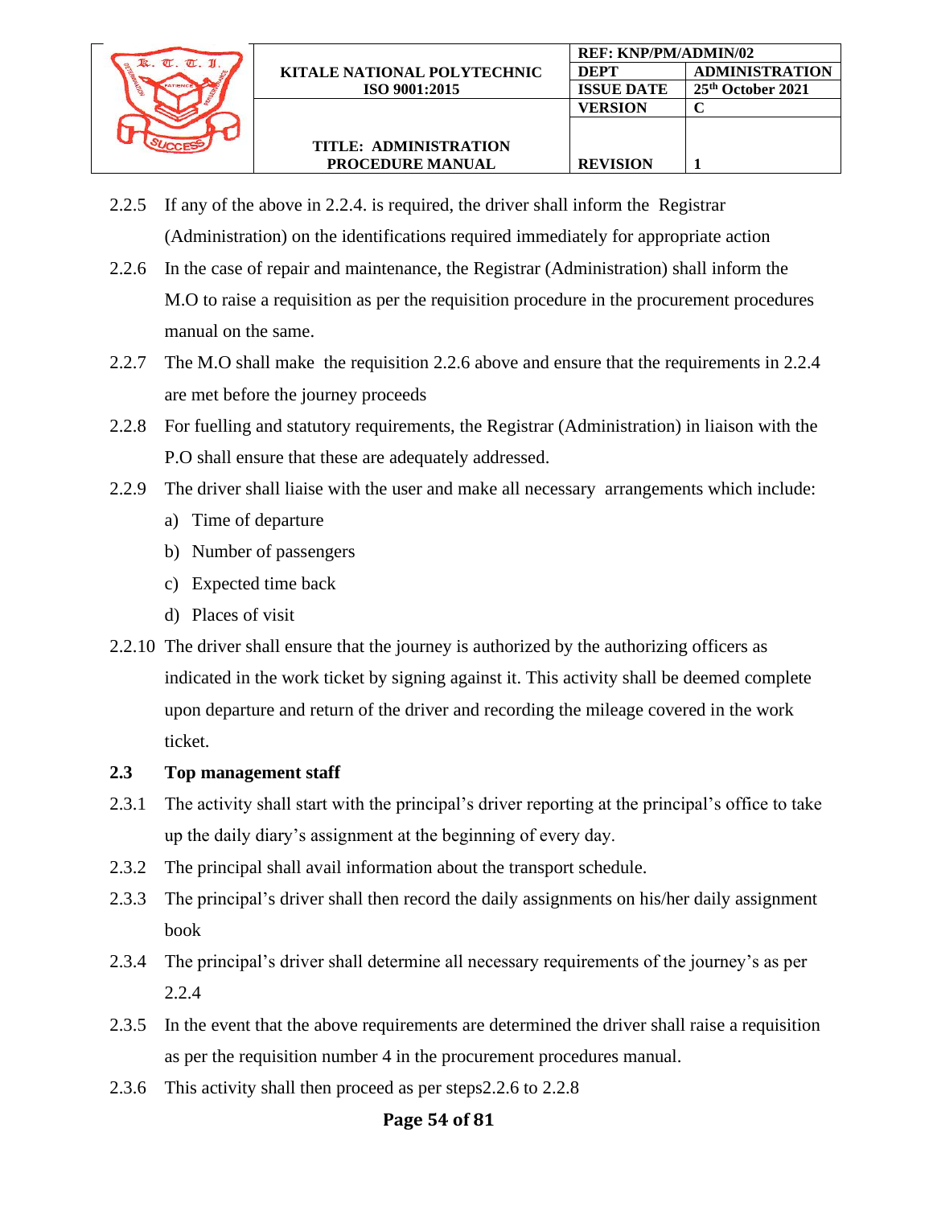2.2.5 If any of the above in 2.2.4. is required, the driver shall inform the Registrar (Administration) on the identifications required immediately for appropriate action

2.2.6 In the case of repair and maintenance, the Registrar (Administration) shall inform the M.O to raise a requisition as per the requisition procedure in the procurement procedures manual on the same.

2.2.7 The M.O shall make the requisition 2.2.6 above and ensure that the requirements in 2.2.4 are met before the journey proceeds

2.2.8 For fuelling and statutory requirements, the Registrar (Administration) in liaison with the P.O shall ensure that these are adequately addressed.

2.2.9 The driver shall liaise with the user and make all necessary arrangements which include:

a) Time of departure
b) Number of passengers
c) Expected time back
d) Places of visit

2.2.10 The driver shall ensure that the journey is authorized by the authorizing officers as indicated in the work ticket by signing against it. This activity shall be deemed complete upon departure and return of the driver and recording the mileage covered in the work ticket.

**2.3 Top management staff**

2.3.1 The activity shall start with the principal's driver reporting at the principal's office to take up the daily diary's assignment at the beginning of every day.

2.3.2 The principal shall avail information about the transport schedule.

2.3.3 The principal's driver shall then record the daily assignments on his/her daily assignment book

2.3.4 The principal's driver shall determine all necessary requirements of the journey's as per 2.2.4

2.3.5 In the event that the above requirements are determined the driver shall raise a requisition as per the requisition number 4 in the procurement procedures manual.

2.3.6 This activity shall then proceed as per steps2.2.6 to 2.2.8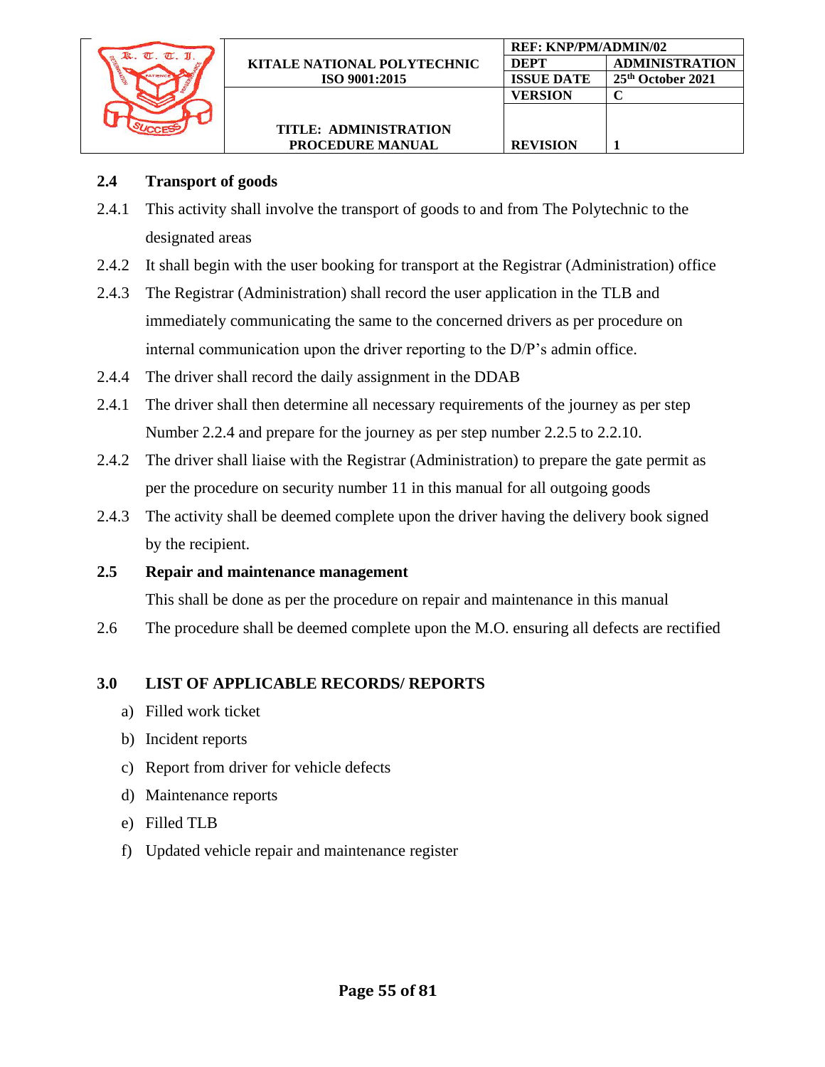### 2.4 Transport of goods

2.4.1 This activity shall involve the transport of goods to and from The Polytechnic to the designated areas

2.4.2 It shall begin with the user booking for transport at the Registrar (Administration) office

2.4.3 The Registrar (Administration) shall record the user application in the TLB and immediately communicating the same to the concerned drivers as per procedure on internal communication upon the driver reporting to the D/P's admin office.

2.4.4 The driver shall record the daily assignment in the DDAB

2.4.1 The driver shall then determine all necessary requirements of the journey as per step Number 2.2.4 and prepare for the journey as per step number 2.2.5 to 2.2.10.

2.4.2 The driver shall liaise with the Registrar (Administration) to prepare the gate permit as per the procedure on security number 11 in this manual for all outgoing goods

2.4.3 The activity shall be deemed complete upon the driver having the delivery book signed by the recipient.

### 2.5 Repair and maintenance management

This shall be done as per the procedure on repair and maintenance in this manual

2.6 The procedure shall be deemed complete upon the M.O. ensuring all defects are rectified

## 3.0 LIST OF APPLICABLE RECORDS/ REPORTS

a) Filled work ticket
b) Incident reports
c) Report from driver for vehicle defects
d) Maintenance reports
e) Filled TLB
f) Updated vehicle repair and maintenance register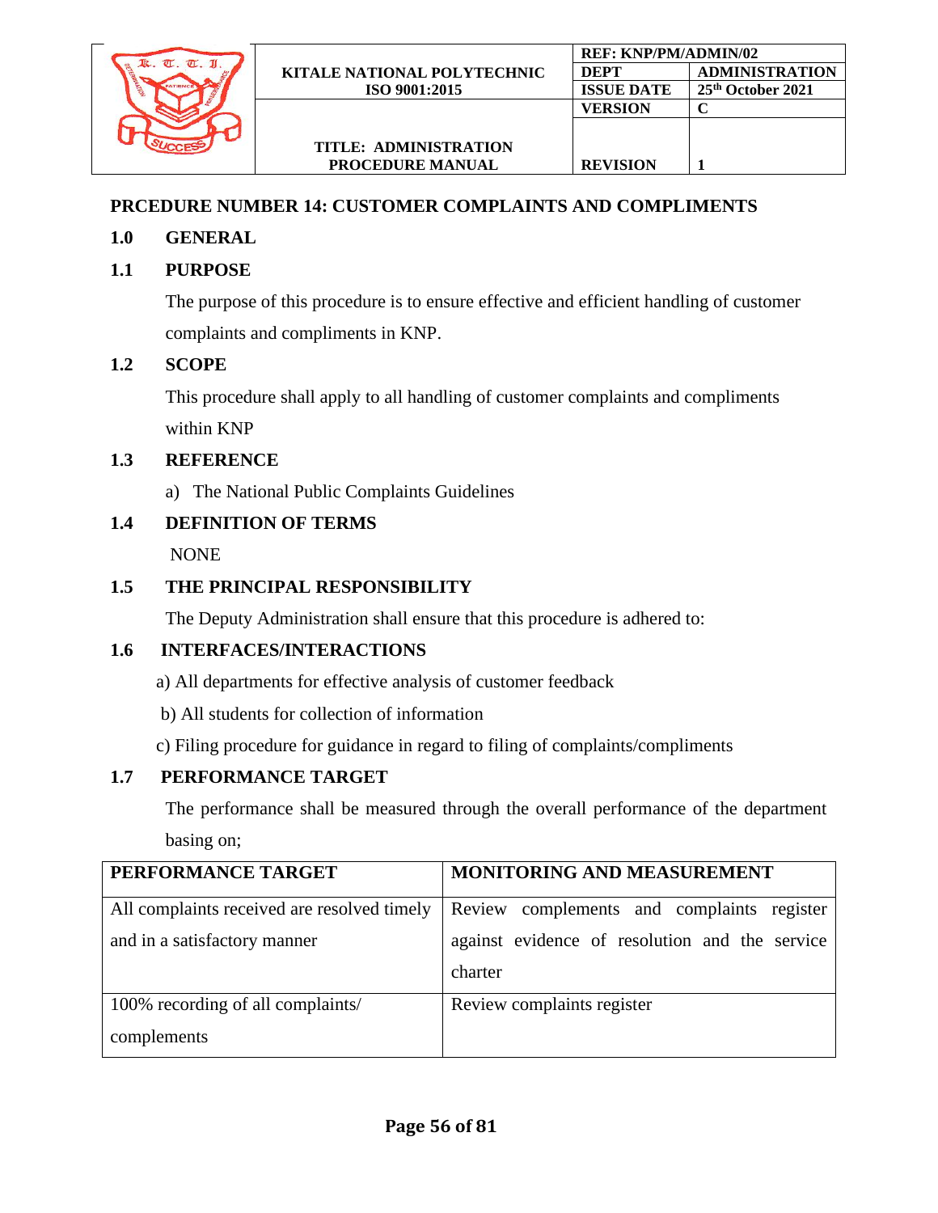## PRCEDURE NUMBER 14: CUSTOMER COMPLAINTS AND COMPLIMENTS

### 1.0 GENERAL

### 1.1 PURPOSE

The purpose of this procedure is to ensure effective and efficient handling of customer complaints and compliments in KNP.

### 1.2 SCOPE

This procedure shall apply to all handling of customer complaints and compliments within KNP

### 1.3 REFERENCE

a) The National Public Complaints Guidelines

### 1.4 DEFINITION OF TERMS

NONE

### 1.5 THE PRINCIPAL RESPONSIBILITY

The Deputy Administration shall ensure that this procedure is adhered to:

### 1.6 INTERFACES/INTERACTIONS

a) All departments for effective analysis of customer feedback

b) All students for collection of information

c) Filing procedure for guidance in regard to filing of complaints/compliments

### 1.7 PERFORMANCE TARGET

The performance shall be measured through the overall performance of the department basing on;

| PERFORMANCE TARGET | MONITORING AND MEASUREMENT |
|---|---|
| All complaints received are resolved timely and in a satisfactory manner | Review complements and complaints register against evidence of resolution and the service charter |
| 100% recording of all complaints/ complements | Review complaints register |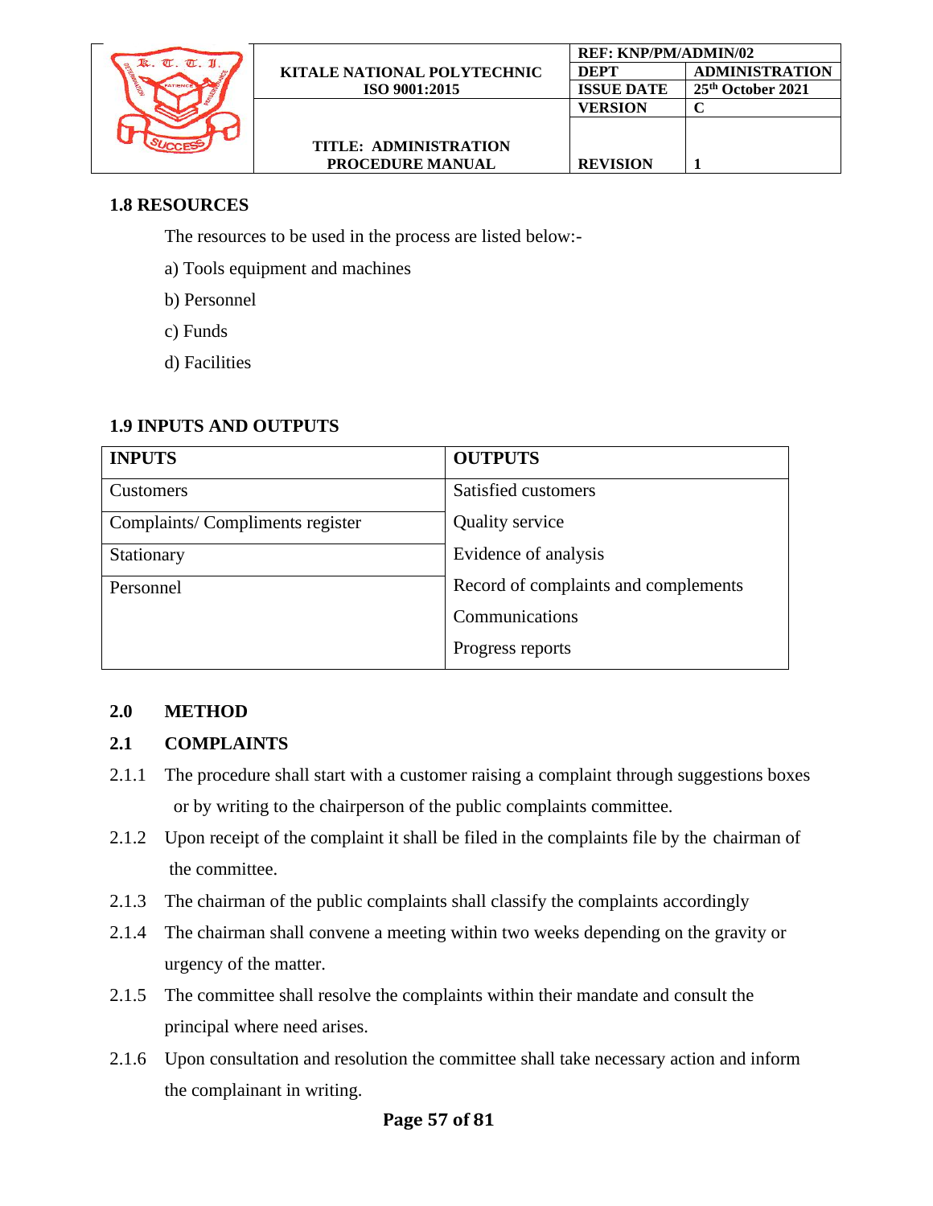## 1.8 RESOURCES

The resources to be used in the process are listed below:-

a) Tools equipment and machines

b) Personnel

c) Funds

d) Facilities

## 1.9 INPUTS AND OUTPUTS

| INPUTS | OUTPUTS |
|---|---|
| Customers | Satisfied customers |
| Complaints/ Compliments register | Quality service |
| Stationary | Evidence of analysis |
| Personnel | Record of complaints and complements<br>Communications<br>Progress reports |

## 2.0 METHOD

## 2.1 COMPLAINTS

2.1.1 The procedure shall start with a customer raising a complaint through suggestions boxes or by writing to the chairperson of the public complaints committee.

2.1.2 Upon receipt of the complaint it shall be filed in the complaints file by the chairman of the committee.

2.1.3 The chairman of the public complaints shall classify the complaints accordingly

2.1.4 The chairman shall convene a meeting within two weeks depending on the gravity or urgency of the matter.

2.1.5 The committee shall resolve the complaints within their mandate and consult the principal where need arises.

2.1.6 Upon consultation and resolution the committee shall take necessary action and inform the complainant in writing.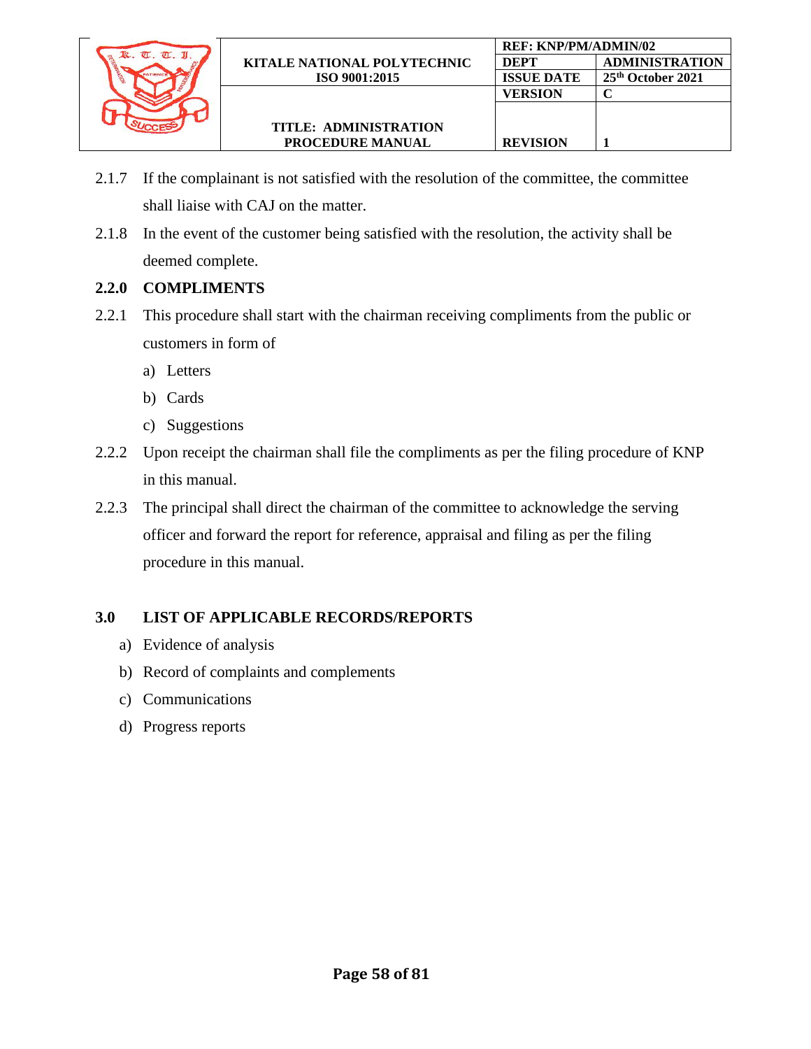2.1.7 If the complainant is not satisfied with the resolution of the committee, the committee shall liaise with CAJ on the matter.

2.1.8 In the event of the customer being satisfied with the resolution, the activity shall be deemed complete.

### 2.2.0 COMPLIMENTS

2.2.1 This procedure shall start with the chairman receiving compliments from the public or customers in form of

a) Letters

b) Cards

c) Suggestions

2.2.2 Upon receipt the chairman shall file the compliments as per the filing procedure of KNP in this manual.

2.2.3 The principal shall direct the chairman of the committee to acknowledge the serving officer and forward the report for reference, appraisal and filing as per the filing procedure in this manual.

## 3.0 LIST OF APPLICABLE RECORDS/REPORTS

a) Evidence of analysis

b) Record of complaints and complements

c) Communications

d) Progress reports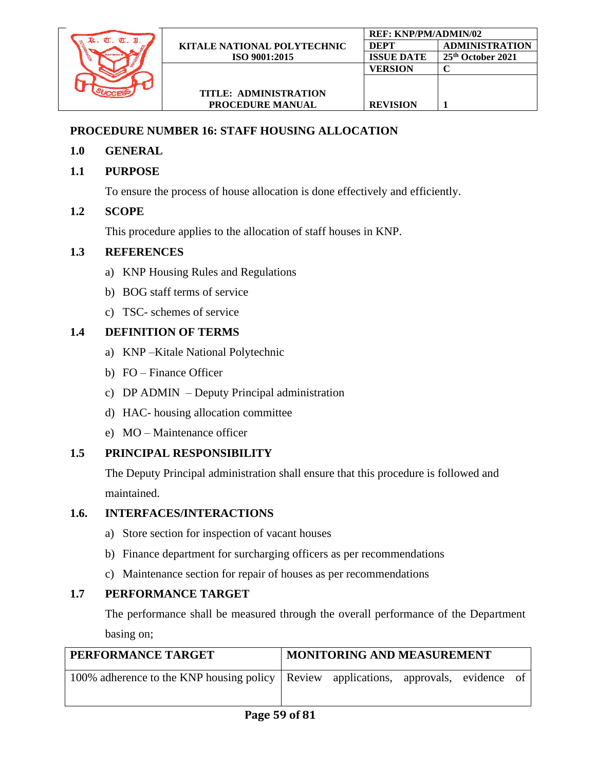## PROCEDURE NUMBER 16: STAFF HOUSING ALLOCATION

### 1.0 GENERAL

### 1.1 PURPOSE

To ensure the process of house allocation is done effectively and efficiently.

### 1.2 SCOPE

This procedure applies to the allocation of staff houses in KNP.

### 1.3 REFERENCES

a) KNP Housing Rules and Regulations

b) BOG staff terms of service

c) TSC- schemes of service

### 1.4 DEFINITION OF TERMS

a) KNP –Kitale National Polytechnic

b) FO – Finance Officer

c) DP ADMIN – Deputy Principal administration

d) HAC- housing allocation committee

e) MO – Maintenance officer

### 1.5 PRINCIPAL RESPONSIBILITY

The Deputy Principal administration shall ensure that this procedure is followed and maintained.

### 1.6. INTERFACES/INTERACTIONS

a) Store section for inspection of vacant houses

b) Finance department for surcharging officers as per recommendations

c) Maintenance section for repair of houses as per recommendations

### 1.7 PERFORMANCE TARGET

The performance shall be measured through the overall performance of the Department basing on;

| PERFORMANCE TARGET | MONITORING AND MEASUREMENT |
| --- | --- |
| 100% adherence to the KNP housing policy | Review applications, approvals, evidence of |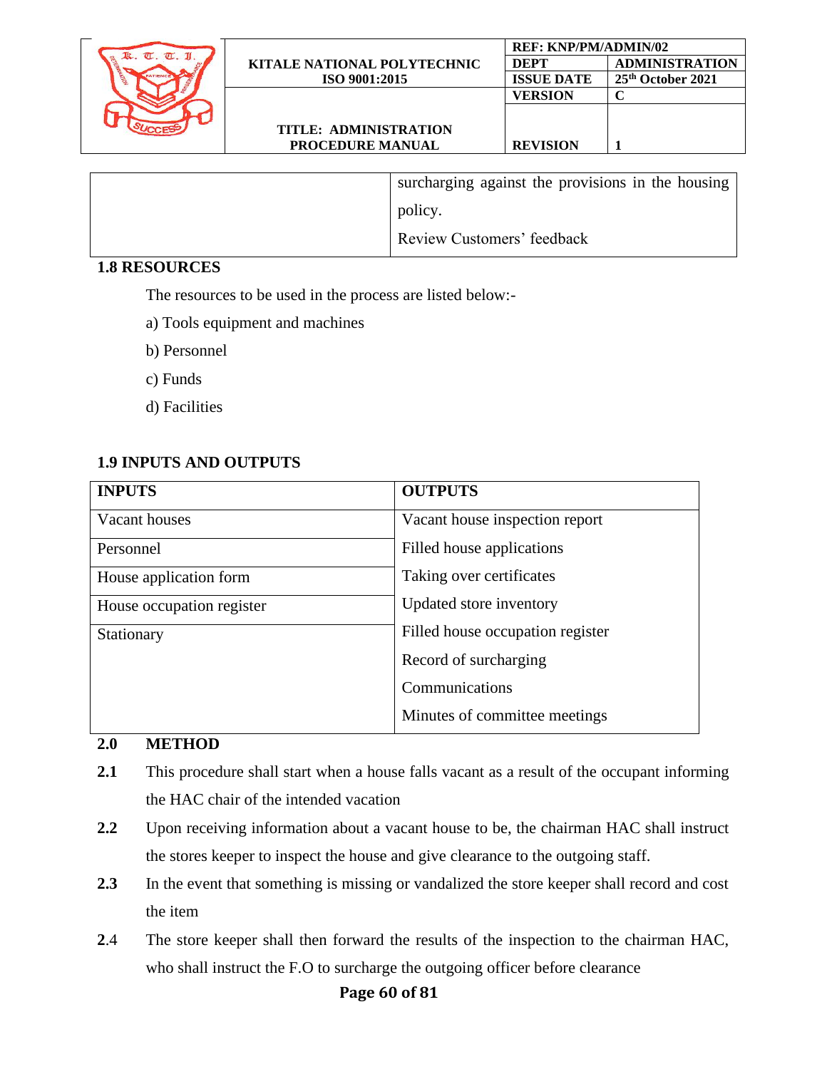| | |
|---|---|
| | surcharging against the provisions in the housing policy.<br>Review Customers' feedback |

**1.8 RESOURCES**

The resources to be used in the process are listed below:-

a) Tools equipment and machines

b) Personnel

c) Funds

d) Facilities

**1.9 INPUTS AND OUTPUTS**

| INPUTS | OUTPUTS |
|---|---|
| Vacant houses | Vacant house inspection report |
| Personnel | Filled house applications |
| House application form | Taking over certificates |
| House occupation register | Updated store inventory |
| Stationary | Filled house occupation register<br>Record of surcharging<br>Communications<br>Minutes of committee meetings |

**2.0 METHOD**

**2.1** This procedure shall start when a house falls vacant as a result of the occupant informing the HAC chair of the intended vacation

**2.2** Upon receiving information about a vacant house to be, the chairman HAC shall instruct the stores keeper to inspect the house and give clearance to the outgoing staff.

**2.3** In the event that something is missing or vandalized the store keeper shall record and cost the item

**2.4** The store keeper shall then forward the results of the inspection to the chairman HAC, who shall instruct the F.O to surcharge the outgoing officer before clearance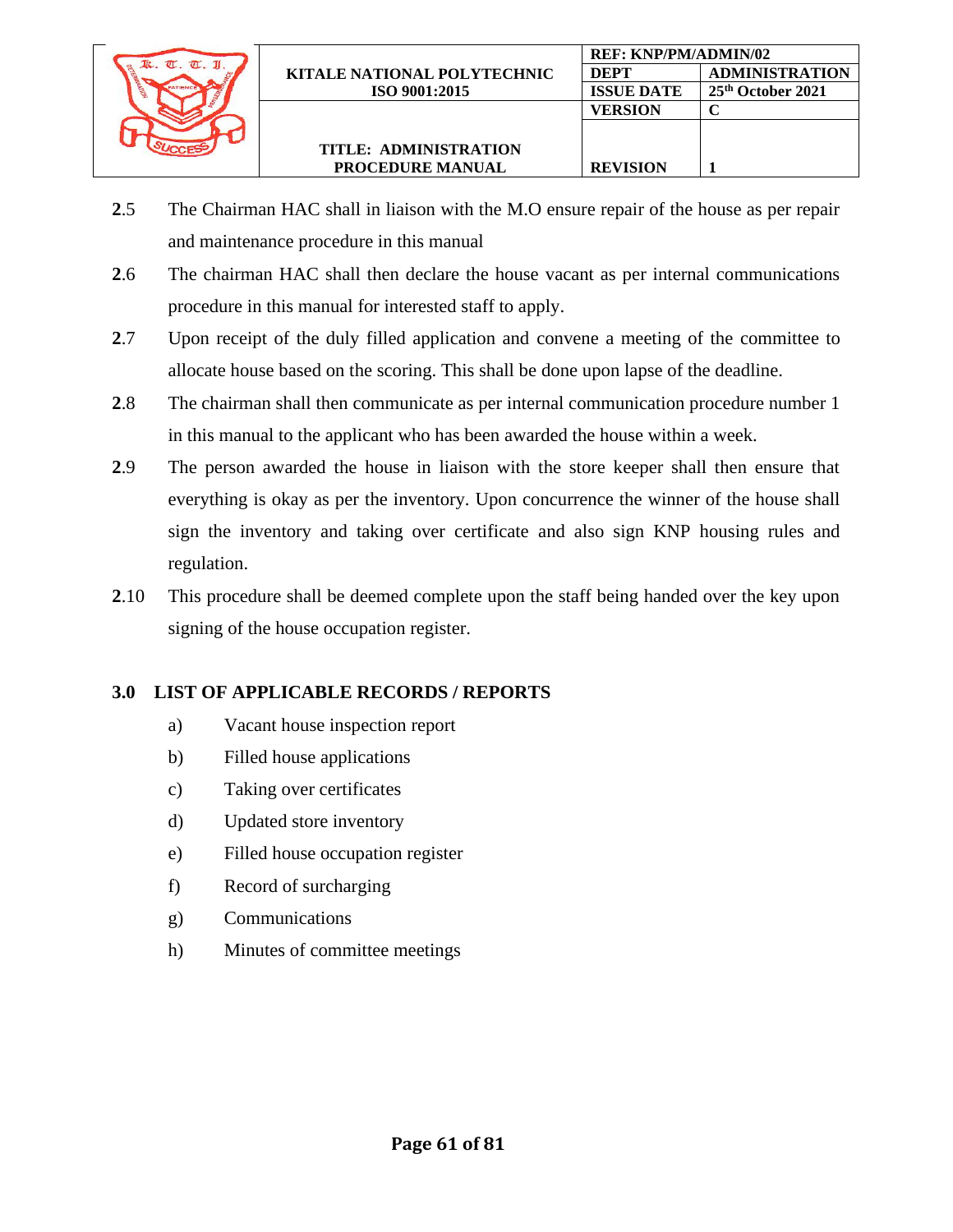**2**.5 The Chairman HAC shall in liaison with the M.O ensure repair of the house as per repair and maintenance procedure in this manual

**2**.6 The chairman HAC shall then declare the house vacant as per internal communications procedure in this manual for interested staff to apply.

**2**.7 Upon receipt of the duly filled application and convene a meeting of the committee to allocate house based on the scoring. This shall be done upon lapse of the deadline.

**2**.8 The chairman shall then communicate as per internal communication procedure number 1 in this manual to the applicant who has been awarded the house within a week.

**2**.9 The person awarded the house in liaison with the store keeper shall then ensure that everything is okay as per the inventory. Upon concurrence the winner of the house shall sign the inventory and taking over certificate and also sign KNP housing rules and regulation.

**2**.10 This procedure shall be deemed complete upon the staff being handed over the key upon signing of the house occupation register.

## 3.0 LIST OF APPLICABLE RECORDS / REPORTS

a) Vacant house inspection report

b) Filled house applications

c) Taking over certificates

d) Updated store inventory

e) Filled house occupation register

f) Record of surcharging

g) Communications

h) Minutes of committee meetings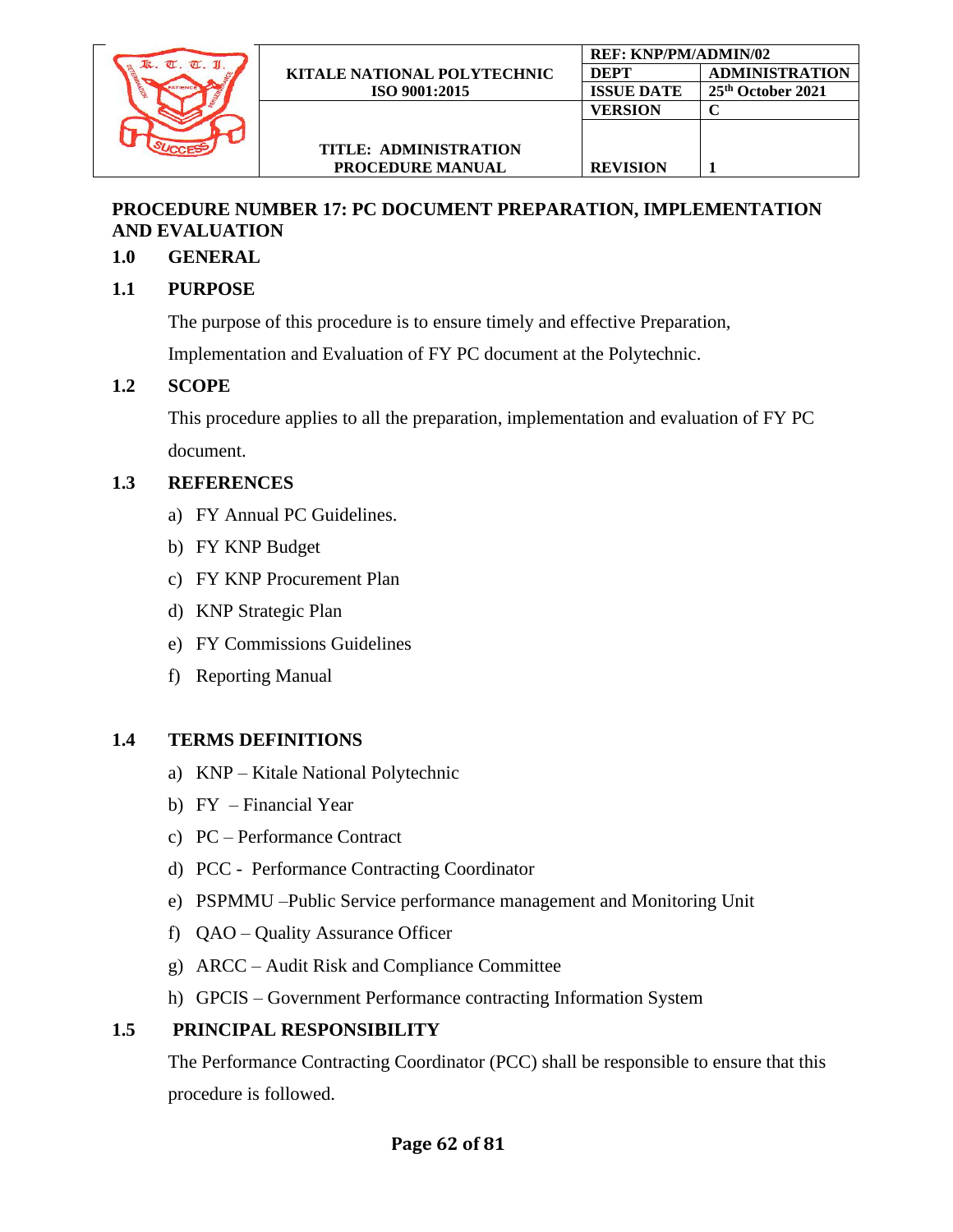## PROCEDURE NUMBER 17: PC DOCUMENT PREPARATION, IMPLEMENTATION AND EVALUATION

### 1.0 GENERAL

### 1.1 PURPOSE

The purpose of this procedure is to ensure timely and effective Preparation, Implementation and Evaluation of FY PC document at the Polytechnic.

### 1.2 SCOPE

This procedure applies to all the preparation, implementation and evaluation of FY PC document.

### 1.3 REFERENCES

a) FY Annual PC Guidelines.
b) FY KNP Budget
c) FY KNP Procurement Plan
d) KNP Strategic Plan
e) FY Commissions Guidelines
f) Reporting Manual

### 1.4 TERMS DEFINITIONS

a) KNP – Kitale National Polytechnic
b) FY – Financial Year
c) PC – Performance Contract
d) PCC - Performance Contracting Coordinator
e) PSPMMU –Public Service performance management and Monitoring Unit
f) QAO – Quality Assurance Officer
g) ARCC – Audit Risk and Compliance Committee
h) GPCIS – Government Performance contracting Information System

### 1.5 PRINCIPAL RESPONSIBILITY

The Performance Contracting Coordinator (PCC) shall be responsible to ensure that this procedure is followed.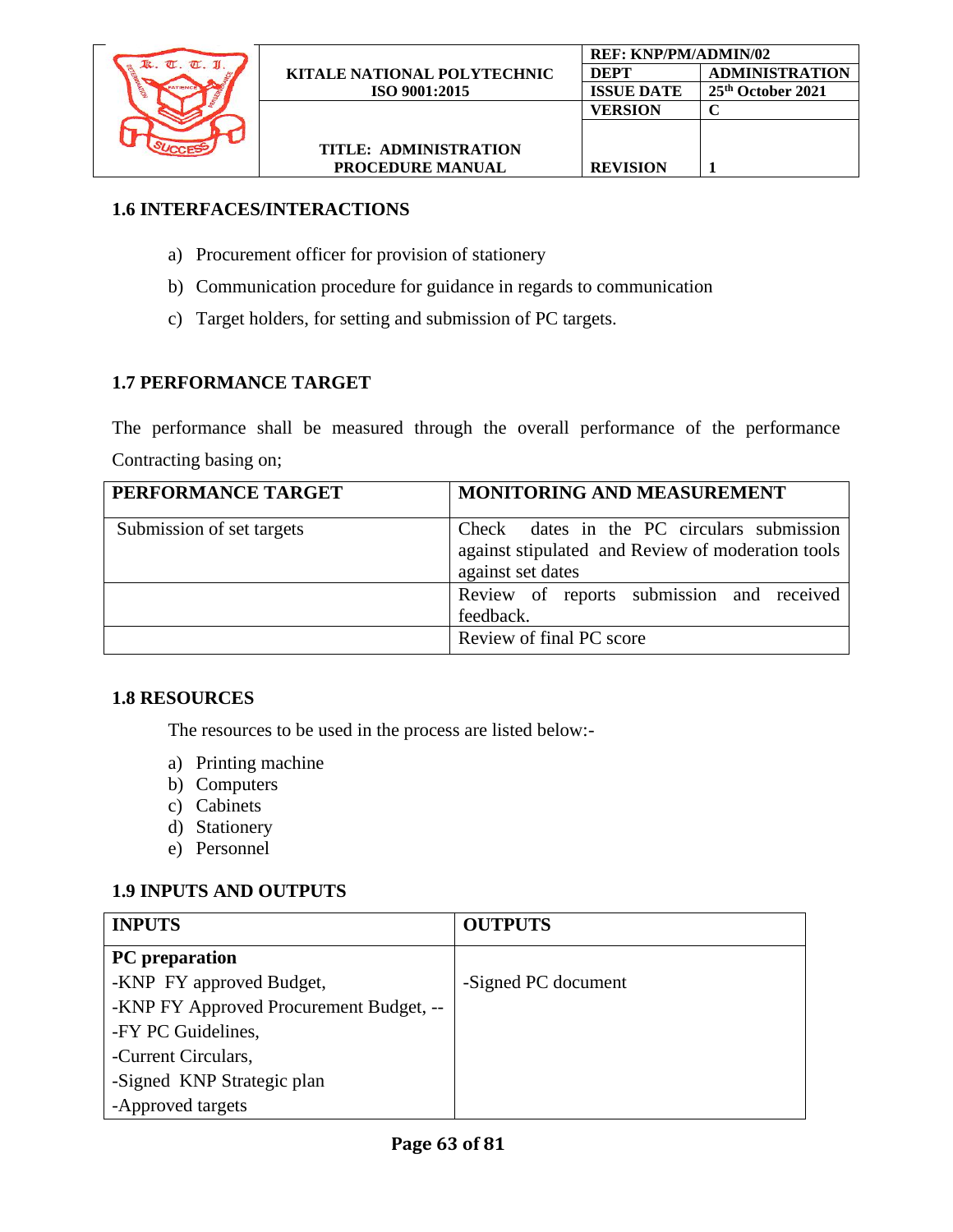## 1.6 INTERFACES/INTERACTIONS

a) Procurement officer for provision of stationery

b) Communication procedure for guidance in regards to communication

c) Target holders, for setting and submission of PC targets.

## 1.7 PERFORMANCE TARGET

The performance shall be measured through the overall performance of the performance Contracting basing on;

| PERFORMANCE TARGET | MONITORING AND MEASUREMENT |
| --- | --- |
| Submission of set targets | Check dates in the PC circulars submission against stipulated and Review of moderation tools against set dates |
| | Review of reports submission and received feedback. |
| | Review of final PC score |

## 1.8 RESOURCES

The resources to be used in the process are listed below:-

a) Printing machine
b) Computers
c) Cabinets
d) Stationery
e) Personnel

## 1.9 INPUTS AND OUTPUTS

| INPUTS | OUTPUTS |
| --- | --- |
| **PC preparation**<br>-KNP FY approved Budget,<br>-KNP FY Approved Procurement Budget, --<br>-FY PC Guidelines,<br>-Current Circulars,<br>-Signed KNP Strategic plan<br>-Approved targets | -Signed PC document |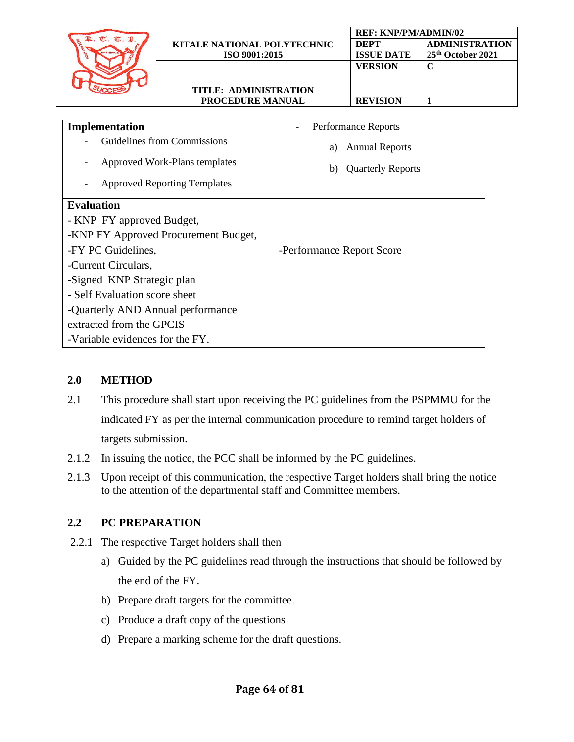| Implementation<br>- Guidelines from Commissions<br>- Approved Work-Plans templates<br>- Approved Reporting Templates | - Performance Reports<br>a) Annual Reports<br>b) Quarterly Reports |
|---|---|
| **Evaluation**<br>- KNP FY approved Budget,<br>-KNP FY Approved Procurement Budget,<br>-FY PC Guidelines,<br>-Current Circulars,<br>-Signed KNP Strategic plan<br>- Self Evaluation score sheet<br>-Quarterly AND Annual performance extracted from the GPCIS<br>-Variable evidences for the FY. | -Performance Report Score |

## 2.0 METHOD

2.1 This procedure shall start upon receiving the PC guidelines from the PSPMMU for the indicated FY as per the internal communication procedure to remind target holders of targets submission.

2.1.2 In issuing the notice, the PCC shall be informed by the PC guidelines.

2.1.3 Upon receipt of this communication, the respective Target holders shall bring the notice to the attention of the departmental staff and Committee members.

## 2.2 PC PREPARATION

2.2.1 The respective Target holders shall then

a) Guided by the PC guidelines read through the instructions that should be followed by the end of the FY.

b) Prepare draft targets for the committee.

c) Produce a draft copy of the questions

d) Prepare a marking scheme for the draft questions.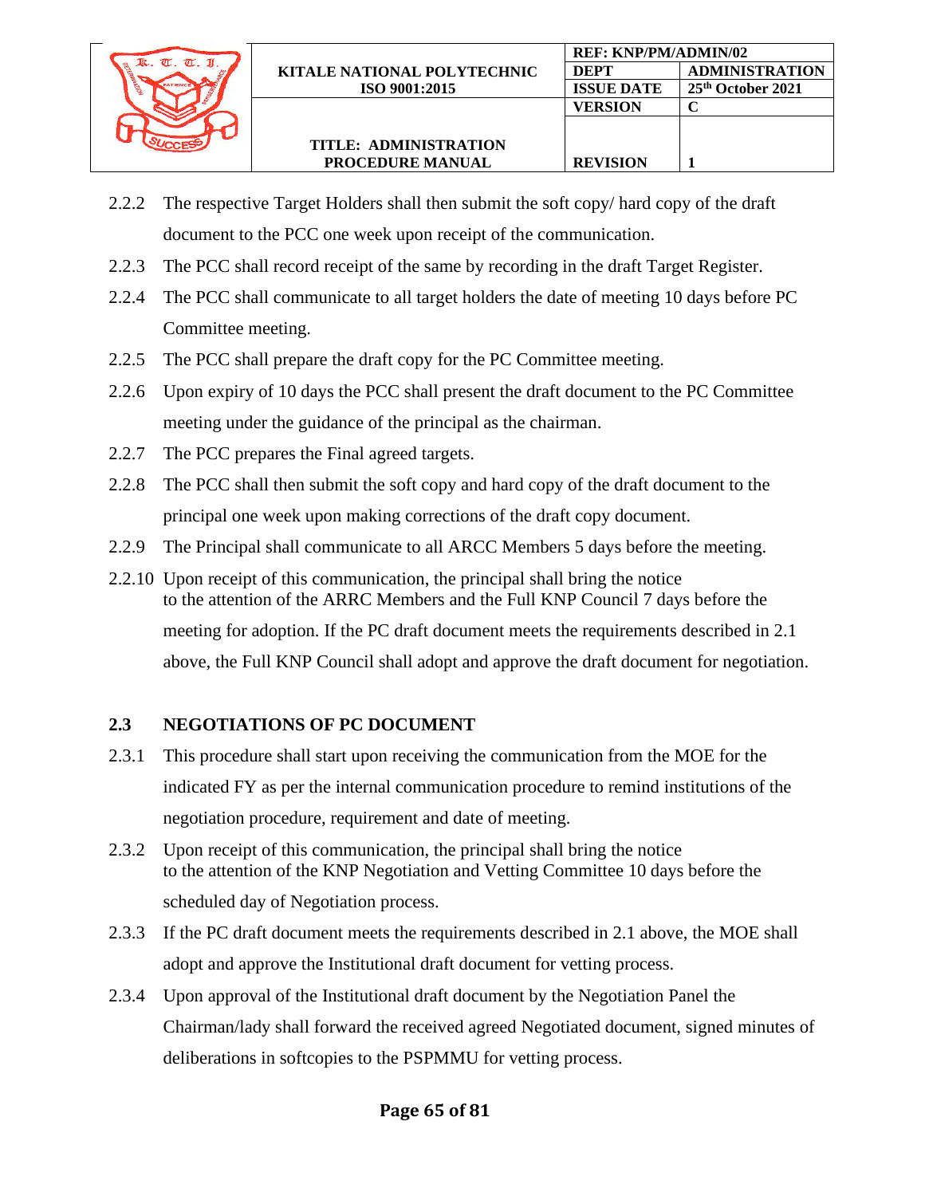2.2.2 The respective Target Holders shall then submit the soft copy/ hard copy of the draft document to the PCC one week upon receipt of the communication.

2.2.3 The PCC shall record receipt of the same by recording in the draft Target Register.

2.2.4 The PCC shall communicate to all target holders the date of meeting 10 days before PC Committee meeting.

2.2.5 The PCC shall prepare the draft copy for the PC Committee meeting.

2.2.6 Upon expiry of 10 days the PCC shall present the draft document to the PC Committee meeting under the guidance of the principal as the chairman.

2.2.7 The PCC prepares the Final agreed targets.

2.2.8 The PCC shall then submit the soft copy and hard copy of the draft document to the principal one week upon making corrections of the draft copy document.

2.2.9 The Principal shall communicate to all ARCC Members 5 days before the meeting.

2.2.10 Upon receipt of this communication, the principal shall bring the notice to the attention of the ARRC Members and the Full KNP Council 7 days before the meeting for adoption. If the PC draft document meets the requirements described in 2.1 above, the Full KNP Council shall adopt and approve the draft document for negotiation.

## 2.3 NEGOTIATIONS OF PC DOCUMENT

2.3.1 This procedure shall start upon receiving the communication from the MOE for the indicated FY as per the internal communication procedure to remind institutions of the negotiation procedure, requirement and date of meeting.

2.3.2 Upon receipt of this communication, the principal shall bring the notice to the attention of the KNP Negotiation and Vetting Committee 10 days before the scheduled day of Negotiation process.

2.3.3 If the PC draft document meets the requirements described in 2.1 above, the MOE shall adopt and approve the Institutional draft document for vetting process.

2.3.4 Upon approval of the Institutional draft document by the Negotiation Panel the Chairman/lady shall forward the received agreed Negotiated document, signed minutes of deliberations in softcopies to the PSPMMU for vetting process.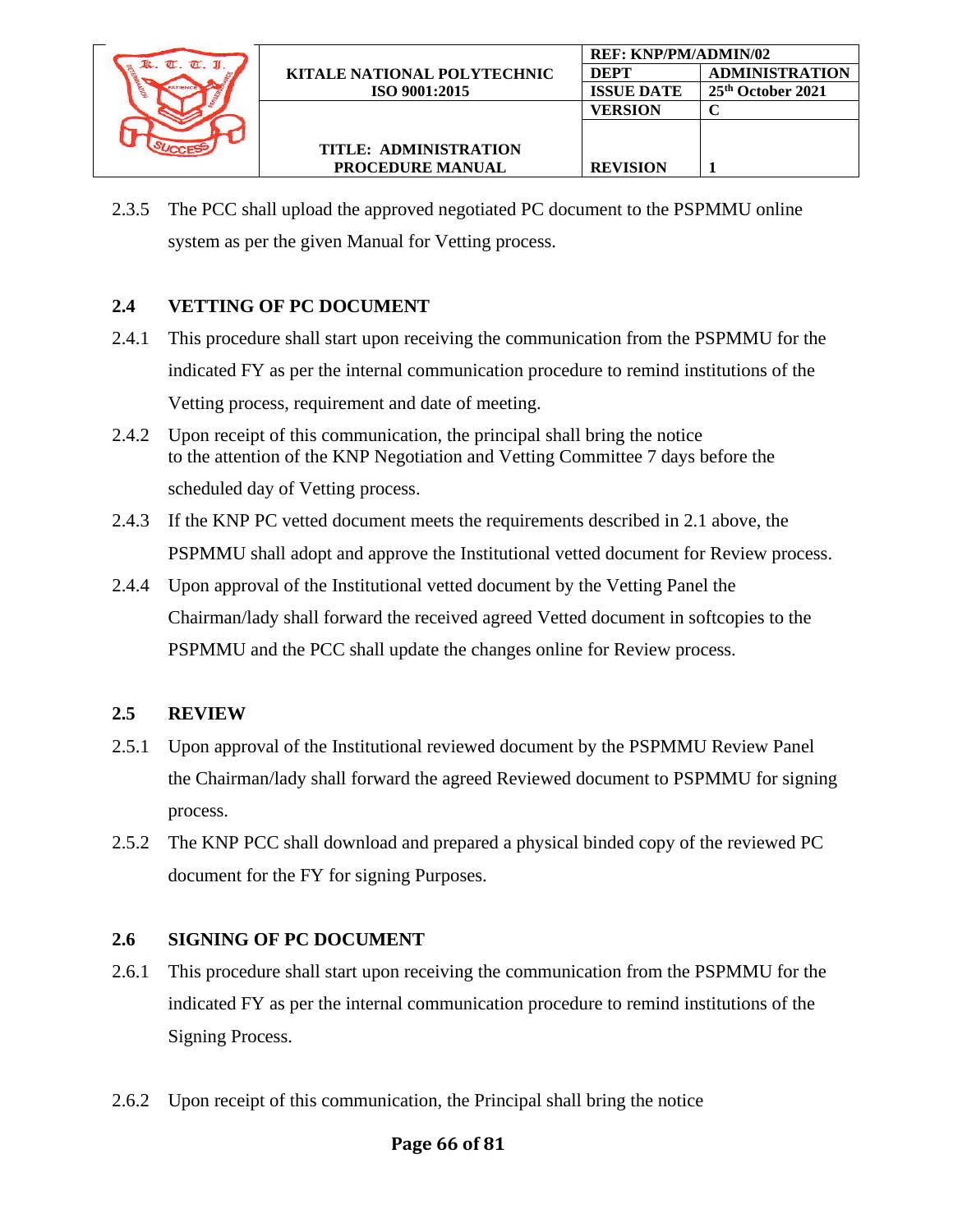2.3.5 The PCC shall upload the approved negotiated PC document to the PSPMMU online system as per the given Manual for Vetting process.

## 2.4 VETTING OF PC DOCUMENT

2.4.1 This procedure shall start upon receiving the communication from the PSPMMU for the indicated FY as per the internal communication procedure to remind institutions of the Vetting process, requirement and date of meeting.

2.4.2 Upon receipt of this communication, the principal shall bring the notice to the attention of the KNP Negotiation and Vetting Committee 7 days before the scheduled day of Vetting process.

2.4.3 If the KNP PC vetted document meets the requirements described in 2.1 above, the PSPMMU shall adopt and approve the Institutional vetted document for Review process.

2.4.4 Upon approval of the Institutional vetted document by the Vetting Panel the Chairman/lady shall forward the received agreed Vetted document in softcopies to the PSPMMU and the PCC shall update the changes online for Review process.

## 2.5 REVIEW

2.5.1 Upon approval of the Institutional reviewed document by the PSPMMU Review Panel the Chairman/lady shall forward the agreed Reviewed document to PSPMMU for signing process.

2.5.2 The KNP PCC shall download and prepared a physical binded copy of the reviewed PC document for the FY for signing Purposes.

## 2.6 SIGNING OF PC DOCUMENT

2.6.1 This procedure shall start upon receiving the communication from the PSPMMU for the indicated FY as per the internal communication procedure to remind institutions of the Signing Process.

2.6.2 Upon receipt of this communication, the Principal shall bring the notice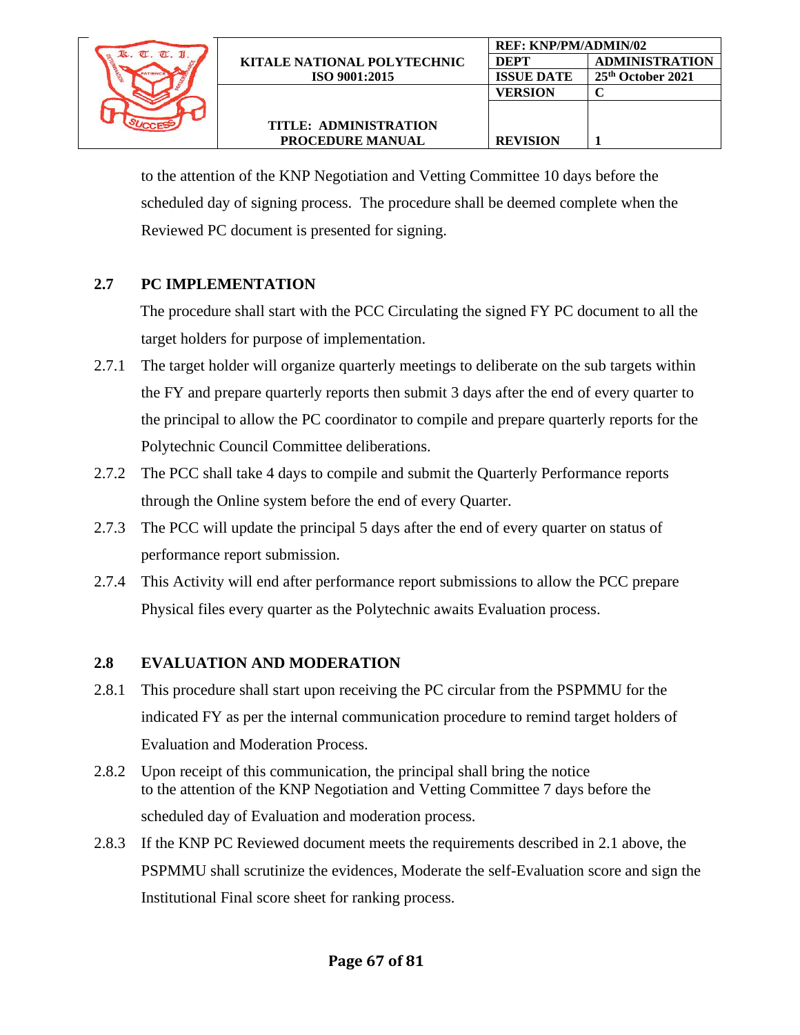to the attention of the KNP Negotiation and Vetting Committee 10 days before the scheduled day of signing process. The procedure shall be deemed complete when the Reviewed PC document is presented for signing.

## 2.7 PC IMPLEMENTATION

The procedure shall start with the PCC Circulating the signed FY PC document to all the target holders for purpose of implementation.

2.7.1 The target holder will organize quarterly meetings to deliberate on the sub targets within the FY and prepare quarterly reports then submit 3 days after the end of every quarter to the principal to allow the PC coordinator to compile and prepare quarterly reports for the Polytechnic Council Committee deliberations.

2.7.2 The PCC shall take 4 days to compile and submit the Quarterly Performance reports through the Online system before the end of every Quarter.

2.7.3 The PCC will update the principal 5 days after the end of every quarter on status of performance report submission.

2.7.4 This Activity will end after performance report submissions to allow the PCC prepare Physical files every quarter as the Polytechnic awaits Evaluation process.

## 2.8 EVALUATION AND MODERATION

2.8.1 This procedure shall start upon receiving the PC circular from the PSPMMU for the indicated FY as per the internal communication procedure to remind target holders of Evaluation and Moderation Process.

2.8.2 Upon receipt of this communication, the principal shall bring the notice to the attention of the KNP Negotiation and Vetting Committee 7 days before the scheduled day of Evaluation and moderation process.

2.8.3 If the KNP PC Reviewed document meets the requirements described in 2.1 above, the PSPMMU shall scrutinize the evidences, Moderate the self-Evaluation score and sign the Institutional Final score sheet for ranking process.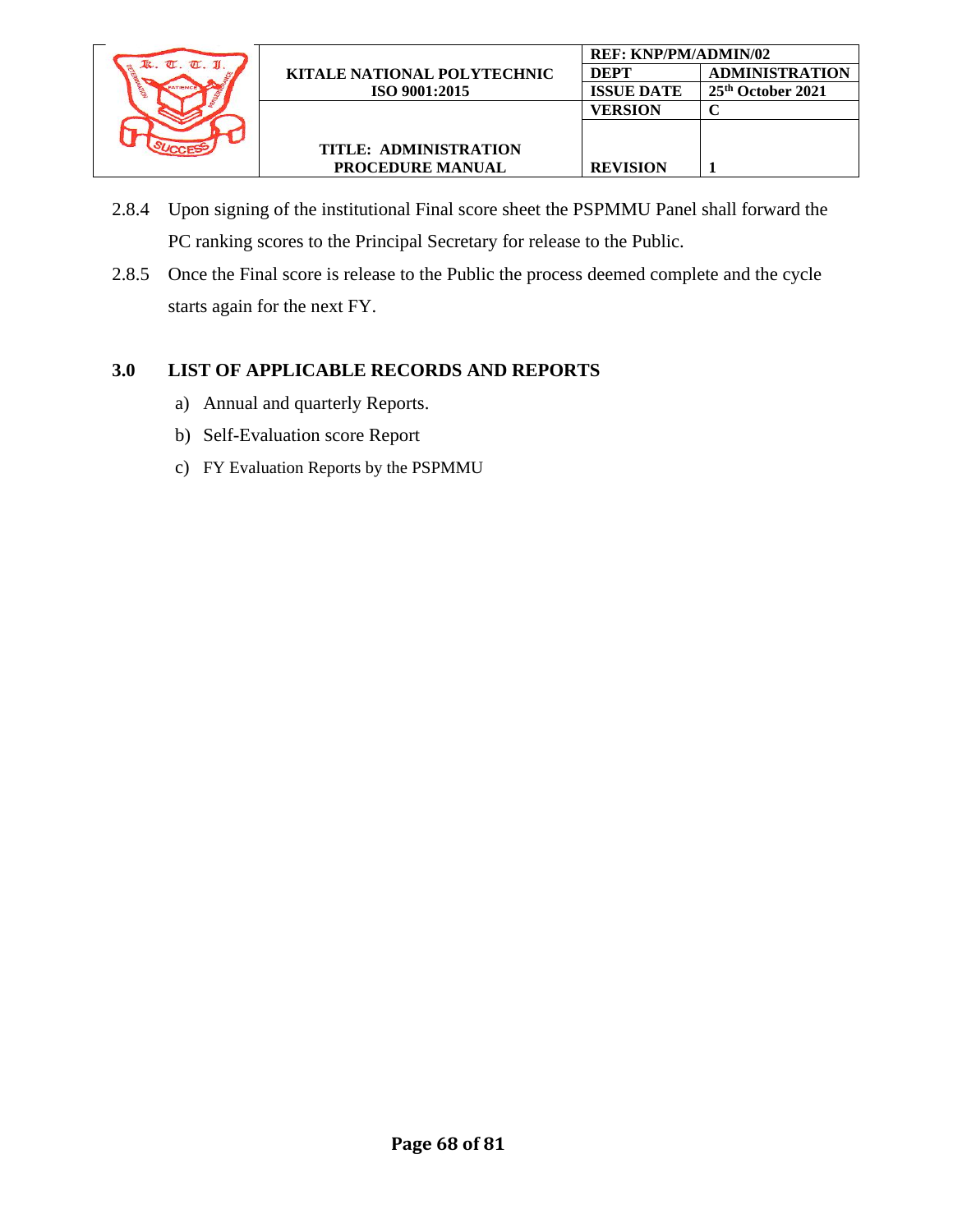2.8.4 Upon signing of the institutional Final score sheet the PSPMMU Panel shall forward the PC ranking scores to the Principal Secretary for release to the Public.

2.8.5 Once the Final score is release to the Public the process deemed complete and the cycle starts again for the next FY.

## 3.0 LIST OF APPLICABLE RECORDS AND REPORTS

a) Annual and quarterly Reports.

b) Self-Evaluation score Report

c) FY Evaluation Reports by the PSPMMU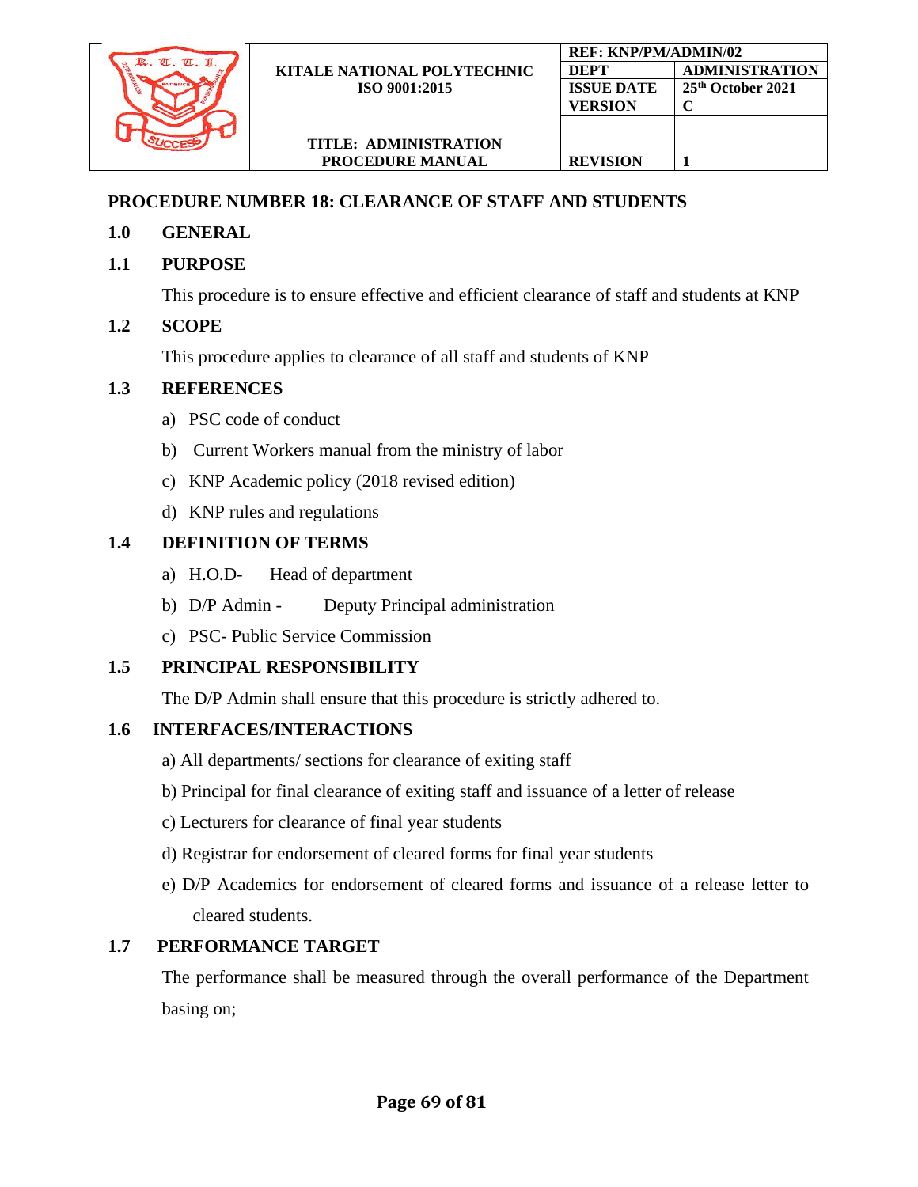## PROCEDURE NUMBER 18: CLEARANCE OF STAFF AND STUDENTS

### 1.0 GENERAL

### 1.1 PURPOSE

This procedure is to ensure effective and efficient clearance of staff and students at KNP

### 1.2 SCOPE

This procedure applies to clearance of all staff and students of KNP

### 1.3 REFERENCES

a) PSC code of conduct

b) Current Workers manual from the ministry of labor

c) KNP Academic policy (2018 revised edition)

d) KNP rules and regulations

### 1.4 DEFINITION OF TERMS

a) H.O.D- Head of department

b) D/P Admin - Deputy Principal administration

c) PSC- Public Service Commission

### 1.5 PRINCIPAL RESPONSIBILITY

The D/P Admin shall ensure that this procedure is strictly adhered to.

### 1.6 INTERFACES/INTERACTIONS

a) All departments/ sections for clearance of exiting staff

b) Principal for final clearance of exiting staff and issuance of a letter of release

c) Lecturers for clearance of final year students

d) Registrar for endorsement of cleared forms for final year students

e) D/P Academics for endorsement of cleared forms and issuance of a release letter to cleared students.

### 1.7 PERFORMANCE TARGET

The performance shall be measured through the overall performance of the Department basing on;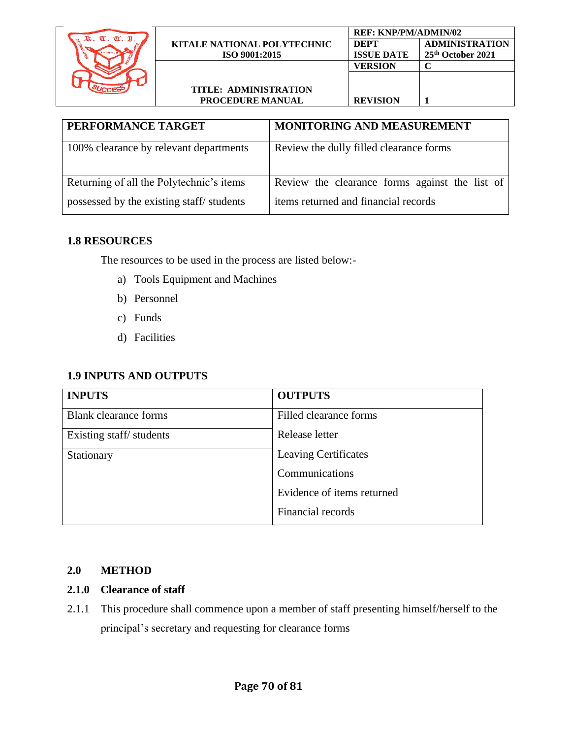| PERFORMANCE TARGET | MONITORING AND MEASUREMENT |
|---|---|
| 100% clearance by relevant departments | Review the dully filled clearance forms |
| Returning of all the Polytechnic's items possessed by the existing staff/ students | Review the clearance forms against the list of items returned and financial records |

## 1.8 RESOURCES

The resources to be used in the process are listed below:-

a) Tools Equipment and Machines
b) Personnel
c) Funds
d) Facilities

## 1.9 INPUTS AND OUTPUTS

| INPUTS | OUTPUTS |
|---|---|
| Blank clearance forms | Filled clearance forms |
| Existing staff/ students | Release letter |
| Stationary | Leaving Certificates |
| | Communications |
| | Evidence of items returned |
| | Financial records |

# 2.0 METHOD

## 2.1.0 Clearance of staff

2.1.1 This procedure shall commence upon a member of staff presenting himself/herself to the principal's secretary and requesting for clearance forms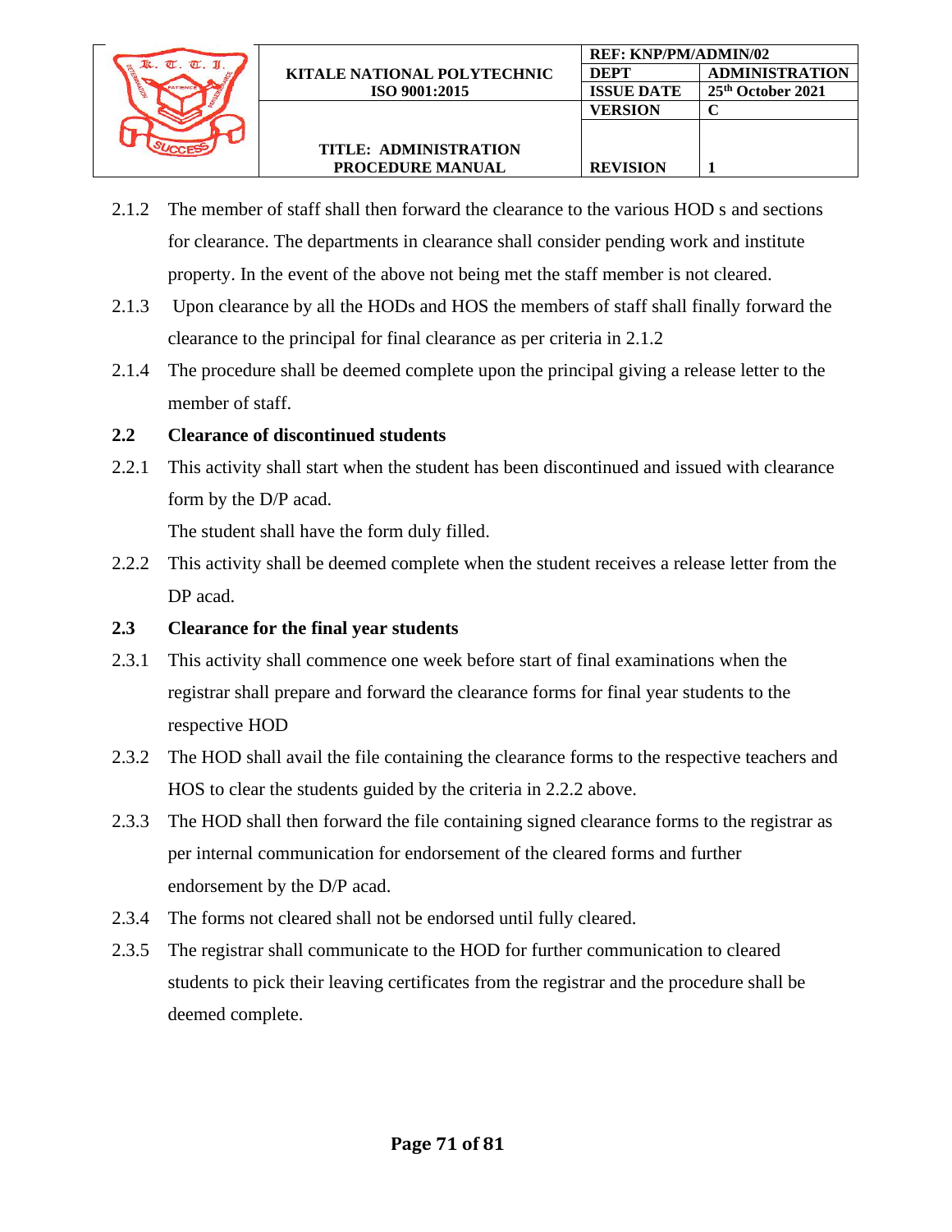2.1.2 The member of staff shall then forward the clearance to the various HOD s and sections for clearance. The departments in clearance shall consider pending work and institute property. In the event of the above not being met the staff member is not cleared.

2.1.3 Upon clearance by all the HODs and HOS the members of staff shall finally forward the clearance to the principal for final clearance as per criteria in 2.1.2

2.1.4 The procedure shall be deemed complete upon the principal giving a release letter to the member of staff.

### 2.2 Clearance of discontinued students

2.2.1 This activity shall start when the student has been discontinued and issued with clearance form by the D/P acad.

The student shall have the form duly filled.

2.2.2 This activity shall be deemed complete when the student receives a release letter from the DP acad.

### 2.3 Clearance for the final year students

2.3.1 This activity shall commence one week before start of final examinations when the registrar shall prepare and forward the clearance forms for final year students to the respective HOD

2.3.2 The HOD shall avail the file containing the clearance forms to the respective teachers and HOS to clear the students guided by the criteria in 2.2.2 above.

2.3.3 The HOD shall then forward the file containing signed clearance forms to the registrar as per internal communication for endorsement of the cleared forms and further endorsement by the D/P acad.

2.3.4 The forms not cleared shall not be endorsed until fully cleared.

2.3.5 The registrar shall communicate to the HOD for further communication to cleared students to pick their leaving certificates from the registrar and the procedure shall be deemed complete.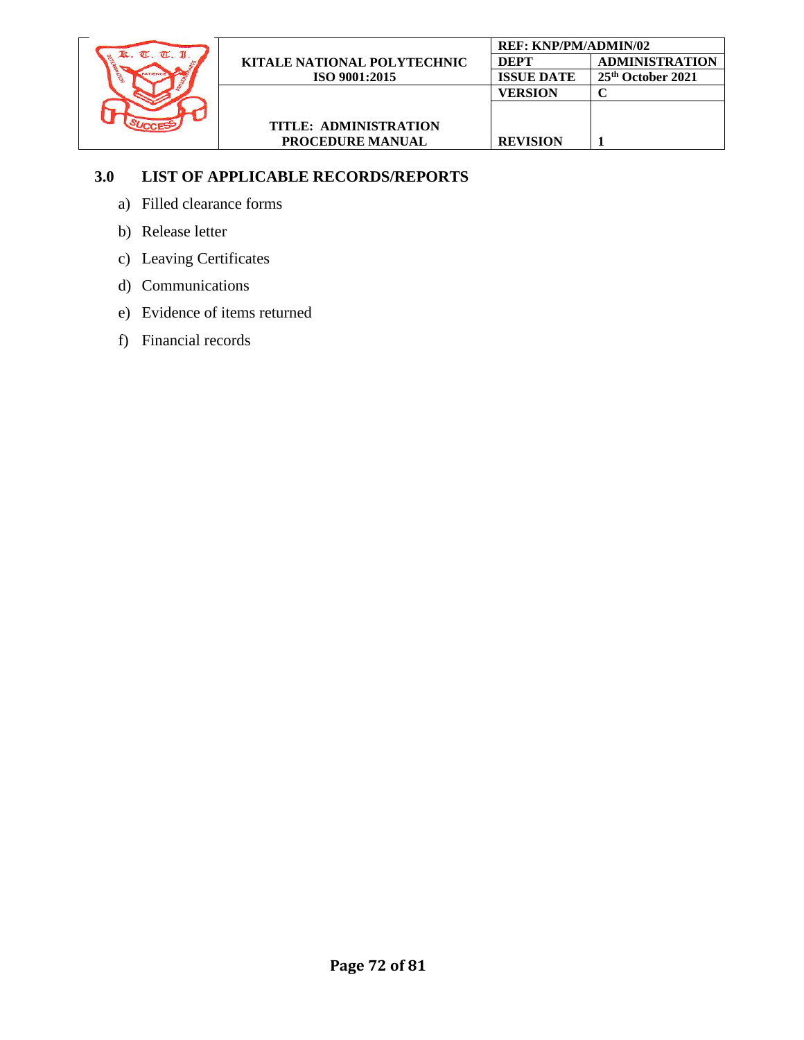## 3.0 LIST OF APPLICABLE RECORDS/REPORTS

a) Filled clearance forms

b) Release letter

c) Leaving Certificates

d) Communications

e) Evidence of items returned

f) Financial records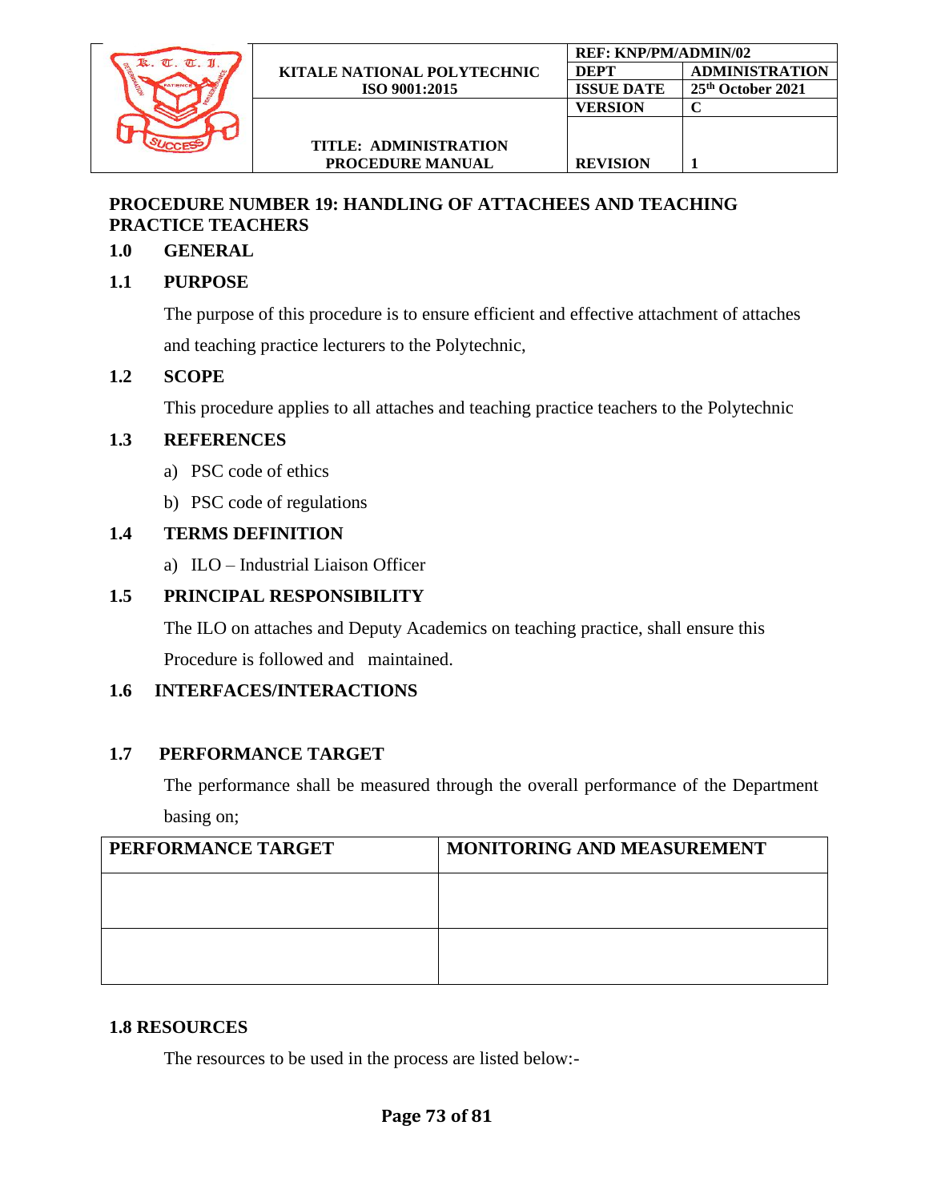## PROCEDURE NUMBER 19: HANDLING OF ATTACHEES AND TEACHING PRACTICE TEACHERS

### 1.0 GENERAL

### 1.1 PURPOSE

The purpose of this procedure is to ensure efficient and effective attachment of attaches and teaching practice lecturers to the Polytechnic,

### 1.2 SCOPE

This procedure applies to all attaches and teaching practice teachers to the Polytechnic

### 1.3 REFERENCES

a) PSC code of ethics
b) PSC code of regulations

### 1.4 TERMS DEFINITION

a) ILO – Industrial Liaison Officer

### 1.5 PRINCIPAL RESPONSIBILITY

The ILO on attaches and Deputy Academics on teaching practice, shall ensure this Procedure is followed and maintained.

### 1.6 INTERFACES/INTERACTIONS

### 1.7 PERFORMANCE TARGET

The performance shall be measured through the overall performance of the Department basing on;

| PERFORMANCE TARGET | MONITORING AND MEASUREMENT |
|---|---|
| | |
| | |

### 1.8 RESOURCES

The resources to be used in the process are listed below:-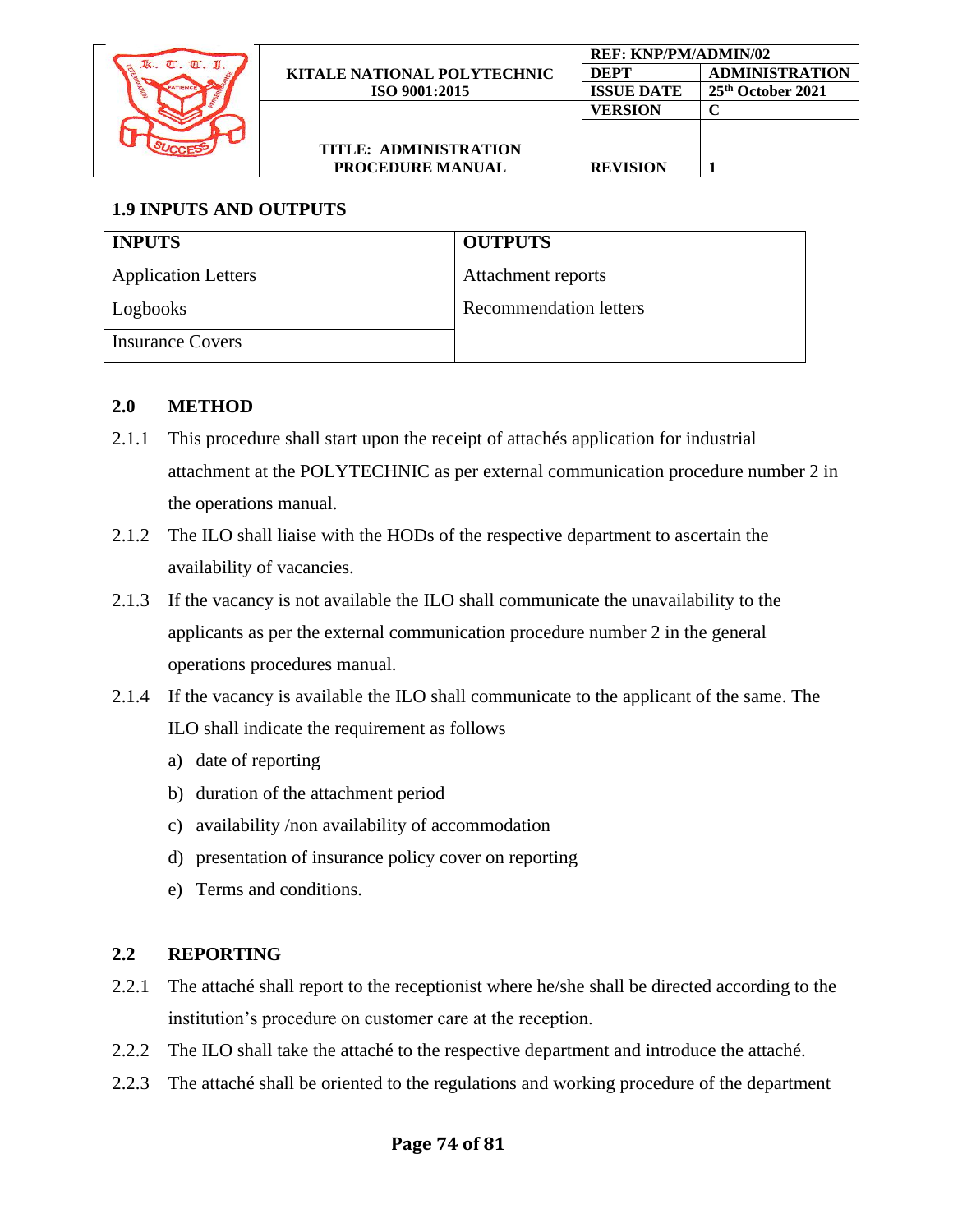### 1.9 INPUTS AND OUTPUTS

| INPUTS | OUTPUTS |
|---|---|
| Application Letters | Attachment reports |
| Logbooks | Recommendation letters |
| Insurance Covers | |

## 2.0 METHOD

2.1.1 This procedure shall start upon the receipt of attachés application for industrial attachment at the POLYTECHNIC as per external communication procedure number 2 in the operations manual.

2.1.2 The ILO shall liaise with the HODs of the respective department to ascertain the availability of vacancies.

2.1.3 If the vacancy is not available the ILO shall communicate the unavailability to the applicants as per the external communication procedure number 2 in the general operations procedures manual.

2.1.4 If the vacancy is available the ILO shall communicate to the applicant of the same. The ILO shall indicate the requirement as follows

a) date of reporting
b) duration of the attachment period
c) availability /non availability of accommodation
d) presentation of insurance policy cover on reporting
e) Terms and conditions.

## 2.2 REPORTING

2.2.1 The attaché shall report to the receptionist where he/she shall be directed according to the institution's procedure on customer care at the reception.

2.2.2 The ILO shall take the attaché to the respective department and introduce the attaché.

2.2.3 The attaché shall be oriented to the regulations and working procedure of the department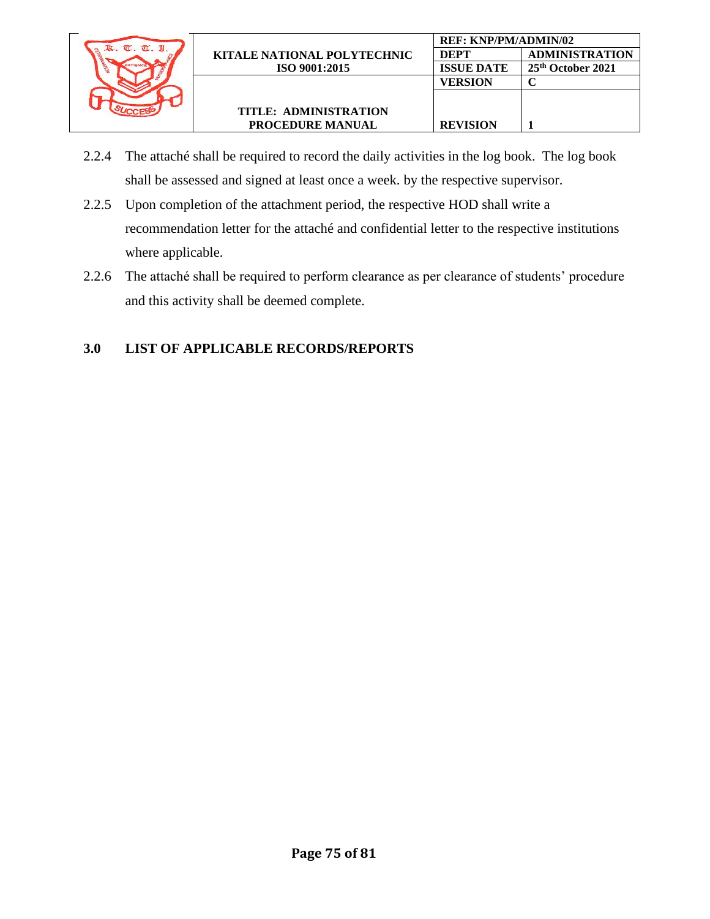2.2.4 The attaché shall be required to record the daily activities in the log book. The log book shall be assessed and signed at least once a week. by the respective supervisor.

2.2.5 Upon completion of the attachment period, the respective HOD shall write a recommendation letter for the attaché and confidential letter to the respective institutions where applicable.

2.2.6 The attaché shall be required to perform clearance as per clearance of students' procedure and this activity shall be deemed complete.

## 3.0 LIST OF APPLICABLE RECORDS/REPORTS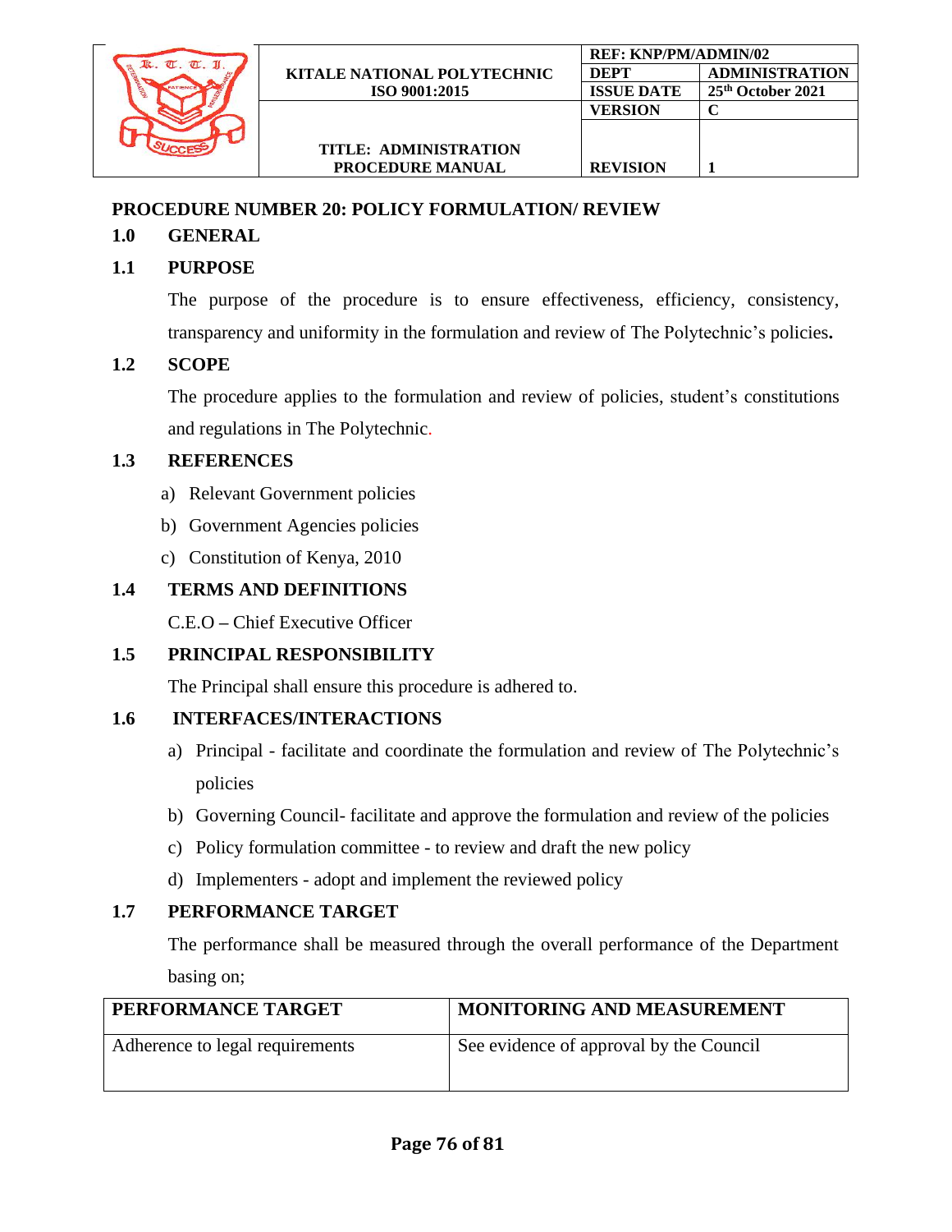## PROCEDURE NUMBER 20: POLICY FORMULATION/ REVIEW

### 1.0 GENERAL

### 1.1 PURPOSE

The purpose of the procedure is to ensure effectiveness, efficiency, consistency, transparency and uniformity in the formulation and review of The Polytechnic's policies**.**

### 1.2 SCOPE

The procedure applies to the formulation and review of policies, student's constitutions and regulations in The Polytechnic.

### 1.3 REFERENCES

a) Relevant Government policies
b) Government Agencies policies
c) Constitution of Kenya, 2010

### 1.4 TERMS AND DEFINITIONS

C.E.O **–** Chief Executive Officer

### 1.5 PRINCIPAL RESPONSIBILITY

The Principal shall ensure this procedure is adhered to.

### 1.6 INTERFACES/INTERACTIONS

a) Principal - facilitate and coordinate the formulation and review of The Polytechnic's policies
b) Governing Council- facilitate and approve the formulation and review of the policies
c) Policy formulation committee - to review and draft the new policy
d) Implementers - adopt and implement the reviewed policy

### 1.7 PERFORMANCE TARGET

The performance shall be measured through the overall performance of the Department basing on;

| PERFORMANCE TARGET | MONITORING AND MEASUREMENT |
|---|---|
| Adherence to legal requirements | See evidence of approval by the Council |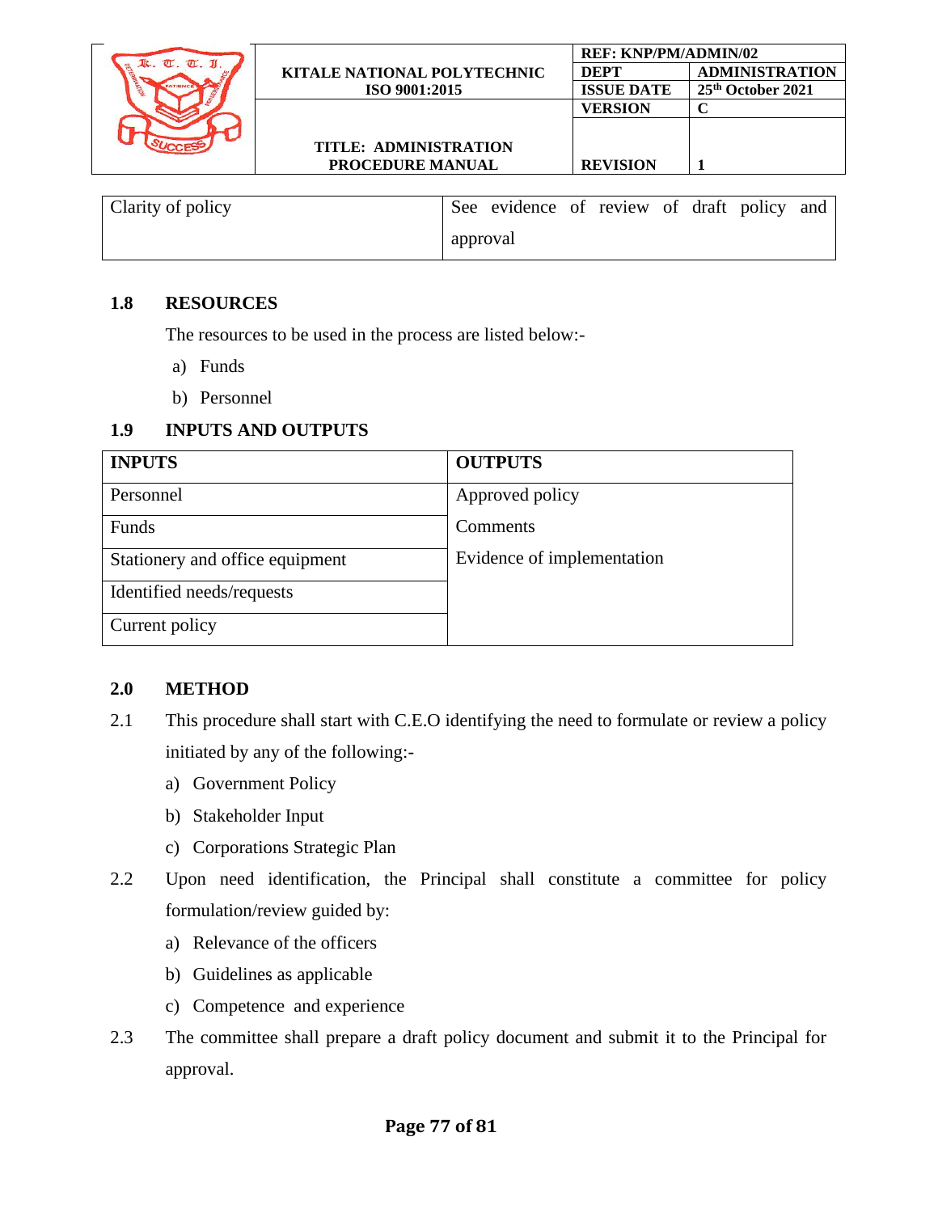| Clarity of policy | See evidence of review of draft policy and approval |
|---|---|

## 1.8 RESOURCES

The resources to be used in the process are listed below:-

a) Funds

b) Personnel

## 1.9 INPUTS AND OUTPUTS

| INPUTS | OUTPUTS |
|---|---|
| Personnel | Approved policy |
| Funds | Comments |
| Stationery and office equipment | Evidence of implementation |
| Identified needs/requests | |
| Current policy | |

## 2.0 METHOD

2.1 This procedure shall start with C.E.O identifying the need to formulate or review a policy initiated by any of the following:-

a) Government Policy

b) Stakeholder Input

c) Corporations Strategic Plan

2.2 Upon need identification, the Principal shall constitute a committee for policy formulation/review guided by:

a) Relevance of the officers

b) Guidelines as applicable

c) Competence and experience

2.3 The committee shall prepare a draft policy document and submit it to the Principal for approval.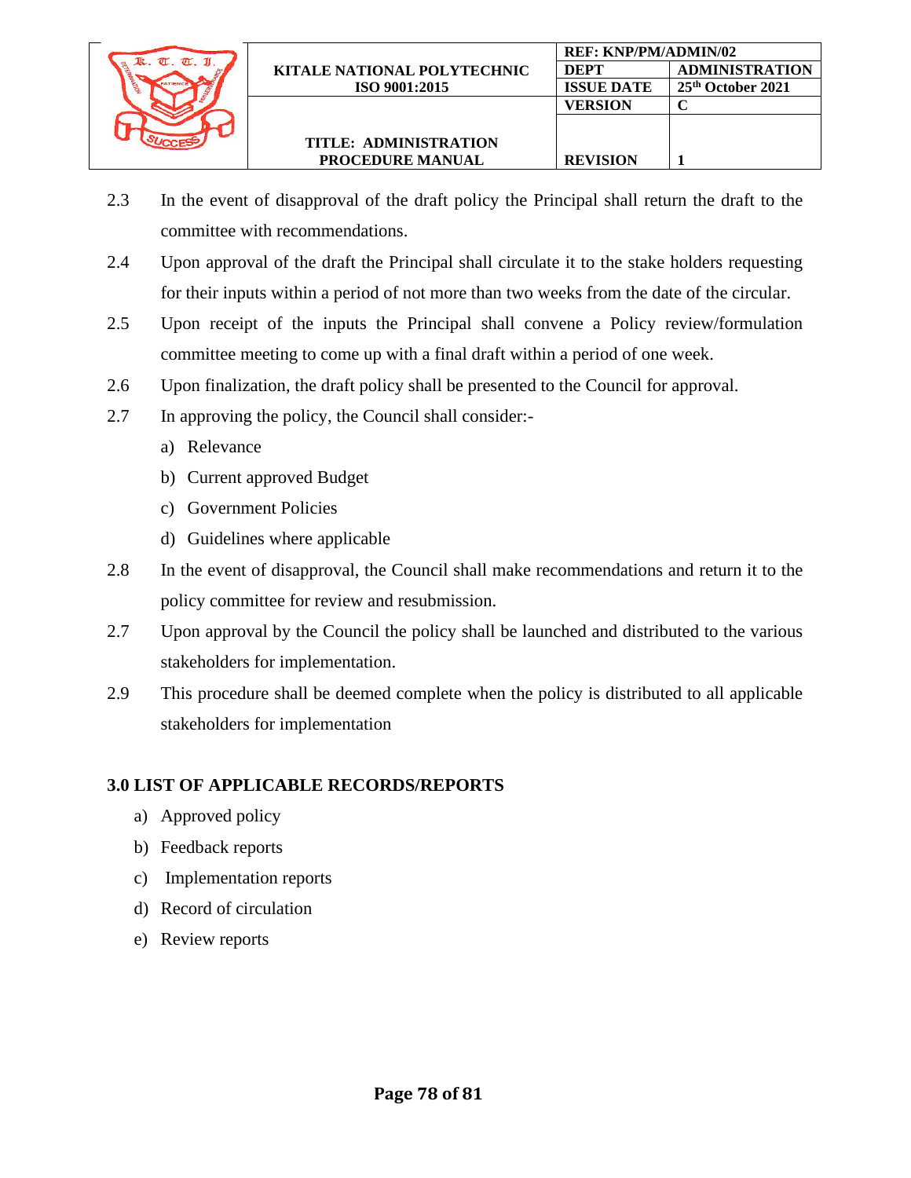2.3 In the event of disapproval of the draft policy the Principal shall return the draft to the committee with recommendations.

2.4 Upon approval of the draft the Principal shall circulate it to the stake holders requesting for their inputs within a period of not more than two weeks from the date of the circular.

2.5 Upon receipt of the inputs the Principal shall convene a Policy review/formulation committee meeting to come up with a final draft within a period of one week.

2.6 Upon finalization, the draft policy shall be presented to the Council for approval.

2.7 In approving the policy, the Council shall consider:-

a) Relevance
b) Current approved Budget
c) Government Policies
d) Guidelines where applicable

2.8 In the event of disapproval, the Council shall make recommendations and return it to the policy committee for review and resubmission.

2.7 Upon approval by the Council the policy shall be launched and distributed to the various stakeholders for implementation.

2.9 This procedure shall be deemed complete when the policy is distributed to all applicable stakeholders for implementation

**3.0 LIST OF APPLICABLE RECORDS/REPORTS**

a) Approved policy
b) Feedback reports
c) Implementation reports
d) Record of circulation
e) Review reports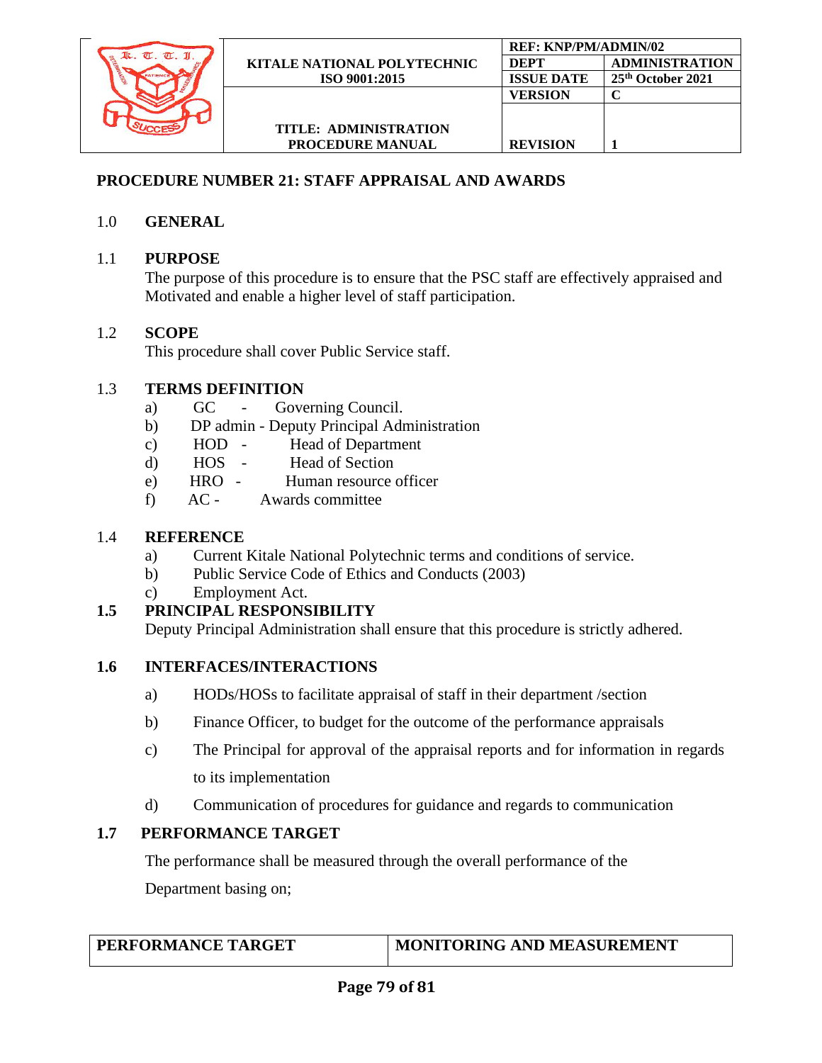## PROCEDURE NUMBER 21: STAFF APPRAISAL AND AWARDS

### 1.0 GENERAL

### 1.1 PURPOSE

The purpose of this procedure is to ensure that the PSC staff are effectively appraised and Motivated and enable a higher level of staff participation.

### 1.2 SCOPE

This procedure shall cover Public Service staff.

### 1.3 TERMS DEFINITION

a) GC - Governing Council.
b) DP admin - Deputy Principal Administration
c) HOD - Head of Department
d) HOS - Head of Section
e) HRO - Human resource officer
f) AC - Awards committee

### 1.4 REFERENCE

a) Current Kitale National Polytechnic terms and conditions of service.
b) Public Service Code of Ethics and Conducts (2003)
c) Employment Act.

### 1.5 PRINCIPAL RESPONSIBILITY

Deputy Principal Administration shall ensure that this procedure is strictly adhered.

### 1.6 INTERFACES/INTERACTIONS

a) HODs/HOSs to facilitate appraisal of staff in their department /section
b) Finance Officer, to budget for the outcome of the performance appraisals
c) The Principal for approval of the appraisal reports and for information in regards to its implementation
d) Communication of procedures for guidance and regards to communication

### 1.7 PERFORMANCE TARGET

The performance shall be measured through the overall performance of the Department basing on;

| PERFORMANCE TARGET | MONITORING AND MEASUREMENT |
|---|---|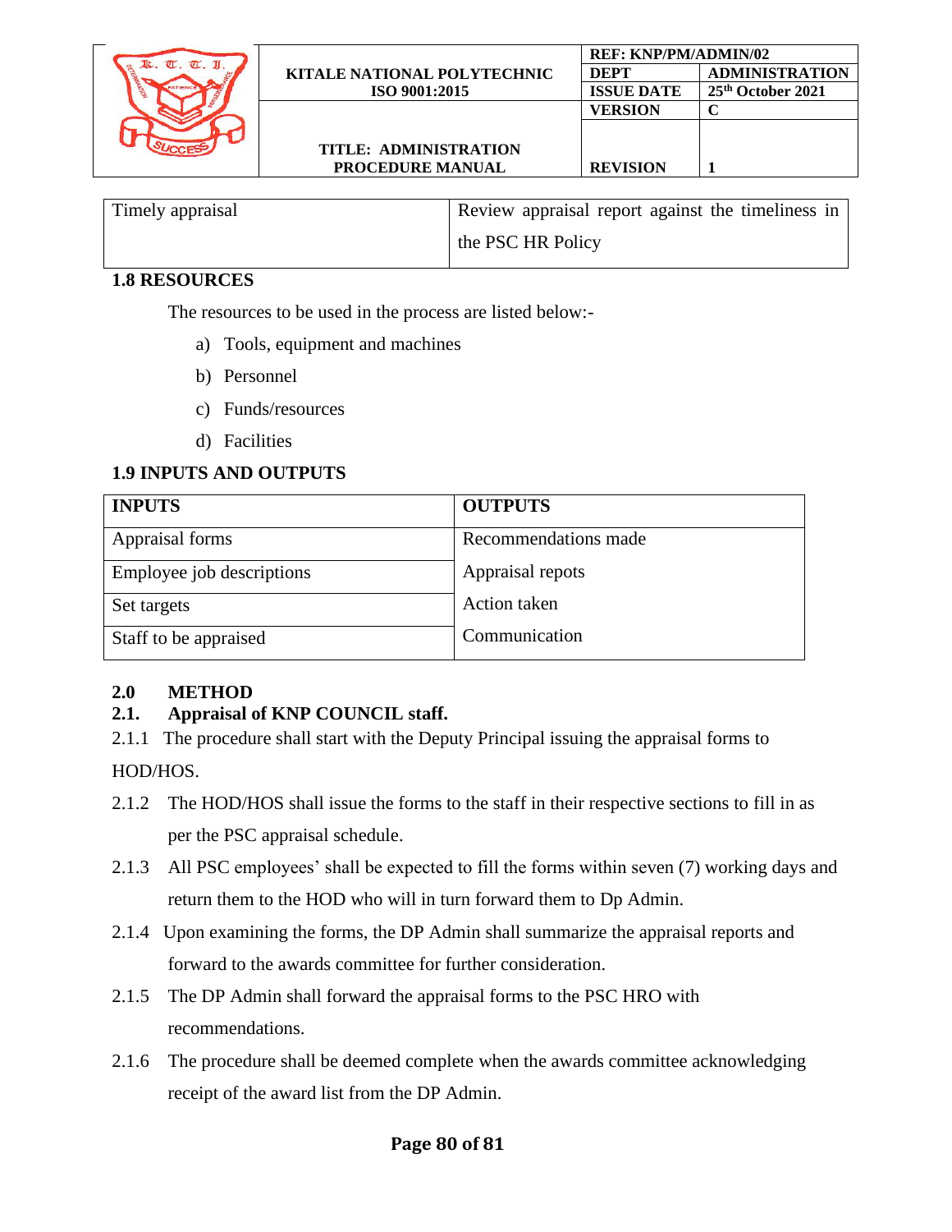| Timely appraisal | Review appraisal report against the timeliness in the PSC HR Policy |
|---|---|

### 1.8 RESOURCES

The resources to be used in the process are listed below:-

a) Tools, equipment and machines
b) Personnel
c) Funds/resources
d) Facilities

### 1.9 INPUTS AND OUTPUTS

| INPUTS | OUTPUTS |
|---|---|
| Appraisal forms | Recommendations made |
| Employee job descriptions | Appraisal repots |
| Set targets | Action taken |
| Staff to be appraised | Communication |

## 2.0 METHOD

### 2.1. Appraisal of KNP COUNCIL staff.

2.1.1 The procedure shall start with the Deputy Principal issuing the appraisal forms to HOD/HOS.

2.1.2 The HOD/HOS shall issue the forms to the staff in their respective sections to fill in as per the PSC appraisal schedule.

2.1.3 All PSC employees' shall be expected to fill the forms within seven (7) working days and return them to the HOD who will in turn forward them to Dp Admin.

2.1.4 Upon examining the forms, the DP Admin shall summarize the appraisal reports and forward to the awards committee for further consideration.

2.1.5 The DP Admin shall forward the appraisal forms to the PSC HRO with recommendations.

2.1.6 The procedure shall be deemed complete when the awards committee acknowledging receipt of the award list from the DP Admin.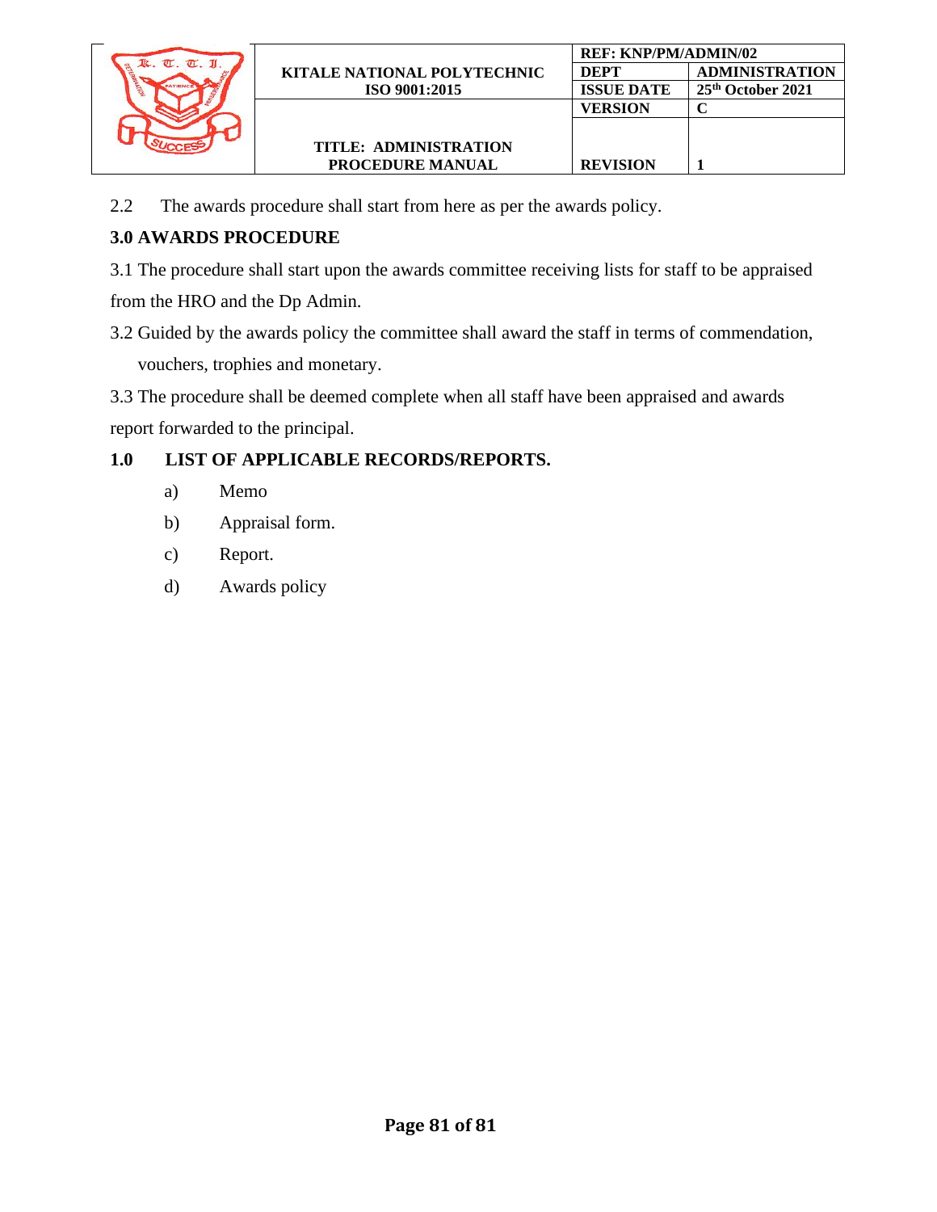2.2 The awards procedure shall start from here as per the awards policy.

**3.0 AWARDS PROCEDURE**

3.1 The procedure shall start upon the awards committee receiving lists for staff to be appraised from the HRO and the Dp Admin.

3.2 Guided by the awards policy the committee shall award the staff in terms of commendation, vouchers, trophies and monetary.

3.3 The procedure shall be deemed complete when all staff have been appraised and awards report forwarded to the principal.

**1.0 LIST OF APPLICABLE RECORDS/REPORTS.**

a) Memo

b) Appraisal form.

c) Report.

d) Awards policy